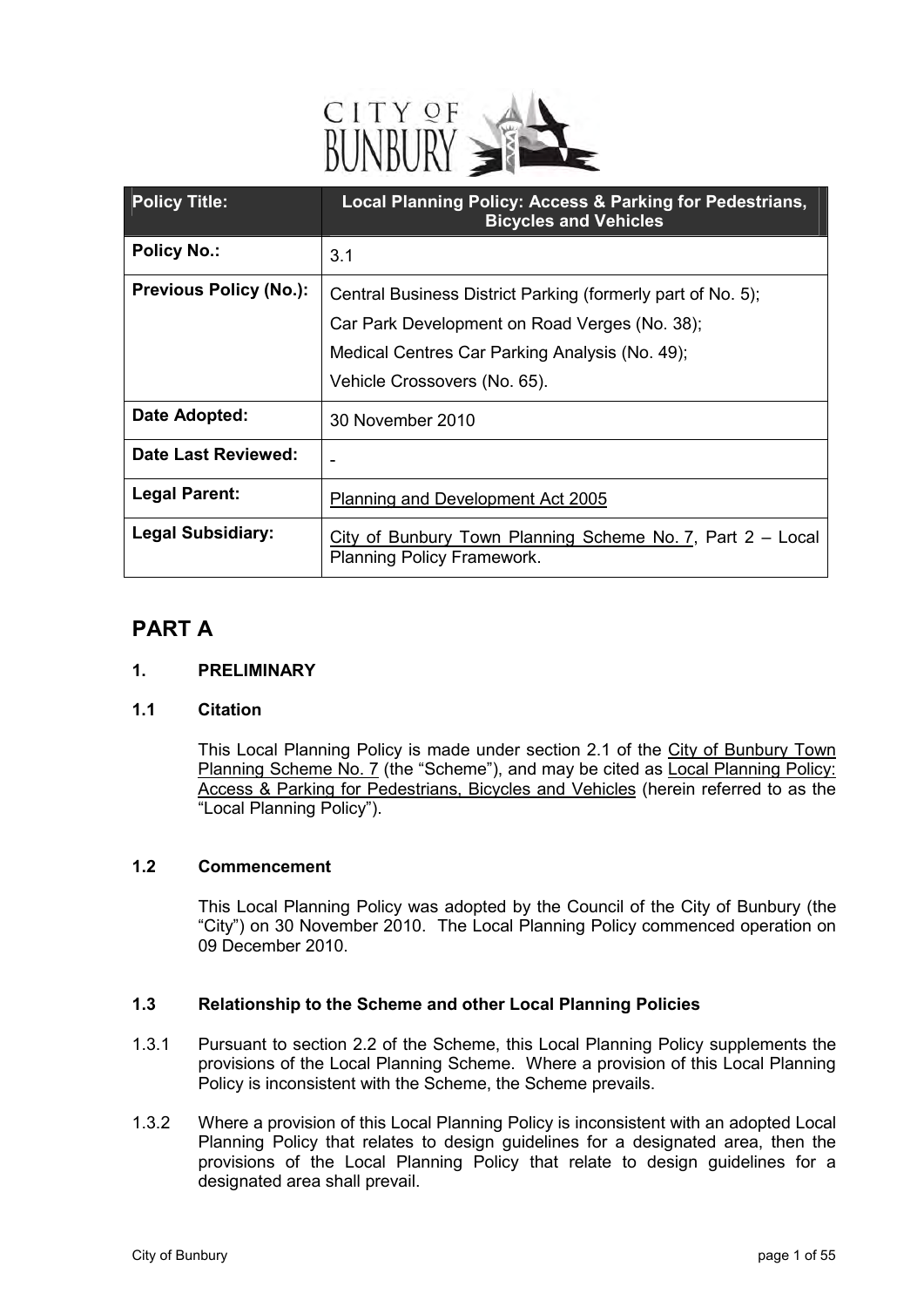| Policy Title: | Local Planning Policy: Access & Parking for Pedestrians, Bicycles and Vehicles |
|---|---|
| Policy No.: | 3.1 |
| Previous Policy (No.): | Central Business District Parking (formerly part of No. 5); Car Park Development on Road Verges (No. 38); Medical Centres Car Parking Analysis (No. 49); Vehicle Crossovers (No. 65). |
| Date Adopted: | 30 November 2010 |
| Date Last Reviewed: | - |
| Legal Parent: | Planning and Development Act 2005 |
| Legal Subsidiary: | City of Bunbury Town Planning Scheme No. 7, Part 2 – Local Planning Policy Framework. |

# PART A

## 1. PRELIMINARY

### 1.1 Citation

This Local Planning Policy is made under section 2.1 of the City of Bunbury Town Planning Scheme No. 7 (the "Scheme"), and may be cited as Local Planning Policy: Access & Parking for Pedestrians, Bicycles and Vehicles (herein referred to as the "Local Planning Policy").

### 1.2 Commencement

This Local Planning Policy was adopted by the Council of the City of Bunbury (the "City") on 30 November 2010. The Local Planning Policy commenced operation on 09 December 2010.

### 1.3 Relationship to the Scheme and other Local Planning Policies

1.3.1 Pursuant to section 2.2 of the Scheme, this Local Planning Policy supplements the provisions of the Local Planning Scheme. Where a provision of this Local Planning Policy is inconsistent with the Scheme, the Scheme prevails.

1.3.2 Where a provision of this Local Planning Policy is inconsistent with an adopted Local Planning Policy that relates to design guidelines for a designated area, then the provisions of the Local Planning Policy that relate to design guidelines for a designated area shall prevail.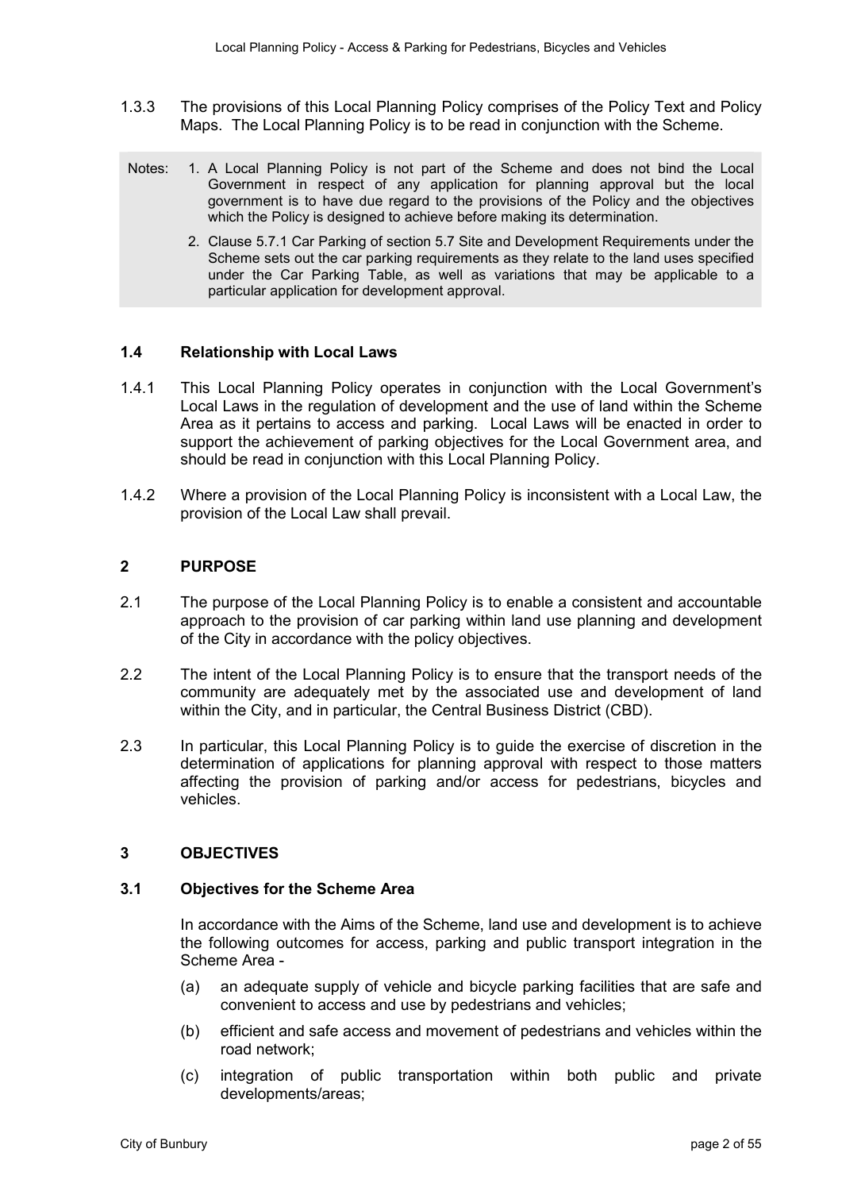1.3.3 The provisions of this Local Planning Policy comprises of the Policy Text and Policy Maps. The Local Planning Policy is to be read in conjunction with the Scheme.

Notes:
1. A Local Planning Policy is not part of the Scheme and does not bind the Local Government in respect of any application for planning approval but the local government is to have due regard to the provisions of the Policy and the objectives which the Policy is designed to achieve before making its determination.
2. Clause 5.7.1 Car Parking of section 5.7 Site and Development Requirements under the Scheme sets out the car parking requirements as they relate to the land uses specified under the Car Parking Table, as well as variations that may be applicable to a particular application for development approval.

### 1.4 Relationship with Local Laws

1.4.1 This Local Planning Policy operates in conjunction with the Local Government's Local Laws in the regulation of development and the use of land within the Scheme Area as it pertains to access and parking. Local Laws will be enacted in order to support the achievement of parking objectives for the Local Government area, and should be read in conjunction with this Local Planning Policy.

1.4.2 Where a provision of the Local Planning Policy is inconsistent with a Local Law, the provision of the Local Law shall prevail.

## 2 PURPOSE

2.1 The purpose of the Local Planning Policy is to enable a consistent and accountable approach to the provision of car parking within land use planning and development of the City in accordance with the policy objectives.

2.2 The intent of the Local Planning Policy is to ensure that the transport needs of the community are adequately met by the associated use and development of land within the City, and in particular, the Central Business District (CBD).

2.3 In particular, this Local Planning Policy is to guide the exercise of discretion in the determination of applications for planning approval with respect to those matters affecting the provision of parking and/or access for pedestrians, bicycles and vehicles.

## 3 OBJECTIVES

### 3.1 Objectives for the Scheme Area

In accordance with the Aims of the Scheme, land use and development is to achieve the following outcomes for access, parking and public transport integration in the Scheme Area -

(a) an adequate supply of vehicle and bicycle parking facilities that are safe and convenient to access and use by pedestrians and vehicles;

(b) efficient and safe access and movement of pedestrians and vehicles within the road network;

(c) integration of public transportation within both public and private developments/areas;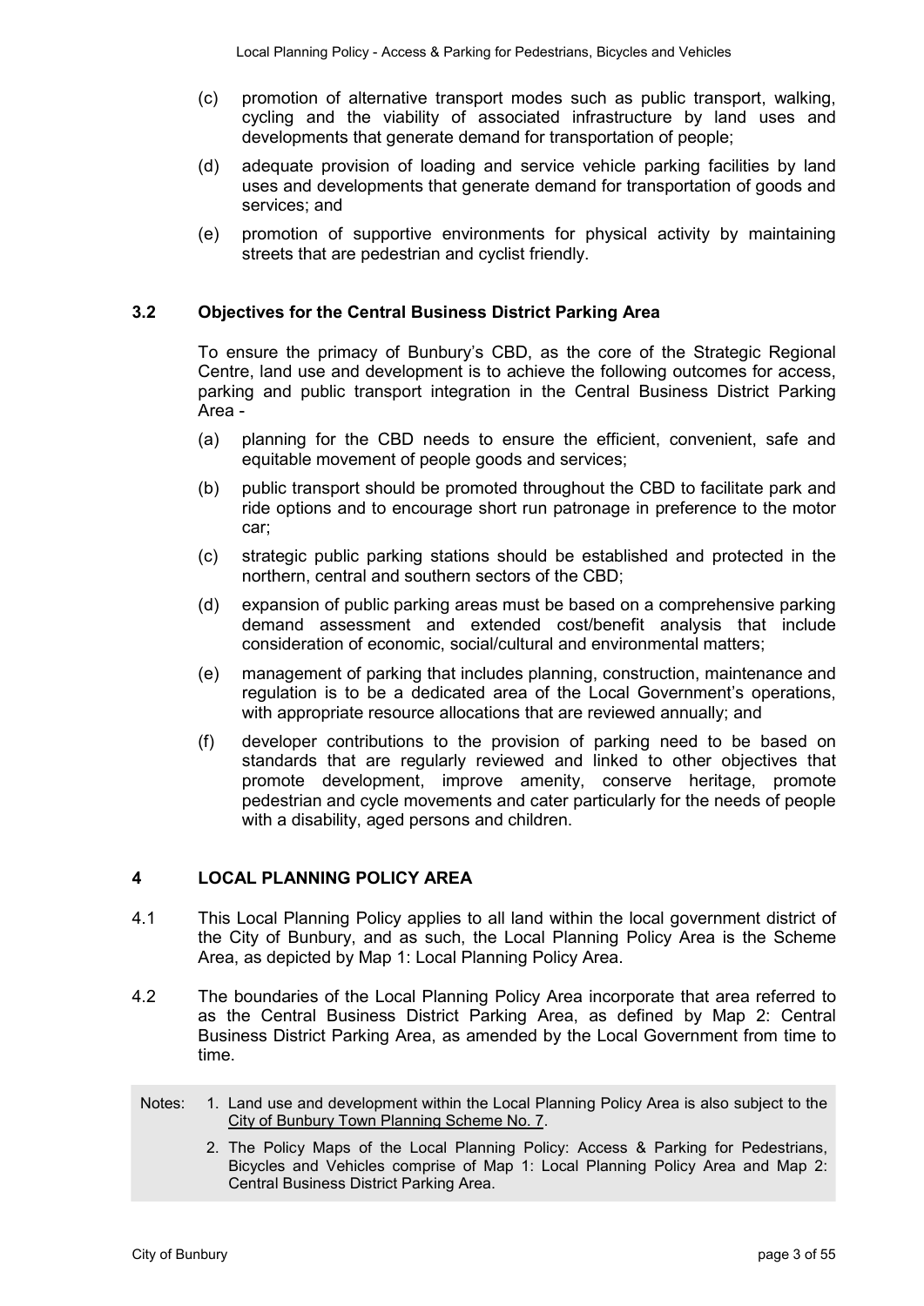(c) promotion of alternative transport modes such as public transport, walking, cycling and the viability of associated infrastructure by land uses and developments that generate demand for transportation of people;

(d) adequate provision of loading and service vehicle parking facilities by land uses and developments that generate demand for transportation of goods and services; and

(e) promotion of supportive environments for physical activity by maintaining streets that are pedestrian and cyclist friendly.

### 3.2 Objectives for the Central Business District Parking Area

To ensure the primacy of Bunbury's CBD, as the core of the Strategic Regional Centre, land use and development is to achieve the following outcomes for access, parking and public transport integration in the Central Business District Parking Area -

(a) planning for the CBD needs to ensure the efficient, convenient, safe and equitable movement of people goods and services;

(b) public transport should be promoted throughout the CBD to facilitate park and ride options and to encourage short run patronage in preference to the motor car;

(c) strategic public parking stations should be established and protected in the northern, central and southern sectors of the CBD;

(d) expansion of public parking areas must be based on a comprehensive parking demand assessment and extended cost/benefit analysis that include consideration of economic, social/cultural and environmental matters;

(e) management of parking that includes planning, construction, maintenance and regulation is to be a dedicated area of the Local Government's operations, with appropriate resource allocations that are reviewed annually; and

(f) developer contributions to the provision of parking need to be based on standards that are regularly reviewed and linked to other objectives that promote development, improve amenity, conserve heritage, promote pedestrian and cycle movements and cater particularly for the needs of people with a disability, aged persons and children.

## 4 LOCAL PLANNING POLICY AREA

4.1 This Local Planning Policy applies to all land within the local government district of the City of Bunbury, and as such, the Local Planning Policy Area is the Scheme Area, as depicted by Map 1: Local Planning Policy Area.

4.2 The boundaries of the Local Planning Policy Area incorporate that area referred to as the Central Business District Parking Area, as defined by Map 2: Central Business District Parking Area, as amended by the Local Government from time to time.

Notes:
1. Land use and development within the Local Planning Policy Area is also subject to the City of Bunbury Town Planning Scheme No. 7.
2. The Policy Maps of the Local Planning Policy: Access & Parking for Pedestrians, Bicycles and Vehicles comprise of Map 1: Local Planning Policy Area and Map 2: Central Business District Parking Area.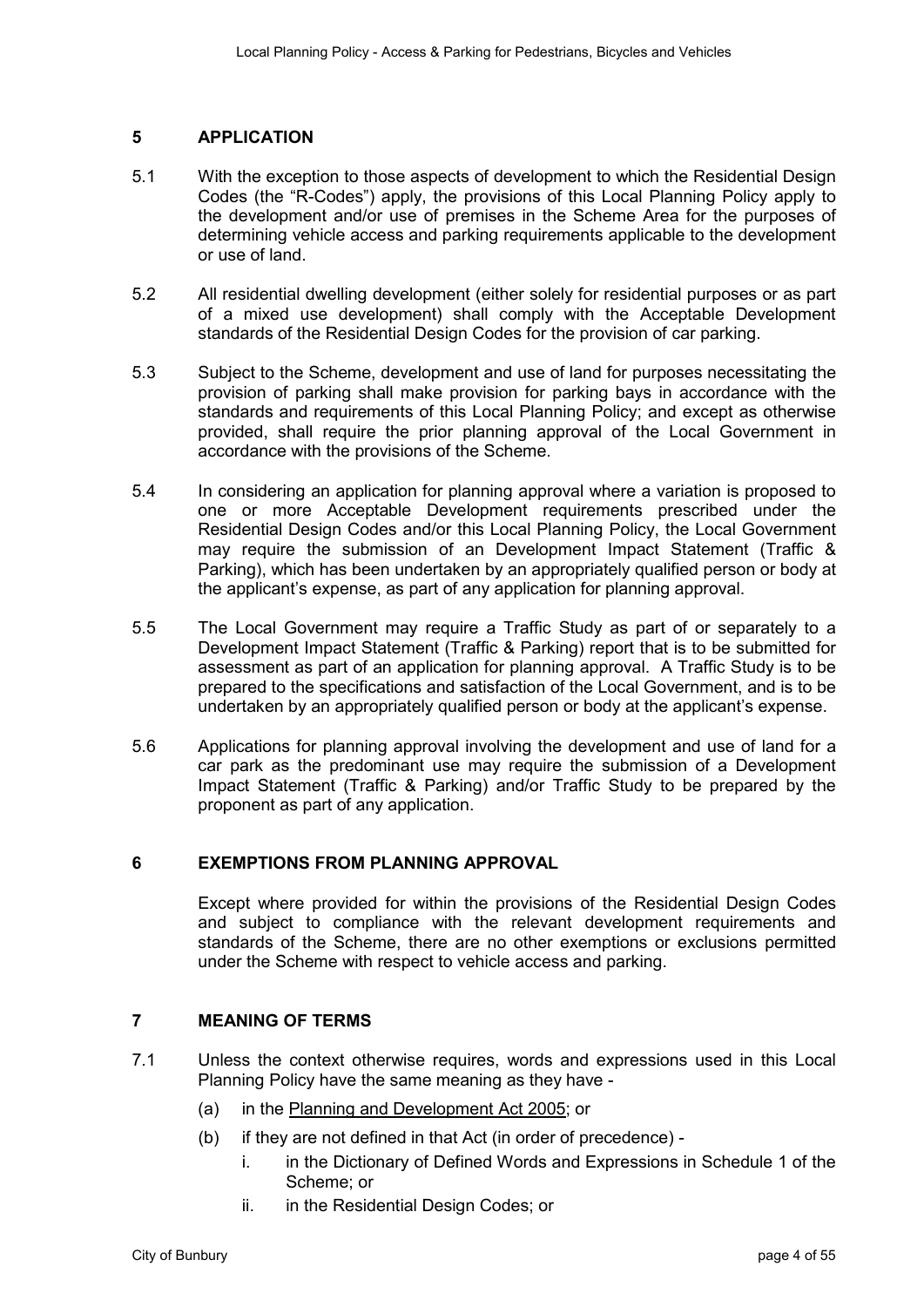## 5 APPLICATION

5.1 With the exception to those aspects of development to which the Residential Design Codes (the "R-Codes") apply, the provisions of this Local Planning Policy apply to the development and/or use of premises in the Scheme Area for the purposes of determining vehicle access and parking requirements applicable to the development or use of land.

5.2 All residential dwelling development (either solely for residential purposes or as part of a mixed use development) shall comply with the Acceptable Development standards of the Residential Design Codes for the provision of car parking.

5.3 Subject to the Scheme, development and use of land for purposes necessitating the provision of parking shall make provision for parking bays in accordance with the standards and requirements of this Local Planning Policy; and except as otherwise provided, shall require the prior planning approval of the Local Government in accordance with the provisions of the Scheme.

5.4 In considering an application for planning approval where a variation is proposed to one or more Acceptable Development requirements prescribed under the Residential Design Codes and/or this Local Planning Policy, the Local Government may require the submission of an Development Impact Statement (Traffic & Parking), which has been undertaken by an appropriately qualified person or body at the applicant's expense, as part of any application for planning approval.

5.5 The Local Government may require a Traffic Study as part of or separately to a Development Impact Statement (Traffic & Parking) report that is to be submitted for assessment as part of an application for planning approval. A Traffic Study is to be prepared to the specifications and satisfaction of the Local Government, and is to be undertaken by an appropriately qualified person or body at the applicant's expense.

5.6 Applications for planning approval involving the development and use of land for a car park as the predominant use may require the submission of a Development Impact Statement (Traffic & Parking) and/or Traffic Study to be prepared by the proponent as part of any application.

## 6 EXEMPTIONS FROM PLANNING APPROVAL

Except where provided for within the provisions of the Residential Design Codes and subject to compliance with the relevant development requirements and standards of the Scheme, there are no other exemptions or exclusions permitted under the Scheme with respect to vehicle access and parking.

## 7 MEANING OF TERMS

7.1 Unless the context otherwise requires, words and expressions used in this Local Planning Policy have the same meaning as they have -

- (a) in the Planning and Development Act 2005; or
- (b) if they are not defined in that Act (in order of precedence) -
  - i. in the Dictionary of Defined Words and Expressions in Schedule 1 of the Scheme; or
  - ii. in the Residential Design Codes; or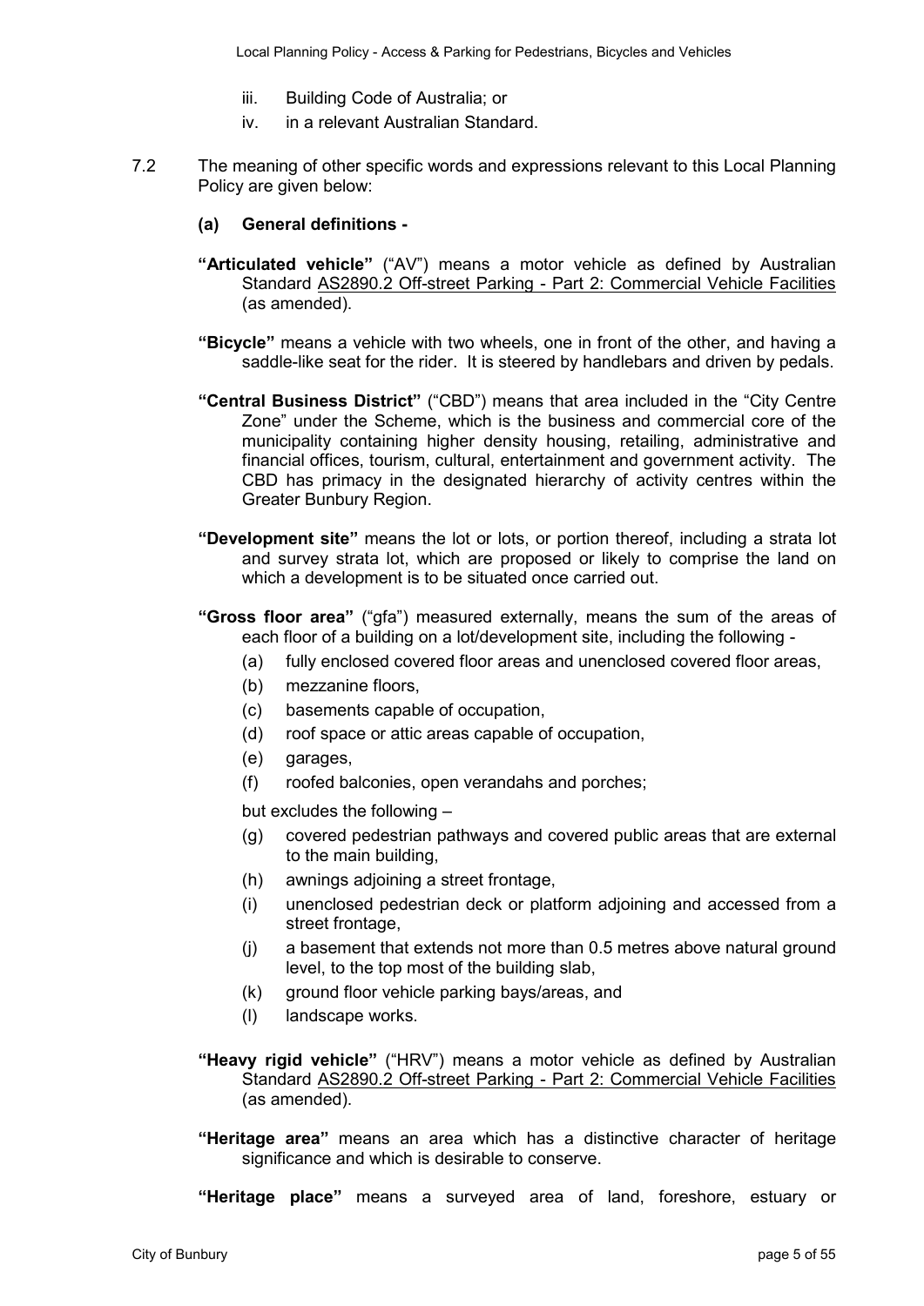iii. Building Code of Australia; or

iv. in a relevant Australian Standard.

7.2 The meaning of other specific words and expressions relevant to this Local Planning Policy are given below:

**(a) General definitions -**

**"Articulated vehicle"** ("AV") means a motor vehicle as defined by Australian Standard AS2890.2 Off-street Parking - Part 2: Commercial Vehicle Facilities (as amended).

**"Bicycle"** means a vehicle with two wheels, one in front of the other, and having a saddle-like seat for the rider. It is steered by handlebars and driven by pedals.

**"Central Business District"** ("CBD") means that area included in the "City Centre Zone" under the Scheme, which is the business and commercial core of the municipality containing higher density housing, retailing, administrative and financial offices, tourism, cultural, entertainment and government activity. The CBD has primacy in the designated hierarchy of activity centres within the Greater Bunbury Region.

**"Development site"** means the lot or lots, or portion thereof, including a strata lot and survey strata lot, which are proposed or likely to comprise the land on which a development is to be situated once carried out.

**"Gross floor area"** ("gfa") measured externally, means the sum of the areas of each floor of a building on a lot/development site, including the following -

(a) fully enclosed covered floor areas and unenclosed covered floor areas,

(b) mezzanine floors,

(c) basements capable of occupation,

(d) roof space or attic areas capable of occupation,

(e) garages,

(f) roofed balconies, open verandahs and porches;

but excludes the following –

(g) covered pedestrian pathways and covered public areas that are external to the main building,

(h) awnings adjoining a street frontage,

(i) unenclosed pedestrian deck or platform adjoining and accessed from a street frontage,

(j) a basement that extends not more than 0.5 metres above natural ground level, to the top most of the building slab,

(k) ground floor vehicle parking bays/areas, and

(l) landscape works.

**"Heavy rigid vehicle"** ("HRV") means a motor vehicle as defined by Australian Standard AS2890.2 Off-street Parking - Part 2: Commercial Vehicle Facilities (as amended).

**"Heritage area"** means an area which has a distinctive character of heritage significance and which is desirable to conserve.

**"Heritage place"** means a surveyed area of land, foreshore, estuary or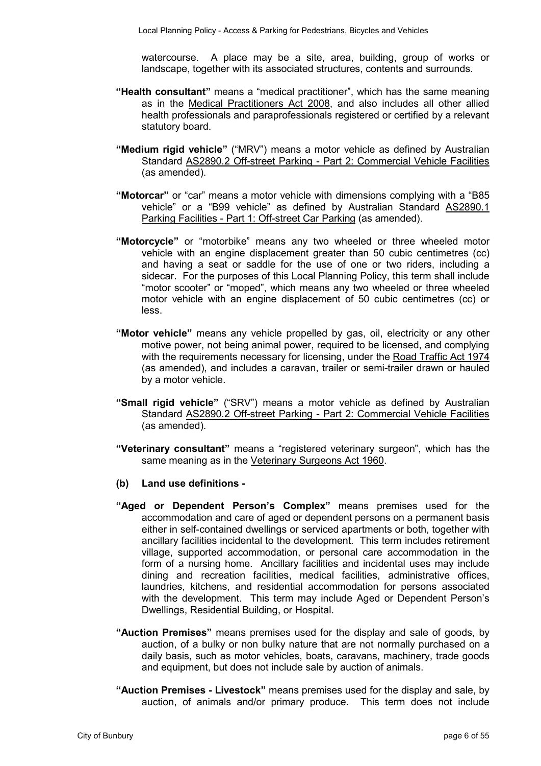watercourse. A place may be a site, area, building, group of works or landscape, together with its associated structures, contents and surrounds.

**"Health consultant"** means a "medical practitioner", which has the same meaning as in the Medical Practitioners Act 2008, and also includes all other allied health professionals and paraprofessionals registered or certified by a relevant statutory board.

**"Medium rigid vehicle"** ("MRV") means a motor vehicle as defined by Australian Standard AS2890.2 Off-street Parking - Part 2: Commercial Vehicle Facilities (as amended).

**"Motorcar"** or "car" means a motor vehicle with dimensions complying with a "B85 vehicle" or a "B99 vehicle" as defined by Australian Standard AS2890.1 Parking Facilities - Part 1: Off-street Car Parking (as amended).

**"Motorcycle"** or "motorbike" means any two wheeled or three wheeled motor vehicle with an engine displacement greater than 50 cubic centimetres (cc) and having a seat or saddle for the use of one or two riders, including a sidecar. For the purposes of this Local Planning Policy, this term shall include "motor scooter" or "moped", which means any two wheeled or three wheeled motor vehicle with an engine displacement of 50 cubic centimetres (cc) or less.

**"Motor vehicle"** means any vehicle propelled by gas, oil, electricity or any other motive power, not being animal power, required to be licensed, and complying with the requirements necessary for licensing, under the Road Traffic Act 1974 (as amended), and includes a caravan, trailer or semi-trailer drawn or hauled by a motor vehicle.

**"Small rigid vehicle"** ("SRV") means a motor vehicle as defined by Australian Standard AS2890.2 Off-street Parking - Part 2: Commercial Vehicle Facilities (as amended).

**"Veterinary consultant"** means a "registered veterinary surgeon", which has the same meaning as in the Veterinary Surgeons Act 1960.

**(b) Land use definitions -**

**"Aged or Dependent Person's Complex"** means premises used for the accommodation and care of aged or dependent persons on a permanent basis either in self-contained dwellings or serviced apartments or both, together with ancillary facilities incidental to the development. This term includes retirement village, supported accommodation, or personal care accommodation in the form of a nursing home. Ancillary facilities and incidental uses may include dining and recreation facilities, medical facilities, administrative offices, laundries, kitchens, and residential accommodation for persons associated with the development. This term may include Aged or Dependent Person's Dwellings, Residential Building, or Hospital.

**"Auction Premises"** means premises used for the display and sale of goods, by auction, of a bulky or non bulky nature that are not normally purchased on a daily basis, such as motor vehicles, boats, caravans, machinery, trade goods and equipment, but does not include sale by auction of animals.

**"Auction Premises - Livestock"** means premises used for the display and sale, by auction, of animals and/or primary produce. This term does not include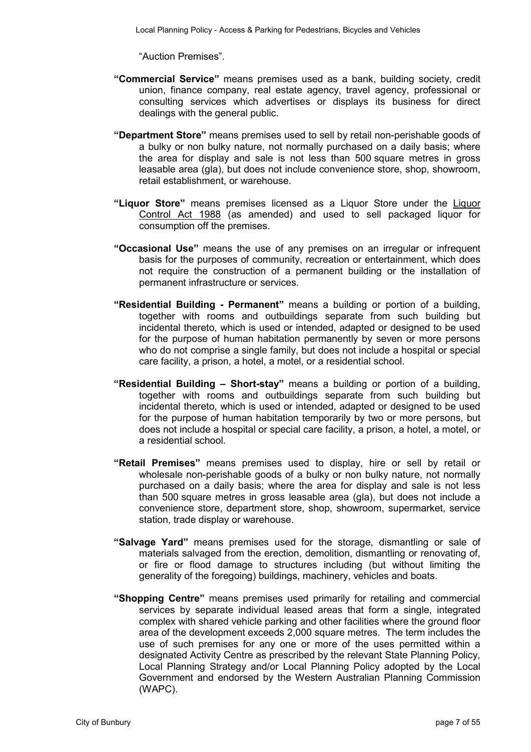"Auction Premises".

**"Commercial Service"** means premises used as a bank, building society, credit union, finance company, real estate agency, travel agency, professional or consulting services which advertises or displays its business for direct dealings with the general public.

**"Department Store"** means premises used to sell by retail non-perishable goods of a bulky or non bulky nature, not normally purchased on a daily basis; where the area for display and sale is not less than 500 square metres in gross leasable area (gla), but does not include convenience store, shop, showroom, retail establishment, or warehouse.

**"Liquor Store"** means premises licensed as a Liquor Store under the Liquor Control Act 1988 (as amended) and used to sell packaged liquor for consumption off the premises.

**"Occasional Use"** means the use of any premises on an irregular or infrequent basis for the purposes of community, recreation or entertainment, which does not require the construction of a permanent building or the installation of permanent infrastructure or services.

**"Residential Building - Permanent"** means a building or portion of a building, together with rooms and outbuildings separate from such building but incidental thereto, which is used or intended, adapted or designed to be used for the purpose of human habitation permanently by seven or more persons who do not comprise a single family, but does not include a hospital or special care facility, a prison, a hotel, a motel, or a residential school.

**"Residential Building – Short-stay"** means a building or portion of a building, together with rooms and outbuildings separate from such building but incidental thereto, which is used or intended, adapted or designed to be used for the purpose of human habitation temporarily by two or more persons, but does not include a hospital or special care facility, a prison, a hotel, a motel, or a residential school.

**"Retail Premises"** means premises used to display, hire or sell by retail or wholesale non-perishable goods of a bulky or non bulky nature, not normally purchased on a daily basis; where the area for display and sale is not less than 500 square metres in gross leasable area (gla), but does not include a convenience store, department store, shop, showroom, supermarket, service station, trade display or warehouse.

**"Salvage Yard"** means premises used for the storage, dismantling or sale of materials salvaged from the erection, demolition, dismantling or renovating of, or fire or flood damage to structures including (but without limiting the generality of the foregoing) buildings, machinery, vehicles and boats.

**"Shopping Centre"** means premises used primarily for retailing and commercial services by separate individual leased areas that form a single, integrated complex with shared vehicle parking and other facilities where the ground floor area of the development exceeds 2,000 square metres. The term includes the use of such premises for any one or more of the uses permitted within a designated Activity Centre as prescribed by the relevant State Planning Policy, Local Planning Strategy and/or Local Planning Policy adopted by the Local Government and endorsed by the Western Australian Planning Commission (WAPC).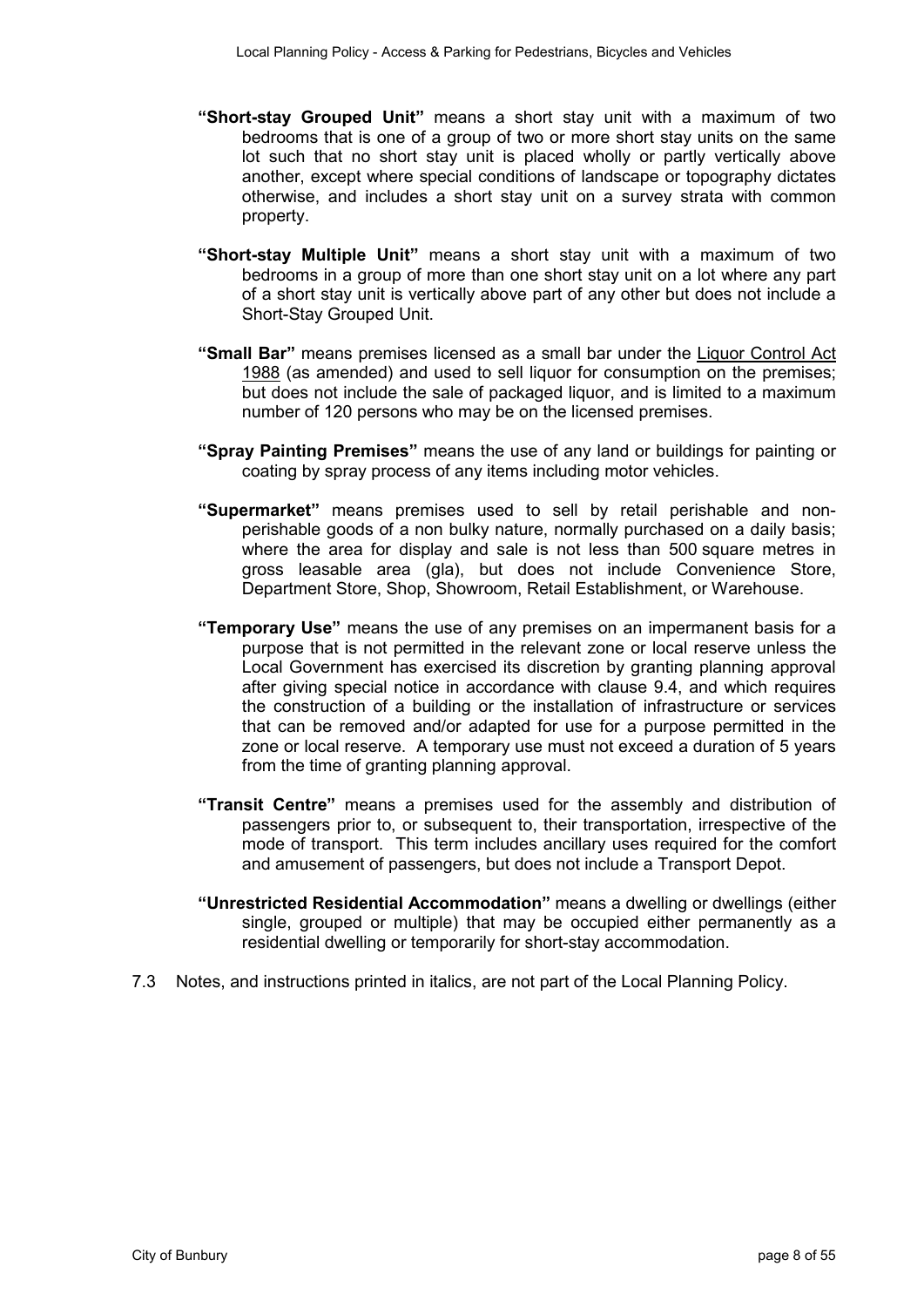**"Short-stay Grouped Unit"** means a short stay unit with a maximum of two bedrooms that is one of a group of two or more short stay units on the same lot such that no short stay unit is placed wholly or partly vertically above another, except where special conditions of landscape or topography dictates otherwise, and includes a short stay unit on a survey strata with common property.

**"Short-stay Multiple Unit"** means a short stay unit with a maximum of two bedrooms in a group of more than one short stay unit on a lot where any part of a short stay unit is vertically above part of any other but does not include a Short-Stay Grouped Unit.

**"Small Bar"** means premises licensed as a small bar under the Liquor Control Act 1988 (as amended) and used to sell liquor for consumption on the premises; but does not include the sale of packaged liquor, and is limited to a maximum number of 120 persons who may be on the licensed premises.

**"Spray Painting Premises"** means the use of any land or buildings for painting or coating by spray process of any items including motor vehicles.

**"Supermarket"** means premises used to sell by retail perishable and non-perishable goods of a non bulky nature, normally purchased on a daily basis; where the area for display and sale is not less than 500 square metres in gross leasable area (gla), but does not include Convenience Store, Department Store, Shop, Showroom, Retail Establishment, or Warehouse.

**"Temporary Use"** means the use of any premises on an impermanent basis for a purpose that is not permitted in the relevant zone or local reserve unless the Local Government has exercised its discretion by granting planning approval after giving special notice in accordance with clause 9.4, and which requires the construction of a building or the installation of infrastructure or services that can be removed and/or adapted for use for a purpose permitted in the zone or local reserve. A temporary use must not exceed a duration of 5 years from the time of granting planning approval.

**"Transit Centre"** means a premises used for the assembly and distribution of passengers prior to, or subsequent to, their transportation, irrespective of the mode of transport. This term includes ancillary uses required for the comfort and amusement of passengers, but does not include a Transport Depot.

**"Unrestricted Residential Accommodation"** means a dwelling or dwellings (either single, grouped or multiple) that may be occupied either permanently as a residential dwelling or temporarily for short-stay accommodation.

7.3 Notes, and instructions printed in italics, are not part of the Local Planning Policy.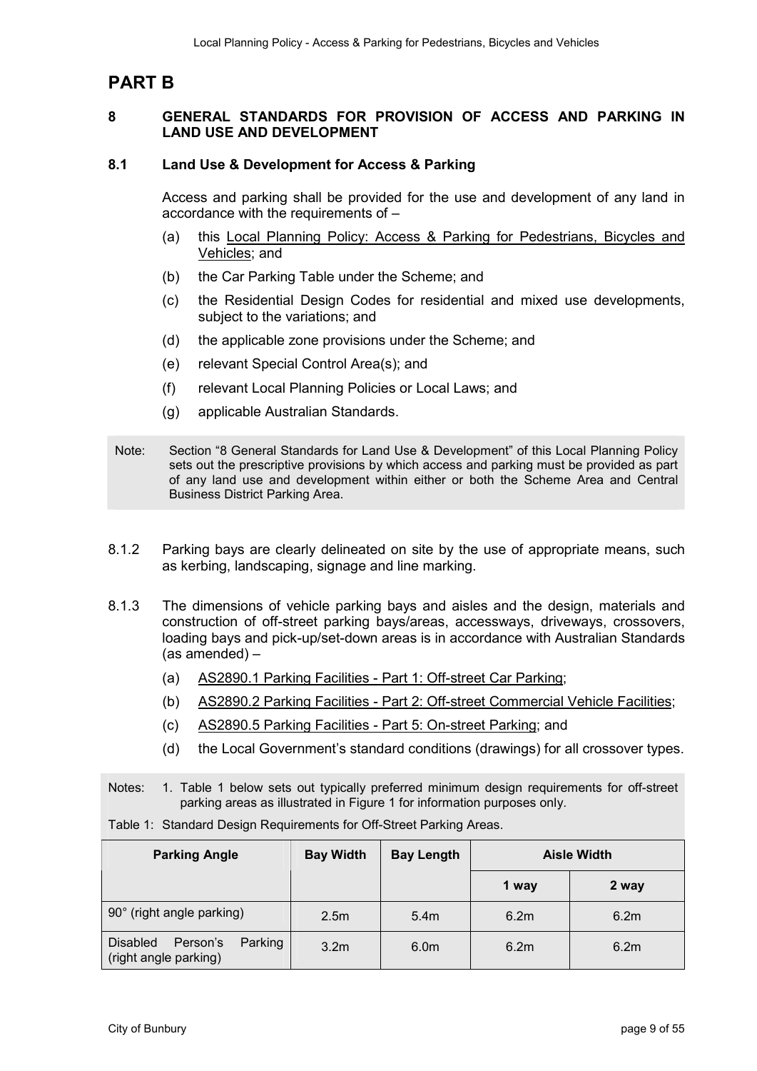# PART B

## 8 GENERAL STANDARDS FOR PROVISION OF ACCESS AND PARKING IN LAND USE AND DEVELOPMENT

### 8.1 Land Use & Development for Access & Parking

Access and parking shall be provided for the use and development of any land in accordance with the requirements of –

(a) this Local Planning Policy: Access & Parking for Pedestrians, Bicycles and Vehicles; and

(b) the Car Parking Table under the Scheme; and

(c) the Residential Design Codes for residential and mixed use developments, subject to the variations; and

(d) the applicable zone provisions under the Scheme; and

(e) relevant Special Control Area(s); and

(f) relevant Local Planning Policies or Local Laws; and

(g) applicable Australian Standards.

> Note: Section "8 General Standards for Land Use & Development" of this Local Planning Policy sets out the prescriptive provisions by which access and parking must be provided as part of any land use and development within either or both the Scheme Area and Central Business District Parking Area.

8.1.2 Parking bays are clearly delineated on site by the use of appropriate means, such as kerbing, landscaping, signage and line marking.

8.1.3 The dimensions of vehicle parking bays and aisles and the design, materials and construction of off-street parking bays/areas, accessways, driveways, crossovers, loading bays and pick-up/set-down areas is in accordance with Australian Standards (as amended) –

(a) AS2890.1 Parking Facilities - Part 1: Off-street Car Parking;

(b) AS2890.2 Parking Facilities - Part 2: Off-street Commercial Vehicle Facilities;

(c) AS2890.5 Parking Facilities - Part 5: On-street Parking; and

(d) the Local Government's standard conditions (drawings) for all crossover types.

> Notes: 1. Table 1 below sets out typically preferred minimum design requirements for off-street parking areas as illustrated in Figure 1 for information purposes only.

Table 1: Standard Design Requirements for Off-Street Parking Areas.

| Parking Angle | Bay Width | Bay Length | Aisle Width | |
|---|---|---|---|---|
| | | | 1 way | 2 way |
| 90° (right angle parking) | 2.5m | 5.4m | 6.2m | 6.2m |
| Disabled Person's Parking (right angle parking) | 3.2m | 6.0m | 6.2m | 6.2m |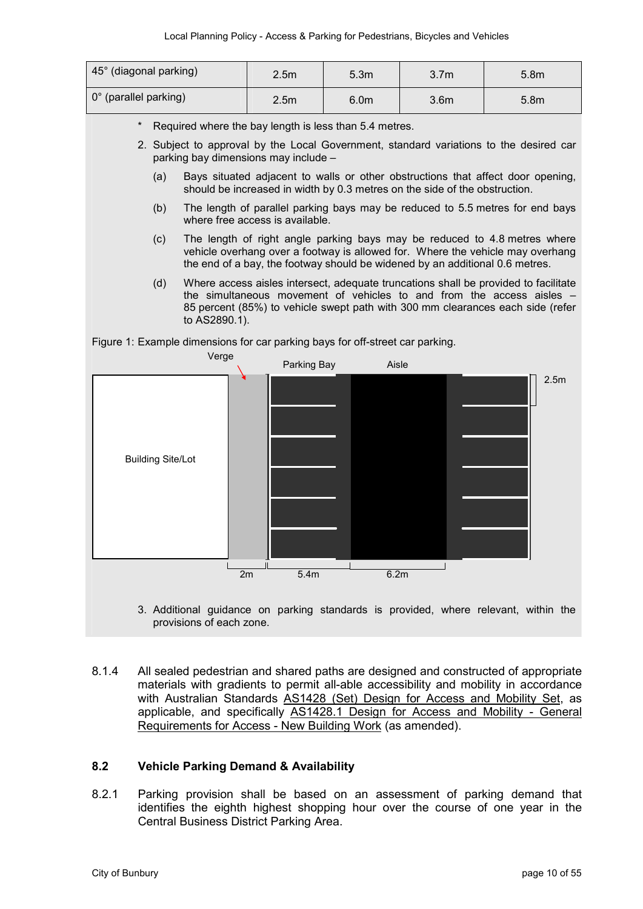| 45° (diagonal parking) | 2.5m | 5.3m | 3.7m | 5.8m |
| --- | --- | --- | --- | --- |
| 0° (parallel parking) | 2.5m | 6.0m | 3.6m | 5.8m |

\* Required where the bay length is less than 5.4 metres.

2. Subject to approval by the Local Government, standard variations to the desired car parking bay dimensions may include –

   (a) Bays situated adjacent to walls or other obstructions that affect door opening, should be increased in width by 0.3 metres on the side of the obstruction.

   (b) The length of parallel parking bays may be reduced to 5.5 metres for end bays where free access is available.

   (c) The length of right angle parking bays may be reduced to 4.8 metres where vehicle overhang over a footway is allowed for. Where the vehicle may overhang the end of a bay, the footway should be widened by an additional 0.6 metres.

   (d) Where access aisles intersect, adequate truncations shall be provided to facilitate the simultaneous movement of vehicles to and from the access aisles – 85 percent (85%) to vehicle swept path with 300 mm clearances each side (refer to AS2890.1).

Figure 1: Example dimensions for car parking bays for off-street car parking.

Verge | Parking Bay | Aisle | 2.5m | Building Site/Lot | 2m | 5.4m | 6.2m

3. Additional guidance on parking standards is provided, where relevant, within the provisions of each zone.

8.1.4 All sealed pedestrian and shared paths are designed and constructed of appropriate materials with gradients to permit all-able accessibility and mobility in accordance with Australian Standards AS1428 (Set) Design for Access and Mobility Set, as applicable, and specifically AS1428.1 Design for Access and Mobility - General Requirements for Access - New Building Work (as amended).

### 8.2 Vehicle Parking Demand & Availability

8.2.1 Parking provision shall be based on an assessment of parking demand that identifies the eighth highest shopping hour over the course of one year in the Central Business District Parking Area.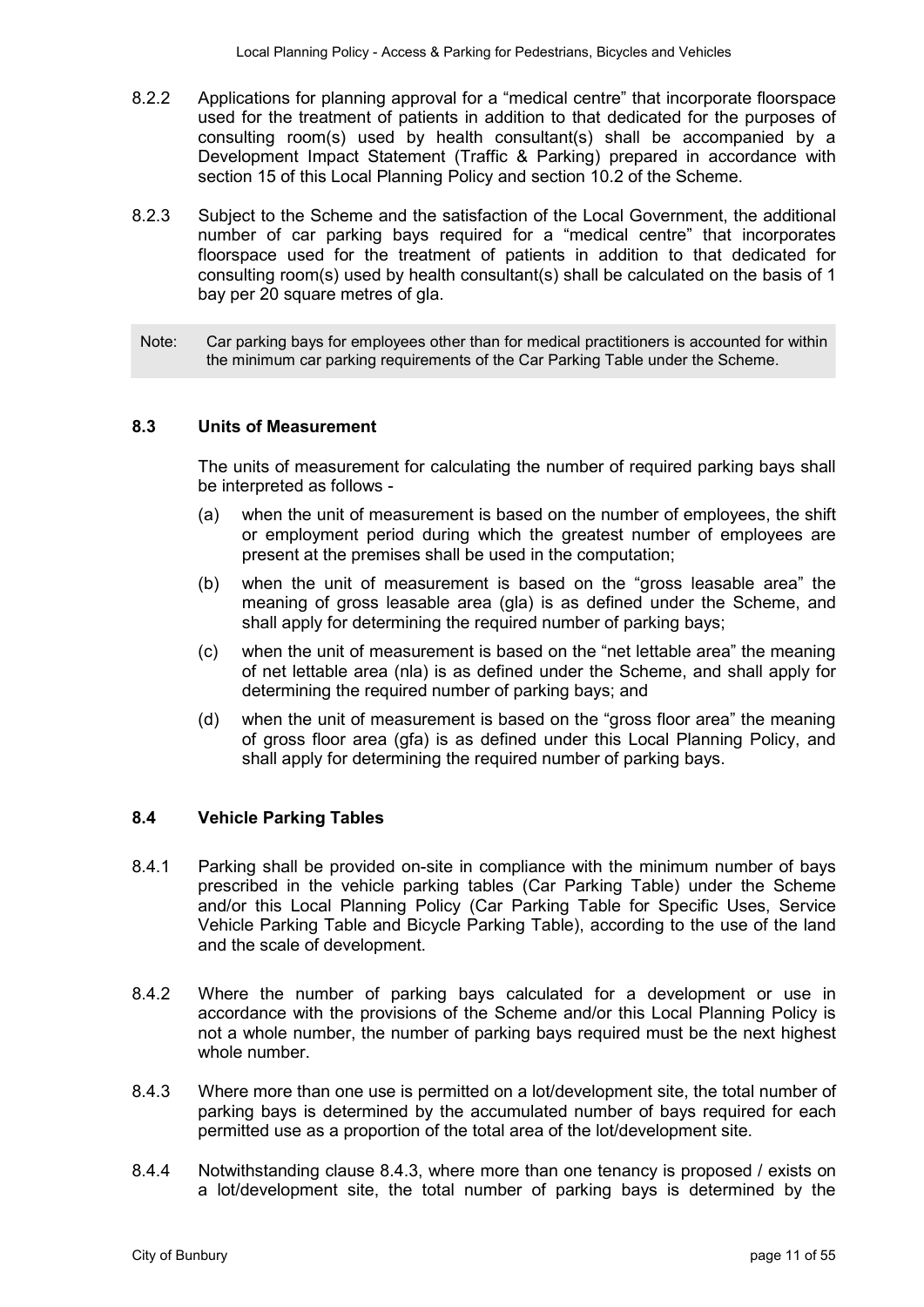8.2.2 Applications for planning approval for a "medical centre" that incorporate floorspace used for the treatment of patients in addition to that dedicated for the purposes of consulting room(s) used by health consultant(s) shall be accompanied by a Development Impact Statement (Traffic & Parking) prepared in accordance with section 15 of this Local Planning Policy and section 10.2 of the Scheme.

8.2.3 Subject to the Scheme and the satisfaction of the Local Government, the additional number of car parking bays required for a "medical centre" that incorporates floorspace used for the treatment of patients in addition to that dedicated for consulting room(s) used by health consultant(s) shall be calculated on the basis of 1 bay per 20 square metres of gla.

> Note: Car parking bays for employees other than for medical practitioners is accounted for within the minimum car parking requirements of the Car Parking Table under the Scheme.

### 8.3 Units of Measurement

The units of measurement for calculating the number of required parking bays shall be interpreted as follows -

(a) when the unit of measurement is based on the number of employees, the shift or employment period during which the greatest number of employees are present at the premises shall be used in the computation;

(b) when the unit of measurement is based on the "gross leasable area" the meaning of gross leasable area (gla) is as defined under the Scheme, and shall apply for determining the required number of parking bays;

(c) when the unit of measurement is based on the "net lettable area" the meaning of net lettable area (nla) is as defined under the Scheme, and shall apply for determining the required number of parking bays; and

(d) when the unit of measurement is based on the "gross floor area" the meaning of gross floor area (gfa) is as defined under this Local Planning Policy, and shall apply for determining the required number of parking bays.

### 8.4 Vehicle Parking Tables

8.4.1 Parking shall be provided on-site in compliance with the minimum number of bays prescribed in the vehicle parking tables (Car Parking Table) under the Scheme and/or this Local Planning Policy (Car Parking Table for Specific Uses, Service Vehicle Parking Table and Bicycle Parking Table), according to the use of the land and the scale of development.

8.4.2 Where the number of parking bays calculated for a development or use in accordance with the provisions of the Scheme and/or this Local Planning Policy is not a whole number, the number of parking bays required must be the next highest whole number.

8.4.3 Where more than one use is permitted on a lot/development site, the total number of parking bays is determined by the accumulated number of bays required for each permitted use as a proportion of the total area of the lot/development site.

8.4.4 Notwithstanding clause 8.4.3, where more than one tenancy is proposed / exists on a lot/development site, the total number of parking bays is determined by the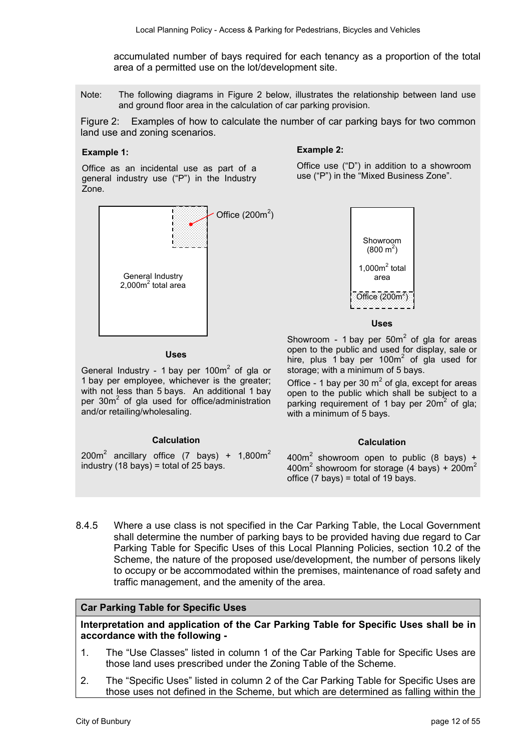accumulated number of bays required for each tenancy as a proportion of the total area of a permitted use on the lot/development site.

Note: The following diagrams in Figure 2 below, illustrates the relationship between land use and ground floor area in the calculation of car parking provision.

Figure 2: Examples of how to calculate the number of car parking bays for two common land use and zoning scenarios.

**Example 1:**

Office as an incidental use as part of a general industry use ("P") in the Industry Zone.

Office ($200m^2$)

General Industry
$2,000m^2$ total area

**Uses**

General Industry - 1 bay per $100m^2$ of gla or 1 bay per employee, whichever is the greater; with not less than 5 bays. An additional 1 bay per $30m^2$ of gla used for office/administration and/or retailing/wholesaling.

**Calculation**

$200m^2$ ancillary office (7 bays) + $1,800m^2$ industry (18 bays) = total of 25 bays.

**Example 2:**

Office use ("D") in addition to a showroom use ("P") in the "Mixed Business Zone".

Showroom
($800\ m^2$)

$1,000m^2$ total area

Office ($200m^2$)

**Uses**

Showroom - 1 bay per $50m^2$ of gla for areas open to the public and used for display, sale or hire, plus 1 bay per $100m^2$ of gla used for storage; with a minimum of 5 bays.

Office - 1 bay per $30\ m^2$ of gla, except for areas open to the public which shall be subject to a parking requirement of 1 bay per $20m^2$ of gla; with a minimum of 5 bays.

**Calculation**

$400m^2$ showroom open to public (8 bays) + $400m^2$ showroom for storage (4 bays) + $200m^2$ office (7 bays) = total of 19 bays.

8.4.5 Where a use class is not specified in the Car Parking Table, the Local Government shall determine the number of parking bays to be provided having due regard to Car Parking Table for Specific Uses of this Local Planning Policies, section 10.2 of the Scheme, the nature of the proposed use/development, the number of persons likely to occupy or be accommodated within the premises, maintenance of road safety and traffic management, and the amenity of the area.

**Car Parking Table for Specific Uses**

**Interpretation and application of the Car Parking Table for Specific Uses shall be in accordance with the following -**

1. The "Use Classes" listed in column 1 of the Car Parking Table for Specific Uses are those land uses prescribed under the Zoning Table of the Scheme.
2. The "Specific Uses" listed in column 2 of the Car Parking Table for Specific Uses are those uses not defined in the Scheme, but which are determined as falling within the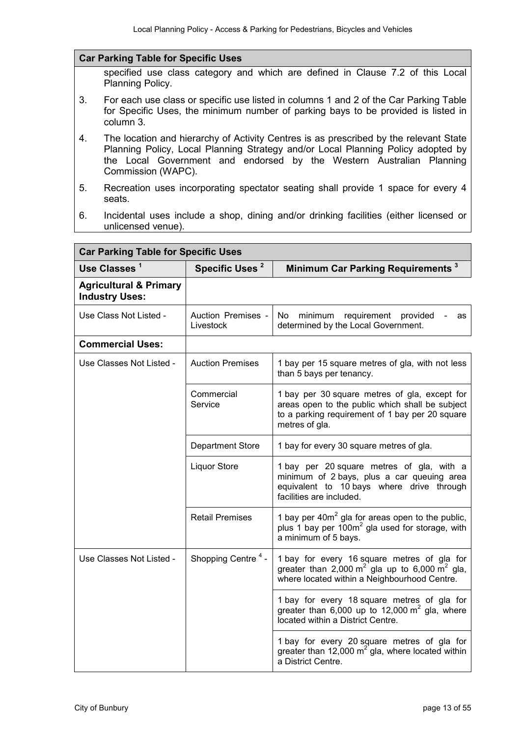| Car Parking Table for Specific Uses |
|---|
| specified use class category and which are defined in Clause 7.2 of this Local Planning Policy.<br>3. For each use class or specific use listed in columns 1 and 2 of the Car Parking Table for Specific Uses, the minimum number of parking bays to be provided is listed in column 3.<br>4. The location and hierarchy of Activity Centres is as prescribed by the relevant State Planning Policy, Local Planning Strategy and/or Local Planning Policy adopted by the Local Government and endorsed by the Western Australian Planning Commission (WAPC).<br>5. Recreation uses incorporating spectator seating shall provide 1 space for every 4 seats.<br>6. Incidental uses include a shop, dining and/or drinking facilities (either licensed or unlicensed venue). |

| Car Parking Table for Specific Uses | | |
|---|---|---|
| **Use Classes [1]** | **Specific Uses [2]** | **Minimum Car Parking Requirements [3]** |
| **Agricultural & Primary Industry Uses:** | | |
| Use Class Not Listed - | Auction Premises - Livestock | No minimum requirement provided - as determined by the Local Government. |
| **Commercial Uses:** | | |
| Use Classes Not Listed - | Auction Premises | 1 bay per 15 square metres of gla, with not less than 5 bays per tenancy. |
| | Commercial Service | 1 bay per 30 square metres of gla, except for areas open to the public which shall be subject to a parking requirement of 1 bay per 20 square metres of gla. |
| | Department Store | 1 bay for every 30 square metres of gla. |
| | Liquor Store | 1 bay per 20 square metres of gla, with a minimum of 2 bays, plus a car queuing area equivalent to 10 bays where drive through facilities are included. |
| | Retail Premises | 1 bay per $40m^2$ gla for areas open to the public, plus 1 bay per $100m^2$ gla used for storage, with a minimum of 5 bays. |
| Use Classes Not Listed - | Shopping Centre [4] - | 1 bay for every 16 square metres of gla for greater than 2,000 $m^2$ gla up to 6,000 $m^2$ gla, where located within a Neighbourhood Centre. |
| | | 1 bay for every 18 square metres of gla for greater than 6,000 up to 12,000 $m^2$ gla, where located within a District Centre. |
| | | 1 bay for every 20 square metres of gla for greater than 12,000 $m^2$ gla, where located within a District Centre. |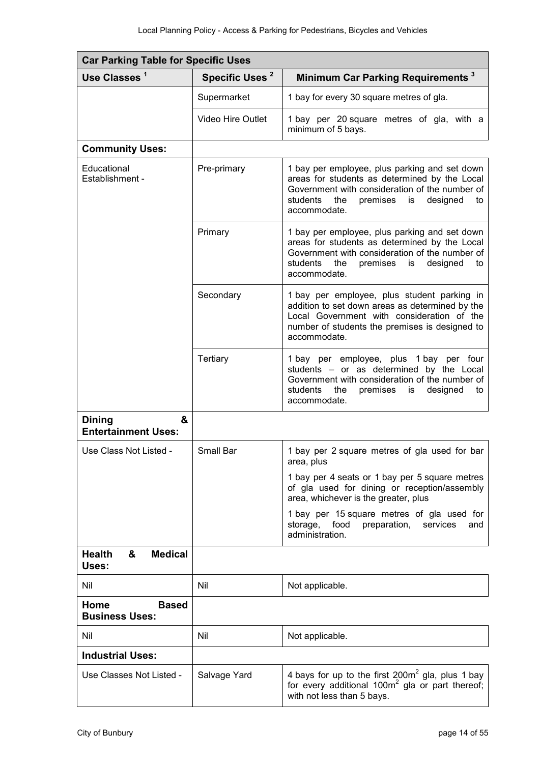| Car Parking Table for Specific Uses | | |
|---|---|---|
| **Use Classes [1]** | **Specific Uses [2]** | **Minimum Car Parking Requirements [3]** |
| | Supermarket | 1 bay for every 30 square metres of gla. |
| | Video Hire Outlet | 1 bay per 20 square metres of gla, with a minimum of 5 bays. |
| **Community Uses:** | | |
| Educational Establishment - | Pre-primary | 1 bay per employee, plus parking and set down areas for students as determined by the Local Government with consideration of the number of students the premises is designed to accommodate. |
| | Primary | 1 bay per employee, plus parking and set down areas for students as determined by the Local Government with consideration of the number of students the premises is designed to accommodate. |
| | Secondary | 1 bay per employee, plus student parking in addition to set down areas as determined by the Local Government with consideration of the number of students the premises is designed to accommodate. |
| | Tertiary | 1 bay per employee, plus 1 bay per four students – or as determined by the Local Government with consideration of the number of students the premises is designed to accommodate. |
| **Dining & Entertainment Uses:** | | |
| Use Class Not Listed - | Small Bar | 1 bay per 2 square metres of gla used for bar area, plus<br><br>1 bay per 4 seats or 1 bay per 5 square metres of gla used for dining or reception/assembly area, whichever is the greater, plus<br><br>1 bay per 15 square metres of gla used for storage, food preparation, services and administration. |
| **Health & Medical Uses:** | | |
| Nil | Nil | Not applicable. |
| **Home Based Business Uses:** | | |
| Nil | Nil | Not applicable. |
| **Industrial Uses:** | | |
| Use Classes Not Listed - | Salvage Yard | 4 bays for up to the first $200m^2$ gla, plus 1 bay for every additional $100m^2$ gla or part thereof; with not less than 5 bays. |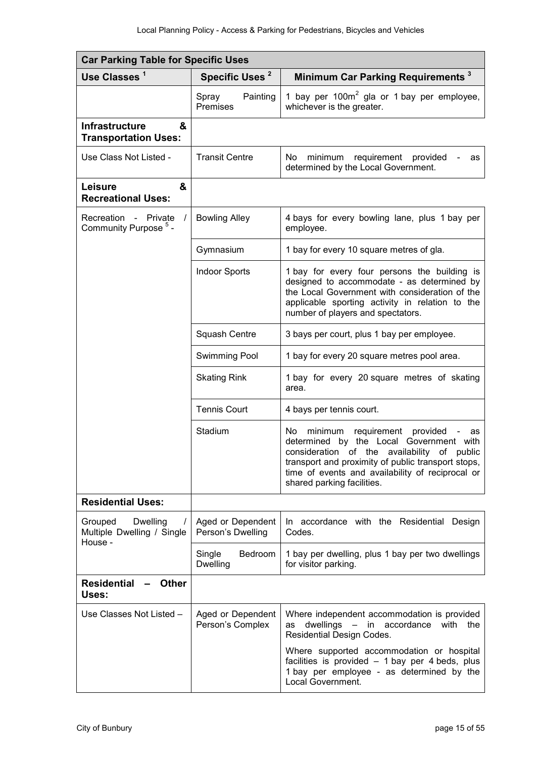| **Car Parking Table for Specific Uses** | | |
|---|---|---|
| **Use Classes** [1] | **Specific Uses** [2] | **Minimum Car Parking Requirements** [3] |
| | Spray Painting Premises | 1 bay per 100m$^2$ gla or 1 bay per employee, whichever is the greater. |
| **Infrastructure & Transportation Uses:** | | |
| Use Class Not Listed - | Transit Centre | No minimum requirement provided - as determined by the Local Government. |
| **Leisure & Recreational Uses:** | | |
| Recreation - Private / Community Purpose [5] - | Bowling Alley | 4 bays for every bowling lane, plus 1 bay per employee. |
| | Gymnasium | 1 bay for every 10 square metres of gla. |
| | Indoor Sports | 1 bay for every four persons the building is designed to accommodate - as determined by the Local Government with consideration of the applicable sporting activity in relation to the number of players and spectators. |
| | Squash Centre | 3 bays per court, plus 1 bay per employee. |
| | Swimming Pool | 1 bay for every 20 square metres pool area. |
| | Skating Rink | 1 bay for every 20 square metres of skating area. |
| | Tennis Court | 4 bays per tennis court. |
| | Stadium | No minimum requirement provided - as determined by the Local Government with consideration of the availability of public transport and proximity of public transport stops, time of events and availability of reciprocal or shared parking facilities. |
| **Residential Uses:** | | |
| Grouped Dwelling / Multiple Dwelling / Single House - | Aged or Dependent Person's Dwelling | In accordance with the Residential Design Codes. |
| | Single Bedroom Dwelling | 1 bay per dwelling, plus 1 bay per two dwellings for visitor parking. |
| **Residential – Other Uses:** | | |
| Use Classes Not Listed – | Aged or Dependent Person's Complex | Where independent accommodation is provided as dwellings – in accordance with the Residential Design Codes.<br><br>Where supported accommodation or hospital facilities is provided – 1 bay per 4 beds, plus 1 bay per employee - as determined by the Local Government. |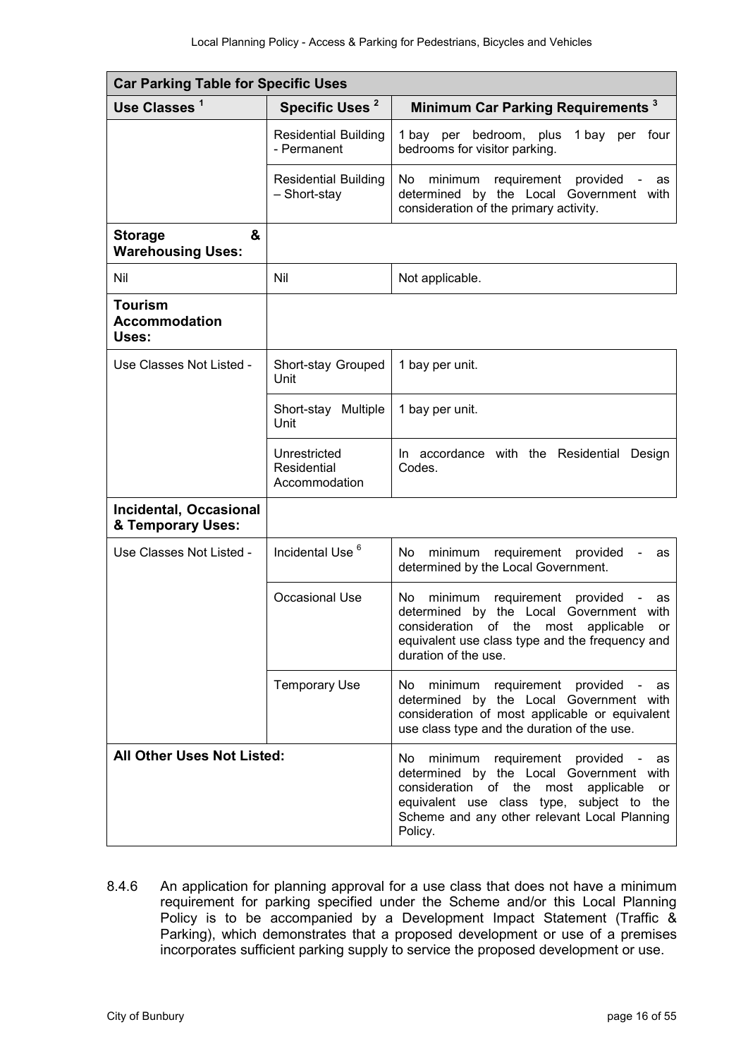| Car Parking Table for Specific Uses | | |
|---|---|---|
| **Use Classes** [1] | **Specific Uses** [2] | **Minimum Car Parking Requirements** [3] |
| | Residential Building - Permanent | 1 bay per bedroom, plus 1 bay per four bedrooms for visitor parking. |
| | Residential Building – Short-stay | No minimum requirement provided - as determined by the Local Government with consideration of the primary activity. |
| **Storage & Warehousing Uses:** | | |
| Nil | Nil | Not applicable. |
| **Tourism Accommodation Uses:** | | |
| Use Classes Not Listed - | Short-stay Grouped Unit | 1 bay per unit. |
| | Short-stay Multiple Unit | 1 bay per unit. |
| | Unrestricted Residential Accommodation | In accordance with the Residential Design Codes. |
| **Incidental, Occasional & Temporary Uses:** | | |
| Use Classes Not Listed - | Incidental Use [6] | No minimum requirement provided - as determined by the Local Government. |
| | Occasional Use | No minimum requirement provided - as determined by the Local Government with consideration of the most applicable or equivalent use class type and the frequency and duration of the use. |
| | Temporary Use | No minimum requirement provided - as determined by the Local Government with consideration of most applicable or equivalent use class type and the duration of the use. |
| **All Other Uses Not Listed:** | | No minimum requirement provided - as determined by the Local Government with consideration of the most applicable or equivalent use class type, subject to the Scheme and any other relevant Local Planning Policy. |

8.4.6 An application for planning approval for a use class that does not have a minimum requirement for parking specified under the Scheme and/or this Local Planning Policy is to be accompanied by a Development Impact Statement (Traffic & Parking), which demonstrates that a proposed development or use of a premises incorporates sufficient parking supply to service the proposed development or use.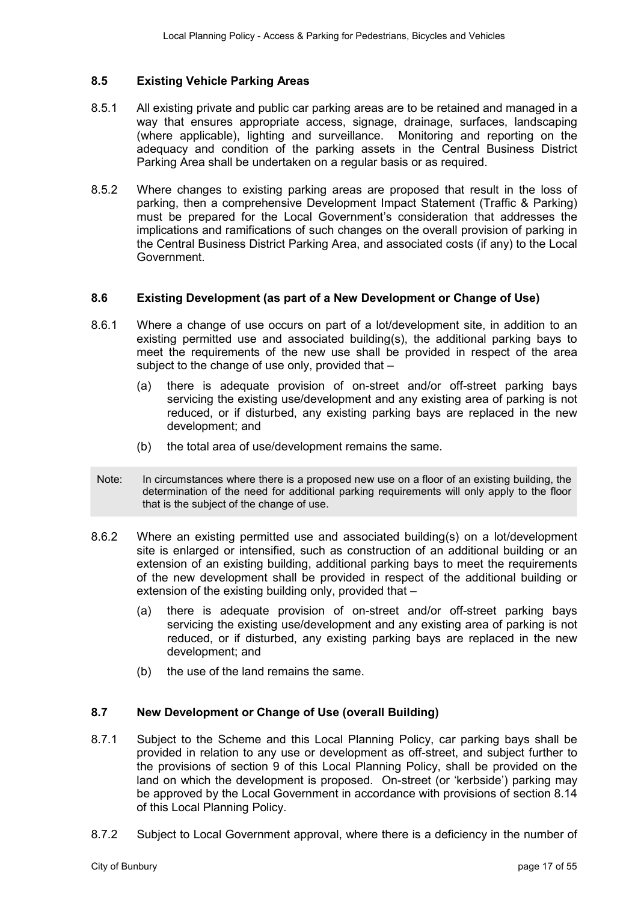### 8.5 Existing Vehicle Parking Areas

8.5.1 All existing private and public car parking areas are to be retained and managed in a way that ensures appropriate access, signage, drainage, surfaces, landscaping (where applicable), lighting and surveillance. Monitoring and reporting on the adequacy and condition of the parking assets in the Central Business District Parking Area shall be undertaken on a regular basis or as required.

8.5.2 Where changes to existing parking areas are proposed that result in the loss of parking, then a comprehensive Development Impact Statement (Traffic & Parking) must be prepared for the Local Government's consideration that addresses the implications and ramifications of such changes on the overall provision of parking in the Central Business District Parking Area, and associated costs (if any) to the Local Government.

### 8.6 Existing Development (as part of a New Development or Change of Use)

8.6.1 Where a change of use occurs on part of a lot/development site, in addition to an existing permitted use and associated building(s), the additional parking bays to meet the requirements of the new use shall be provided in respect of the area subject to the change of use only, provided that –

(a) there is adequate provision of on-street and/or off-street parking bays servicing the existing use/development and any existing area of parking is not reduced, or if disturbed, any existing parking bays are replaced in the new development; and

(b) the total area of use/development remains the same.

> Note: In circumstances where there is a proposed new use on a floor of an existing building, the determination of the need for additional parking requirements will only apply to the floor that is the subject of the change of use.

8.6.2 Where an existing permitted use and associated building(s) on a lot/development site is enlarged or intensified, such as construction of an additional building or an extension of an existing building, additional parking bays to meet the requirements of the new development shall be provided in respect of the additional building or extension of the existing building only, provided that –

(a) there is adequate provision of on-street and/or off-street parking bays servicing the existing use/development and any existing area of parking is not reduced, or if disturbed, any existing parking bays are replaced in the new development; and

(b) the use of the land remains the same.

### 8.7 New Development or Change of Use (overall Building)

8.7.1 Subject to the Scheme and this Local Planning Policy, car parking bays shall be provided in relation to any use or development as off-street, and subject further to the provisions of section 9 of this Local Planning Policy, shall be provided on the land on which the development is proposed. On-street (or 'kerbside') parking may be approved by the Local Government in accordance with provisions of section 8.14 of this Local Planning Policy.

8.7.2 Subject to Local Government approval, where there is a deficiency in the number of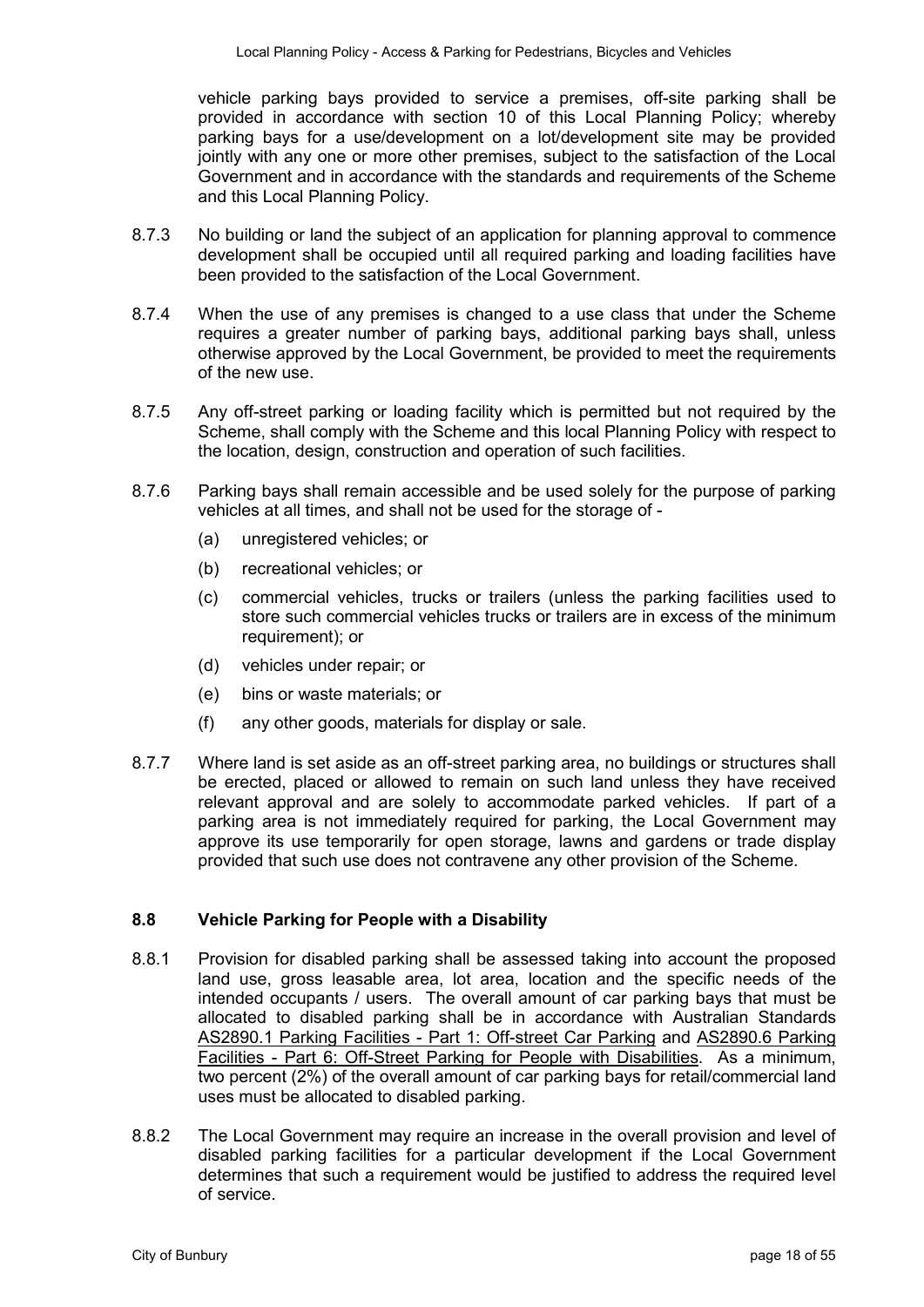vehicle parking bays provided to service a premises, off-site parking shall be provided in accordance with section 10 of this Local Planning Policy; whereby parking bays for a use/development on a lot/development site may be provided jointly with any one or more other premises, subject to the satisfaction of the Local Government and in accordance with the standards and requirements of the Scheme and this Local Planning Policy.

8.7.3 No building or land the subject of an application for planning approval to commence development shall be occupied until all required parking and loading facilities have been provided to the satisfaction of the Local Government.

8.7.4 When the use of any premises is changed to a use class that under the Scheme requires a greater number of parking bays, additional parking bays shall, unless otherwise approved by the Local Government, be provided to meet the requirements of the new use.

8.7.5 Any off-street parking or loading facility which is permitted but not required by the Scheme, shall comply with the Scheme and this local Planning Policy with respect to the location, design, construction and operation of such facilities.

8.7.6 Parking bays shall remain accessible and be used solely for the purpose of parking vehicles at all times, and shall not be used for the storage of -

(a) unregistered vehicles; or

(b) recreational vehicles; or

(c) commercial vehicles, trucks or trailers (unless the parking facilities used to store such commercial vehicles trucks or trailers are in excess of the minimum requirement); or

(d) vehicles under repair; or

(e) bins or waste materials; or

(f) any other goods, materials for display or sale.

8.7.7 Where land is set aside as an off-street parking area, no buildings or structures shall be erected, placed or allowed to remain on such land unless they have received relevant approval and are solely to accommodate parked vehicles. If part of a parking area is not immediately required for parking, the Local Government may approve its use temporarily for open storage, lawns and gardens or trade display provided that such use does not contravene any other provision of the Scheme.

### 8.8 Vehicle Parking for People with a Disability

8.8.1 Provision for disabled parking shall be assessed taking into account the proposed land use, gross leasable area, lot area, location and the specific needs of the intended occupants / users. The overall amount of car parking bays that must be allocated to disabled parking shall be in accordance with Australian Standards AS2890.1 Parking Facilities - Part 1: Off-street Car Parking and AS2890.6 Parking Facilities - Part 6: Off-Street Parking for People with Disabilities. As a minimum, two percent (2%) of the overall amount of car parking bays for retail/commercial land uses must be allocated to disabled parking.

8.8.2 The Local Government may require an increase in the overall provision and level of disabled parking facilities for a particular development if the Local Government determines that such a requirement would be justified to address the required level of service.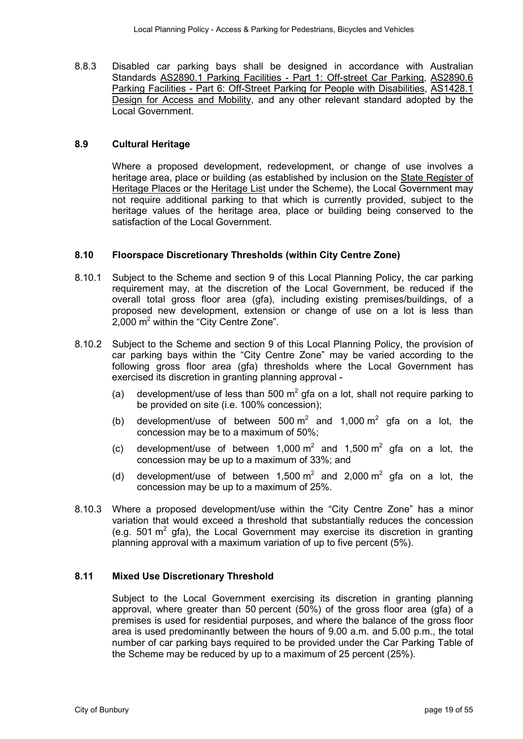8.8.3 Disabled car parking bays shall be designed in accordance with Australian Standards AS2890.1 Parking Facilities - Part 1: Off-street Car Parking, AS2890.6 Parking Facilities - Part 6: Off-Street Parking for People with Disabilities, AS1428.1 Design for Access and Mobility, and any other relevant standard adopted by the Local Government.

### 8.9 Cultural Heritage

Where a proposed development, redevelopment, or change of use involves a heritage area, place or building (as established by inclusion on the State Register of Heritage Places or the Heritage List under the Scheme), the Local Government may not require additional parking to that which is currently provided, subject to the heritage values of the heritage area, place or building being conserved to the satisfaction of the Local Government.

### 8.10 Floorspace Discretionary Thresholds (within City Centre Zone)

8.10.1 Subject to the Scheme and section 9 of this Local Planning Policy, the car parking requirement may, at the discretion of the Local Government, be reduced if the overall total gross floor area (gfa), including existing premises/buildings, of a proposed new development, extension or change of use on a lot is less than 2,000 $m^2$ within the "City Centre Zone".

8.10.2 Subject to the Scheme and section 9 of this Local Planning Policy, the provision of car parking bays within the "City Centre Zone" may be varied according to the following gross floor area (gfa) thresholds where the Local Government has exercised its discretion in granting planning approval -

(a) development/use of less than 500 $m^2$ gfa on a lot, shall not require parking to be provided on site (i.e. 100% concession);

(b) development/use of between 500 $m^2$ and 1,000 $m^2$ gfa on a lot, the concession may be to a maximum of 50%;

(c) development/use of between 1,000 $m^2$ and 1,500 $m^2$ gfa on a lot, the concession may be up to a maximum of 33%; and

(d) development/use of between 1,500 $m^2$ and 2,000 $m^2$ gfa on a lot, the concession may be up to a maximum of 25%.

8.10.3 Where a proposed development/use within the "City Centre Zone" has a minor variation that would exceed a threshold that substantially reduces the concession (e.g. 501 $m^2$ gfa), the Local Government may exercise its discretion in granting planning approval with a maximum variation of up to five percent (5%).

### 8.11 Mixed Use Discretionary Threshold

Subject to the Local Government exercising its discretion in granting planning approval, where greater than 50 percent (50%) of the gross floor area (gfa) of a premises is used for residential purposes, and where the balance of the gross floor area is used predominantly between the hours of 9.00 a.m. and 5.00 p.m., the total number of car parking bays required to be provided under the Car Parking Table of the Scheme may be reduced by up to a maximum of 25 percent (25%).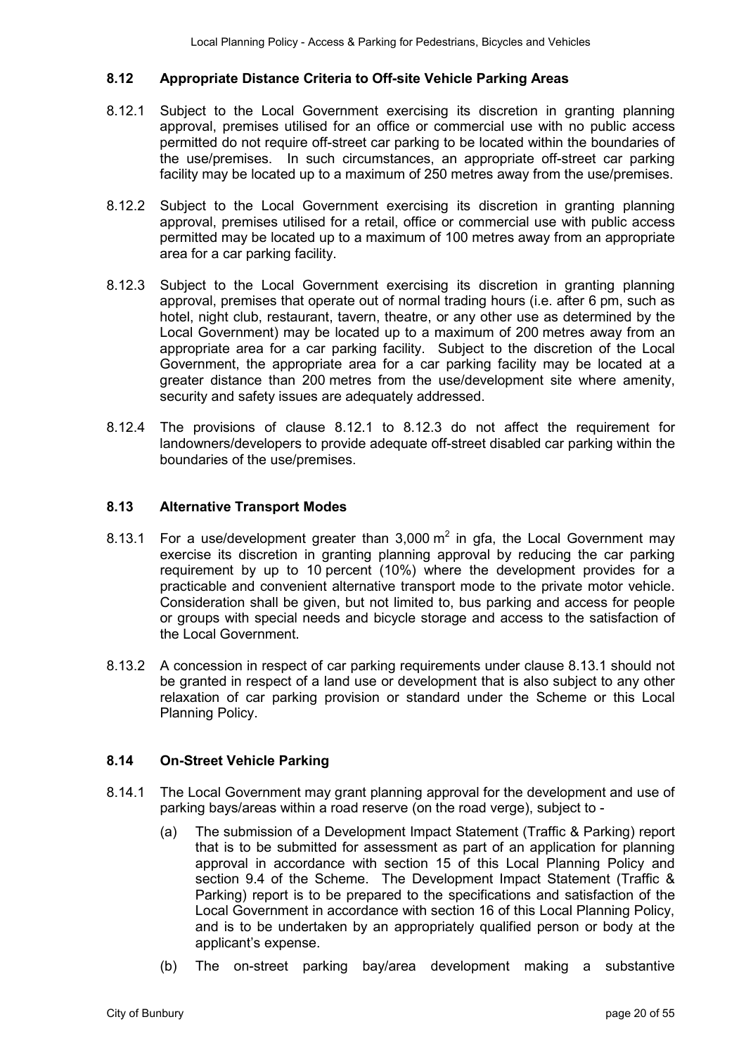## 8.12 Appropriate Distance Criteria to Off-site Vehicle Parking Areas

8.12.1 Subject to the Local Government exercising its discretion in granting planning approval, premises utilised for an office or commercial use with no public access permitted do not require off-street car parking to be located within the boundaries of the use/premises. In such circumstances, an appropriate off-street car parking facility may be located up to a maximum of 250 metres away from the use/premises.

8.12.2 Subject to the Local Government exercising its discretion in granting planning approval, premises utilised for a retail, office or commercial use with public access permitted may be located up to a maximum of 100 metres away from an appropriate area for a car parking facility.

8.12.3 Subject to the Local Government exercising its discretion in granting planning approval, premises that operate out of normal trading hours (i.e. after 6 pm, such as hotel, night club, restaurant, tavern, theatre, or any other use as determined by the Local Government) may be located up to a maximum of 200 metres away from an appropriate area for a car parking facility. Subject to the discretion of the Local Government, the appropriate area for a car parking facility may be located at a greater distance than 200 metres from the use/development site where amenity, security and safety issues are adequately addressed.

8.12.4 The provisions of clause 8.12.1 to 8.12.3 do not affect the requirement for landowners/developers to provide adequate off-street disabled car parking within the boundaries of the use/premises.

## 8.13 Alternative Transport Modes

8.13.1 For a use/development greater than 3,000 $m^2$ in gfa, the Local Government may exercise its discretion in granting planning approval by reducing the car parking requirement by up to 10 percent (10%) where the development provides for a practicable and convenient alternative transport mode to the private motor vehicle. Consideration shall be given, but not limited to, bus parking and access for people or groups with special needs and bicycle storage and access to the satisfaction of the Local Government.

8.13.2 A concession in respect of car parking requirements under clause 8.13.1 should not be granted in respect of a land use or development that is also subject to any other relaxation of car parking provision or standard under the Scheme or this Local Planning Policy.

## 8.14 On-Street Vehicle Parking

8.14.1 The Local Government may grant planning approval for the development and use of parking bays/areas within a road reserve (on the road verge), subject to -

(a) The submission of a Development Impact Statement (Traffic & Parking) report that is to be submitted for assessment as part of an application for planning approval in accordance with section 15 of this Local Planning Policy and section 9.4 of the Scheme. The Development Impact Statement (Traffic & Parking) report is to be prepared to the specifications and satisfaction of the Local Government in accordance with section 16 of this Local Planning Policy, and is to be undertaken by an appropriately qualified person or body at the applicant's expense.

(b) The on-street parking bay/area development making a substantive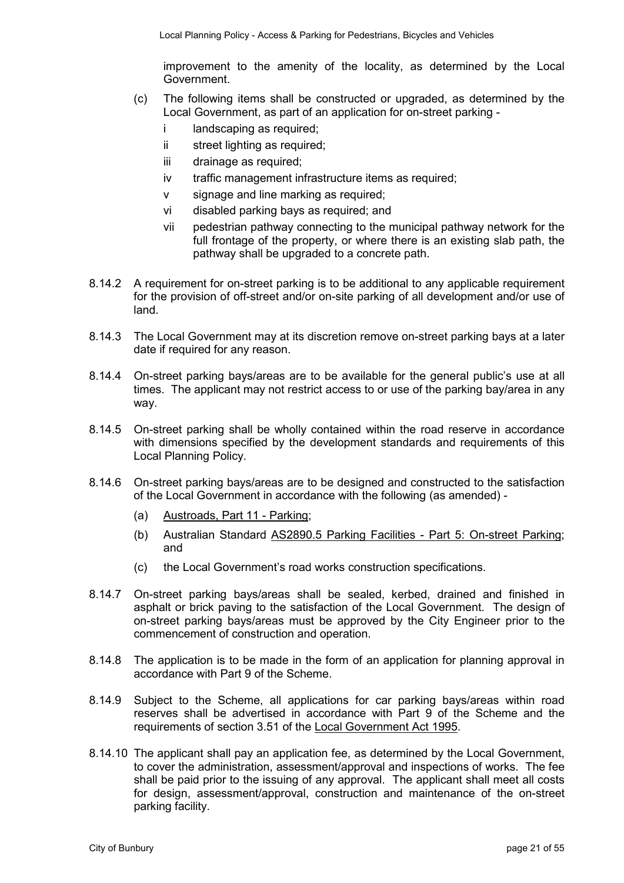improvement to the amenity of the locality, as determined by the Local Government.

(c) The following items shall be constructed or upgraded, as determined by the Local Government, as part of an application for on-street parking -

- i landscaping as required;
- ii street lighting as required;
- iii drainage as required;
- iv traffic management infrastructure items as required;
- v signage and line marking as required;
- vi disabled parking bays as required; and
- vii pedestrian pathway connecting to the municipal pathway network for the full frontage of the property, or where there is an existing slab path, the pathway shall be upgraded to a concrete path.

8.14.2 A requirement for on-street parking is to be additional to any applicable requirement for the provision of off-street and/or on-site parking of all development and/or use of land.

8.14.3 The Local Government may at its discretion remove on-street parking bays at a later date if required for any reason.

8.14.4 On-street parking bays/areas are to be available for the general public's use at all times. The applicant may not restrict access to or use of the parking bay/area in any way.

8.14.5 On-street parking shall be wholly contained within the road reserve in accordance with dimensions specified by the development standards and requirements of this Local Planning Policy.

8.14.6 On-street parking bays/areas are to be designed and constructed to the satisfaction of the Local Government in accordance with the following (as amended) -

(a) Austroads, Part 11 - Parking;

(b) Australian Standard AS2890.5 Parking Facilities - Part 5: On-street Parking; and

(c) the Local Government's road works construction specifications.

8.14.7 On-street parking bays/areas shall be sealed, kerbed, drained and finished in asphalt or brick paving to the satisfaction of the Local Government. The design of on-street parking bays/areas must be approved by the City Engineer prior to the commencement of construction and operation.

8.14.8 The application is to be made in the form of an application for planning approval in accordance with Part 9 of the Scheme.

8.14.9 Subject to the Scheme, all applications for car parking bays/areas within road reserves shall be advertised in accordance with Part 9 of the Scheme and the requirements of section 3.51 of the Local Government Act 1995.

8.14.10 The applicant shall pay an application fee, as determined by the Local Government, to cover the administration, assessment/approval and inspections of works. The fee shall be paid prior to the issuing of any approval. The applicant shall meet all costs for design, assessment/approval, construction and maintenance of the on-street parking facility.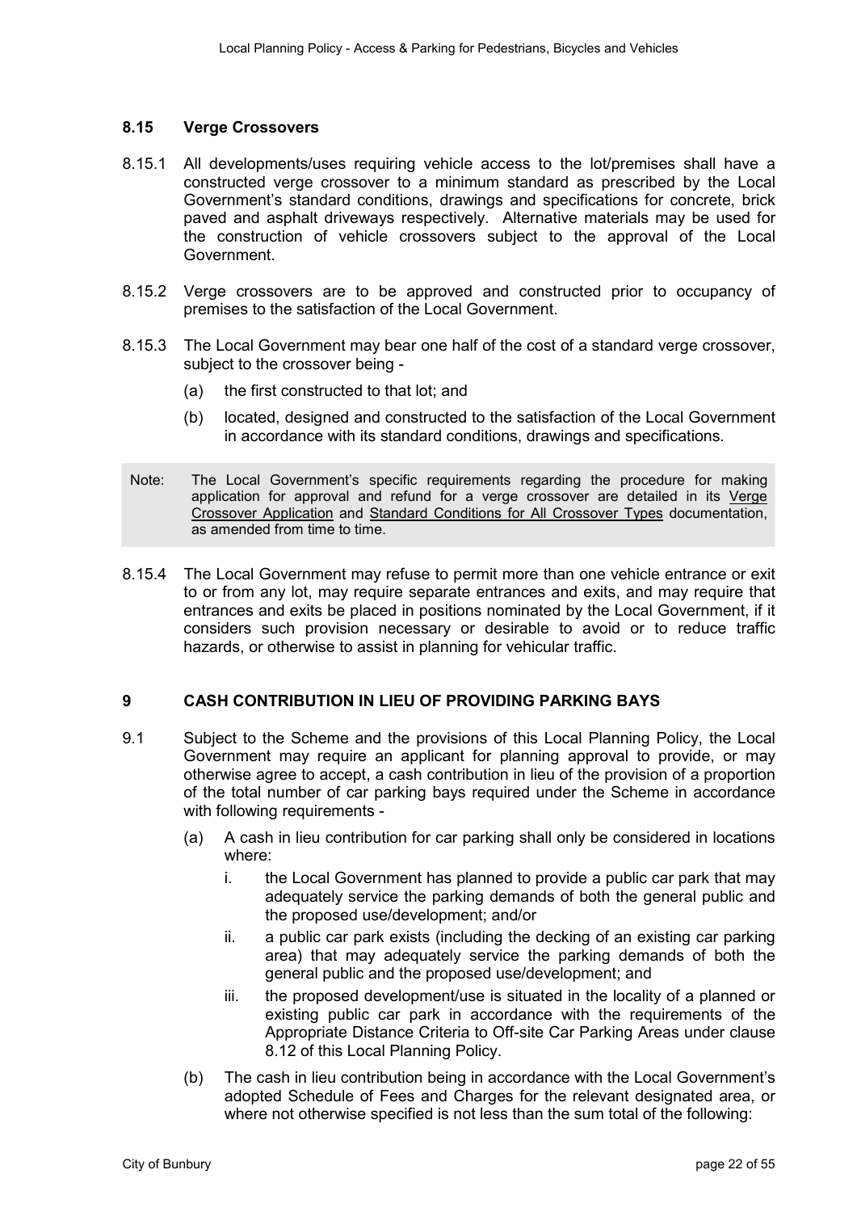### 8.15 Verge Crossovers

8.15.1 All developments/uses requiring vehicle access to the lot/premises shall have a constructed verge crossover to a minimum standard as prescribed by the Local Government's standard conditions, drawings and specifications for concrete, brick paved and asphalt driveways respectively. Alternative materials may be used for the construction of vehicle crossovers subject to the approval of the Local Government.

8.15.2 Verge crossovers are to be approved and constructed prior to occupancy of premises to the satisfaction of the Local Government.

8.15.3 The Local Government may bear one half of the cost of a standard verge crossover, subject to the crossover being -

- (a) the first constructed to that lot; and
- (b) located, designed and constructed to the satisfaction of the Local Government in accordance with its standard conditions, drawings and specifications.

> Note: The Local Government's specific requirements regarding the procedure for making application for approval and refund for a verge crossover are detailed in its Verge Crossover Application and Standard Conditions for All Crossover Types documentation, as amended from time to time.

8.15.4 The Local Government may refuse to permit more than one vehicle entrance or exit to or from any lot, may require separate entrances and exits, and may require that entrances and exits be placed in positions nominated by the Local Government, if it considers such provision necessary or desirable to avoid or to reduce traffic hazards, or otherwise to assist in planning for vehicular traffic.

## 9 CASH CONTRIBUTION IN LIEU OF PROVIDING PARKING BAYS

9.1 Subject to the Scheme and the provisions of this Local Planning Policy, the Local Government may require an applicant for planning approval to provide, or may otherwise agree to accept, a cash contribution in lieu of the provision of a proportion of the total number of car parking bays required under the Scheme in accordance with following requirements -

- (a) A cash in lieu contribution for car parking shall only be considered in locations where:
  - i. the Local Government has planned to provide a public car park that may adequately service the parking demands of both the general public and the proposed use/development; and/or
  - ii. a public car park exists (including the decking of an existing car parking area) that may adequately service the parking demands of both the general public and the proposed use/development; and
  - iii. the proposed development/use is situated in the locality of a planned or existing public car park in accordance with the requirements of the Appropriate Distance Criteria to Off-site Car Parking Areas under clause 8.12 of this Local Planning Policy.
- (b) The cash in lieu contribution being in accordance with the Local Government's adopted Schedule of Fees and Charges for the relevant designated area, or where not otherwise specified is not less than the sum total of the following: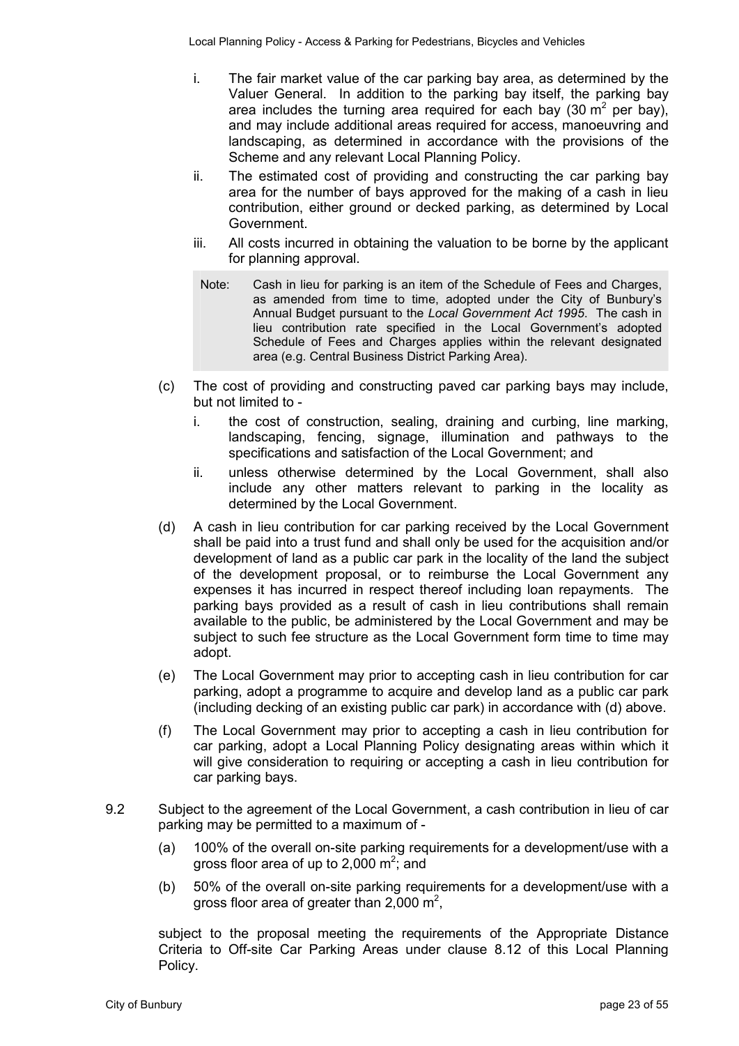i. The fair market value of the car parking bay area, as determined by the Valuer General. In addition to the parking bay itself, the parking bay area includes the turning area required for each bay (30 $m^2$ per bay), and may include additional areas required for access, manoeuvring and landscaping, as determined in accordance with the provisions of the Scheme and any relevant Local Planning Policy.

ii. The estimated cost of providing and constructing the car parking bay area for the number of bays approved for the making of a cash in lieu contribution, either ground or decked parking, as determined by Local Government.

iii. All costs incurred in obtaining the valuation to be borne by the applicant for planning approval.

> Note: Cash in lieu for parking is an item of the Schedule of Fees and Charges, as amended from time to time, adopted under the City of Bunbury's Annual Budget pursuant to the *Local Government Act 1995*. The cash in lieu contribution rate specified in the Local Government's adopted Schedule of Fees and Charges applies within the relevant designated area (e.g. Central Business District Parking Area).

(c) The cost of providing and constructing paved car parking bays may include, but not limited to -

i. the cost of construction, sealing, draining and curbing, line marking, landscaping, fencing, signage, illumination and pathways to the specifications and satisfaction of the Local Government; and

ii. unless otherwise determined by the Local Government, shall also include any other matters relevant to parking in the locality as determined by the Local Government.

(d) A cash in lieu contribution for car parking received by the Local Government shall be paid into a trust fund and shall only be used for the acquisition and/or development of land as a public car park in the locality of the land the subject of the development proposal, or to reimburse the Local Government any expenses it has incurred in respect thereof including loan repayments. The parking bays provided as a result of cash in lieu contributions shall remain available to the public, be administered by the Local Government and may be subject to such fee structure as the Local Government form time to time may adopt.

(e) The Local Government may prior to accepting cash in lieu contribution for car parking, adopt a programme to acquire and develop land as a public car park (including decking of an existing public car park) in accordance with (d) above.

(f) The Local Government may prior to accepting a cash in lieu contribution for car parking, adopt a Local Planning Policy designating areas within which it will give consideration to requiring or accepting a cash in lieu contribution for car parking bays.

9.2 Subject to the agreement of the Local Government, a cash contribution in lieu of car parking may be permitted to a maximum of -

(a) 100% of the overall on-site parking requirements for a development/use with a gross floor area of up to 2,000 $m^2$; and

(b) 50% of the overall on-site parking requirements for a development/use with a gross floor area of greater than 2,000 $m^2$,

subject to the proposal meeting the requirements of the Appropriate Distance Criteria to Off-site Car Parking Areas under clause 8.12 of this Local Planning Policy.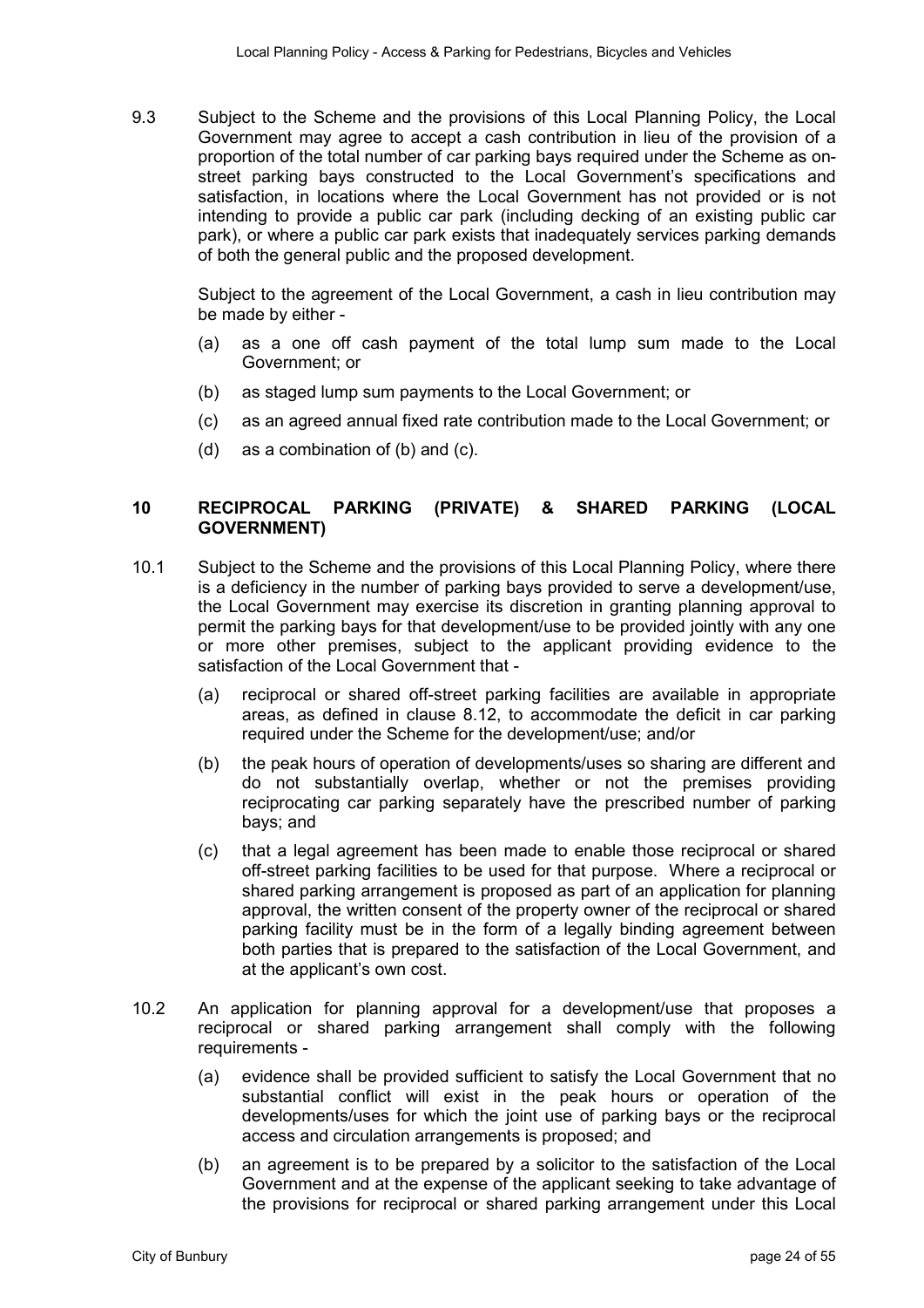9.3 Subject to the Scheme and the provisions of this Local Planning Policy, the Local Government may agree to accept a cash contribution in lieu of the provision of a proportion of the total number of car parking bays required under the Scheme as on-street parking bays constructed to the Local Government's specifications and satisfaction, in locations where the Local Government has not provided or is not intending to provide a public car park (including decking of an existing public car park), or where a public car park exists that inadequately services parking demands of both the general public and the proposed development.

Subject to the agreement of the Local Government, a cash in lieu contribution may be made by either -

(a) as a one off cash payment of the total lump sum made to the Local Government; or

(b) as staged lump sum payments to the Local Government; or

(c) as an agreed annual fixed rate contribution made to the Local Government; or

(d) as a combination of (b) and (c).

## 10 RECIPROCAL PARKING (PRIVATE) & SHARED PARKING (LOCAL GOVERNMENT)

10.1 Subject to the Scheme and the provisions of this Local Planning Policy, where there is a deficiency in the number of parking bays provided to serve a development/use, the Local Government may exercise its discretion in granting planning approval to permit the parking bays for that development/use to be provided jointly with any one or more other premises, subject to the applicant providing evidence to the satisfaction of the Local Government that -

(a) reciprocal or shared off-street parking facilities are available in appropriate areas, as defined in clause 8.12, to accommodate the deficit in car parking required under the Scheme for the development/use; and/or

(b) the peak hours of operation of developments/uses so sharing are different and do not substantially overlap, whether or not the premises providing reciprocating car parking separately have the prescribed number of parking bays; and

(c) that a legal agreement has been made to enable those reciprocal or shared off-street parking facilities to be used for that purpose. Where a reciprocal or shared parking arrangement is proposed as part of an application for planning approval, the written consent of the property owner of the reciprocal or shared parking facility must be in the form of a legally binding agreement between both parties that is prepared to the satisfaction of the Local Government, and at the applicant's own cost.

10.2 An application for planning approval for a development/use that proposes a reciprocal or shared parking arrangement shall comply with the following requirements -

(a) evidence shall be provided sufficient to satisfy the Local Government that no substantial conflict will exist in the peak hours or operation of the developments/uses for which the joint use of parking bays or the reciprocal access and circulation arrangements is proposed; and

(b) an agreement is to be prepared by a solicitor to the satisfaction of the Local Government and at the expense of the applicant seeking to take advantage of the provisions for reciprocal or shared parking arrangement under this Local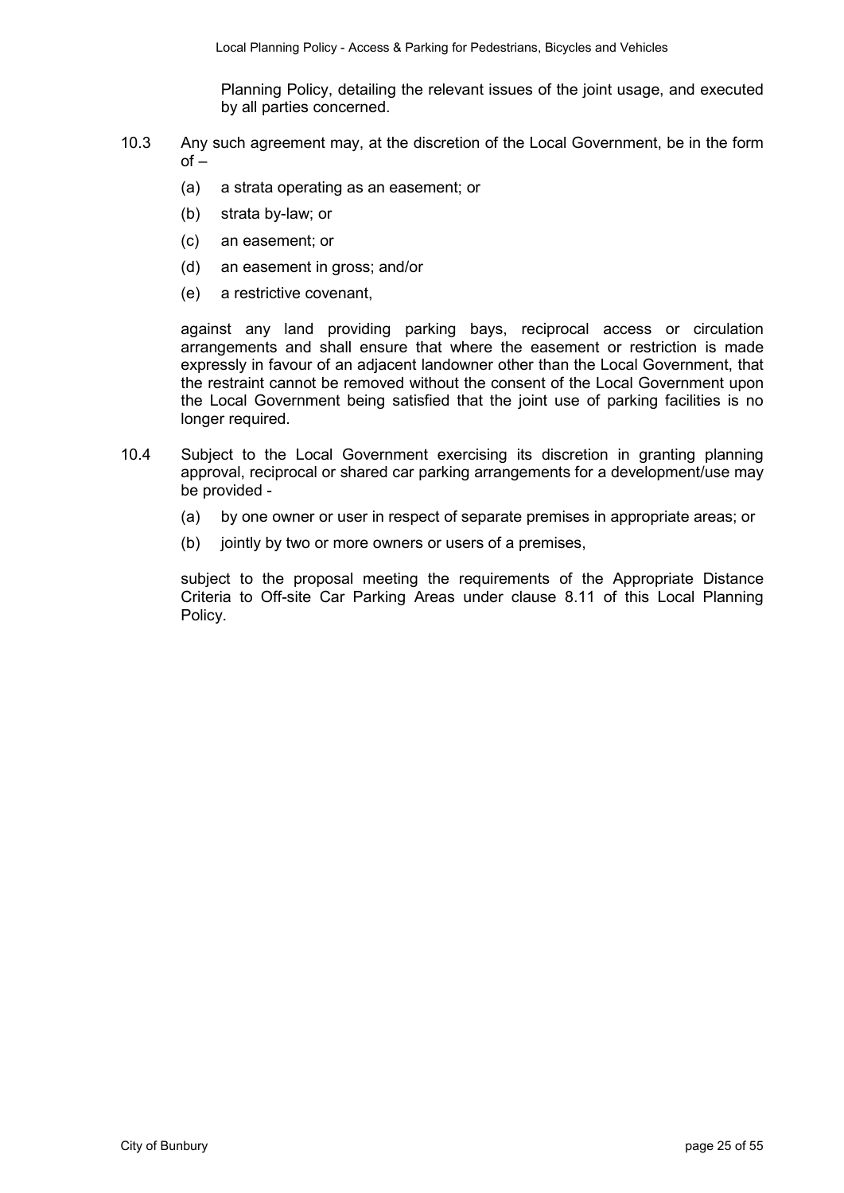Planning Policy, detailing the relevant issues of the joint usage, and executed by all parties concerned.

10.3 Any such agreement may, at the discretion of the Local Government, be in the form of –

(a) a strata operating as an easement; or

(b) strata by-law; or

(c) an easement; or

(d) an easement in gross; and/or

(e) a restrictive covenant,

against any land providing parking bays, reciprocal access or circulation arrangements and shall ensure that where the easement or restriction is made expressly in favour of an adjacent landowner other than the Local Government, that the restraint cannot be removed without the consent of the Local Government upon the Local Government being satisfied that the joint use of parking facilities is no longer required.

10.4 Subject to the Local Government exercising its discretion in granting planning approval, reciprocal or shared car parking arrangements for a development/use may be provided -

(a) by one owner or user in respect of separate premises in appropriate areas; or

(b) jointly by two or more owners or users of a premises,

subject to the proposal meeting the requirements of the Appropriate Distance Criteria to Off-site Car Parking Areas under clause 8.11 of this Local Planning Policy.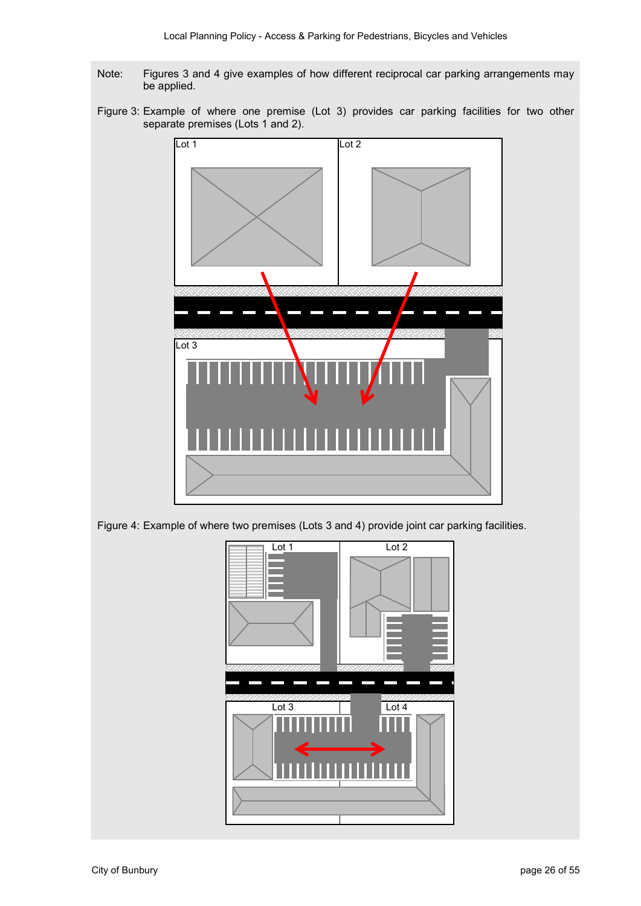Note: Figures 3 and 4 give examples of how different reciprocal car parking arrangements may be applied.

Figure 3: Example of where one premise (Lot 3) provides car parking facilities for two other separate premises (Lots 1 and 2).

Figure 4: Example of where two premises (Lots 3 and 4) provide joint car parking facilities.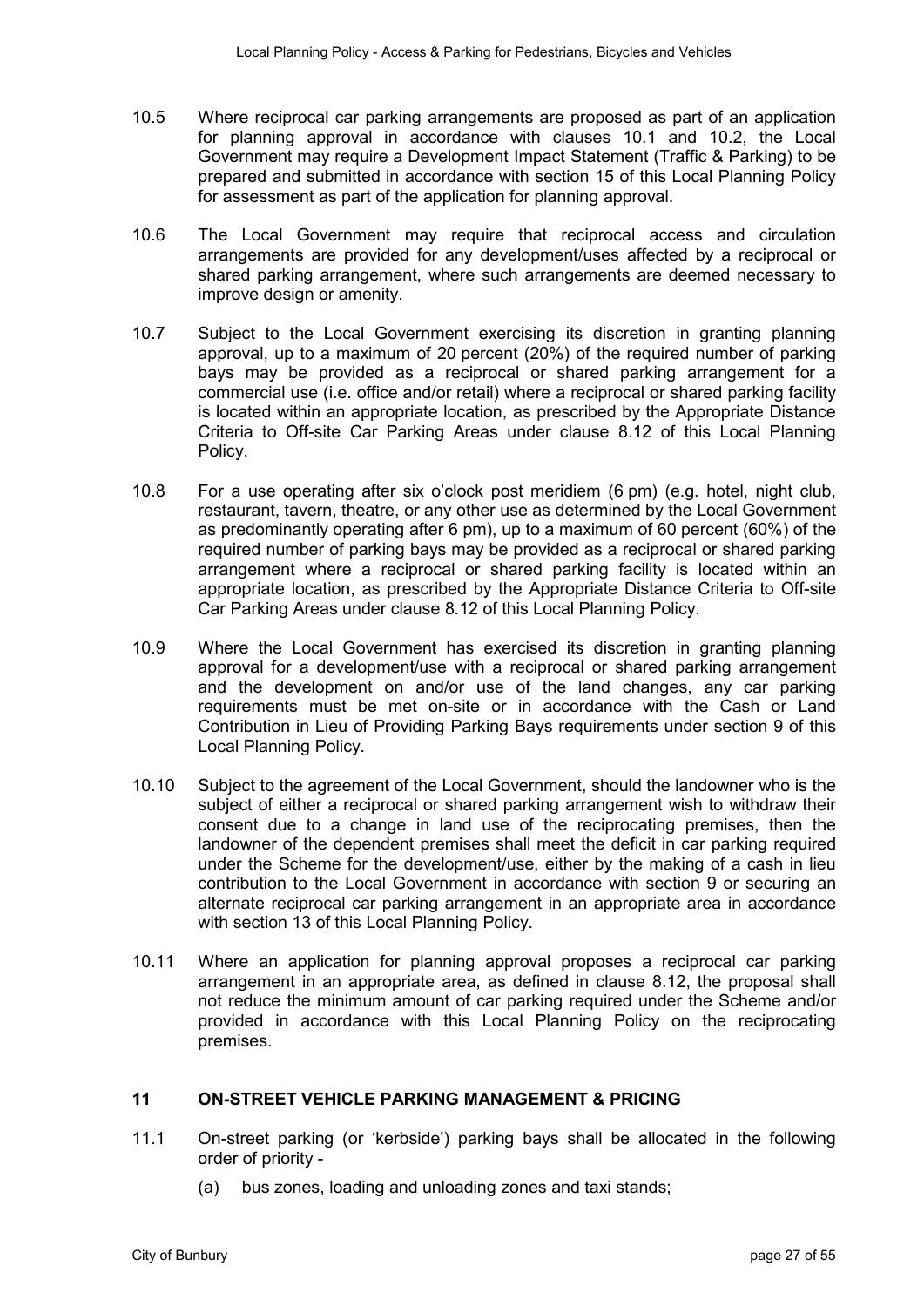10.5 Where reciprocal car parking arrangements are proposed as part of an application for planning approval in accordance with clauses 10.1 and 10.2, the Local Government may require a Development Impact Statement (Traffic & Parking) to be prepared and submitted in accordance with section 15 of this Local Planning Policy for assessment as part of the application for planning approval.

10.6 The Local Government may require that reciprocal access and circulation arrangements are provided for any development/uses affected by a reciprocal or shared parking arrangement, where such arrangements are deemed necessary to improve design or amenity.

10.7 Subject to the Local Government exercising its discretion in granting planning approval, up to a maximum of 20 percent (20%) of the required number of parking bays may be provided as a reciprocal or shared parking arrangement for a commercial use (i.e. office and/or retail) where a reciprocal or shared parking facility is located within an appropriate location, as prescribed by the Appropriate Distance Criteria to Off-site Car Parking Areas under clause 8.12 of this Local Planning Policy.

10.8 For a use operating after six o'clock post meridiem (6 pm) (e.g. hotel, night club, restaurant, tavern, theatre, or any other use as determined by the Local Government as predominantly operating after 6 pm), up to a maximum of 60 percent (60%) of the required number of parking bays may be provided as a reciprocal or shared parking arrangement where a reciprocal or shared parking facility is located within an appropriate location, as prescribed by the Appropriate Distance Criteria to Off-site Car Parking Areas under clause 8.12 of this Local Planning Policy.

10.9 Where the Local Government has exercised its discretion in granting planning approval for a development/use with a reciprocal or shared parking arrangement and the development on and/or use of the land changes, any car parking requirements must be met on-site or in accordance with the Cash or Land Contribution in Lieu of Providing Parking Bays requirements under section 9 of this Local Planning Policy.

10.10 Subject to the agreement of the Local Government, should the landowner who is the subject of either a reciprocal or shared parking arrangement wish to withdraw their consent due to a change in land use of the reciprocating premises, then the landowner of the dependent premises shall meet the deficit in car parking required under the Scheme for the development/use, either by the making of a cash in lieu contribution to the Local Government in accordance with section 9 or securing an alternate reciprocal car parking arrangement in an appropriate area in accordance with section 13 of this Local Planning Policy.

10.11 Where an application for planning approval proposes a reciprocal car parking arrangement in an appropriate area, as defined in clause 8.12, the proposal shall not reduce the minimum amount of car parking required under the Scheme and/or provided in accordance with this Local Planning Policy on the reciprocating premises.

## 11 ON-STREET VEHICLE PARKING MANAGEMENT & PRICING

11.1 On-street parking (or 'kerbside') parking bays shall be allocated in the following order of priority -

(a) bus zones, loading and unloading zones and taxi stands;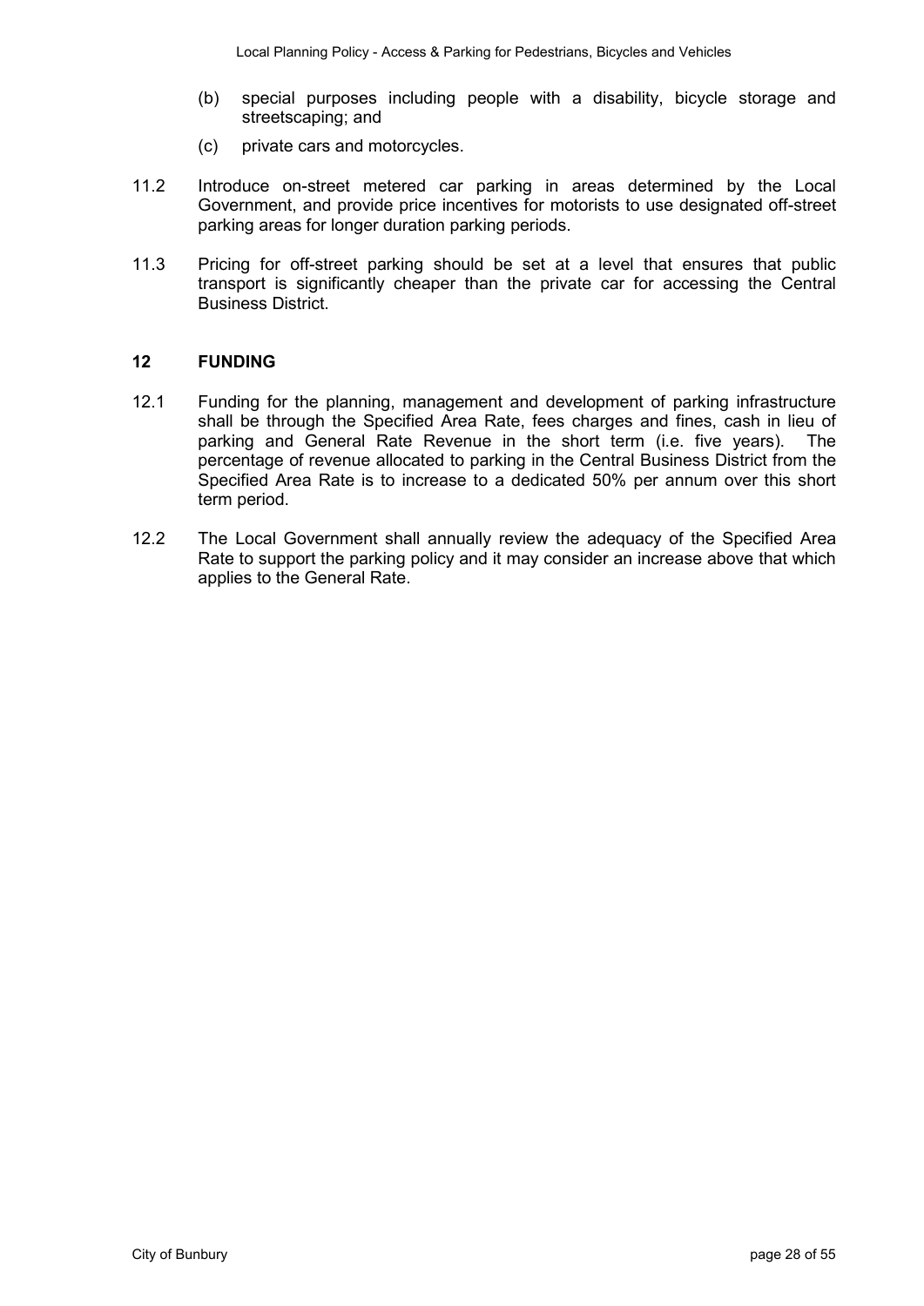(b) special purposes including people with a disability, bicycle storage and streetscaping; and

(c) private cars and motorcycles.

11.2 Introduce on-street metered car parking in areas determined by the Local Government, and provide price incentives for motorists to use designated off-street parking areas for longer duration parking periods.

11.3 Pricing for off-street parking should be set at a level that ensures that public transport is significantly cheaper than the private car for accessing the Central Business District.

## 12 FUNDING

12.1 Funding for the planning, management and development of parking infrastructure shall be through the Specified Area Rate, fees charges and fines, cash in lieu of parking and General Rate Revenue in the short term (i.e. five years). The percentage of revenue allocated to parking in the Central Business District from the Specified Area Rate is to increase to a dedicated 50% per annum over this short term period.

12.2 The Local Government shall annually review the adequacy of the Specified Area Rate to support the parking policy and it may consider an increase above that which applies to the General Rate.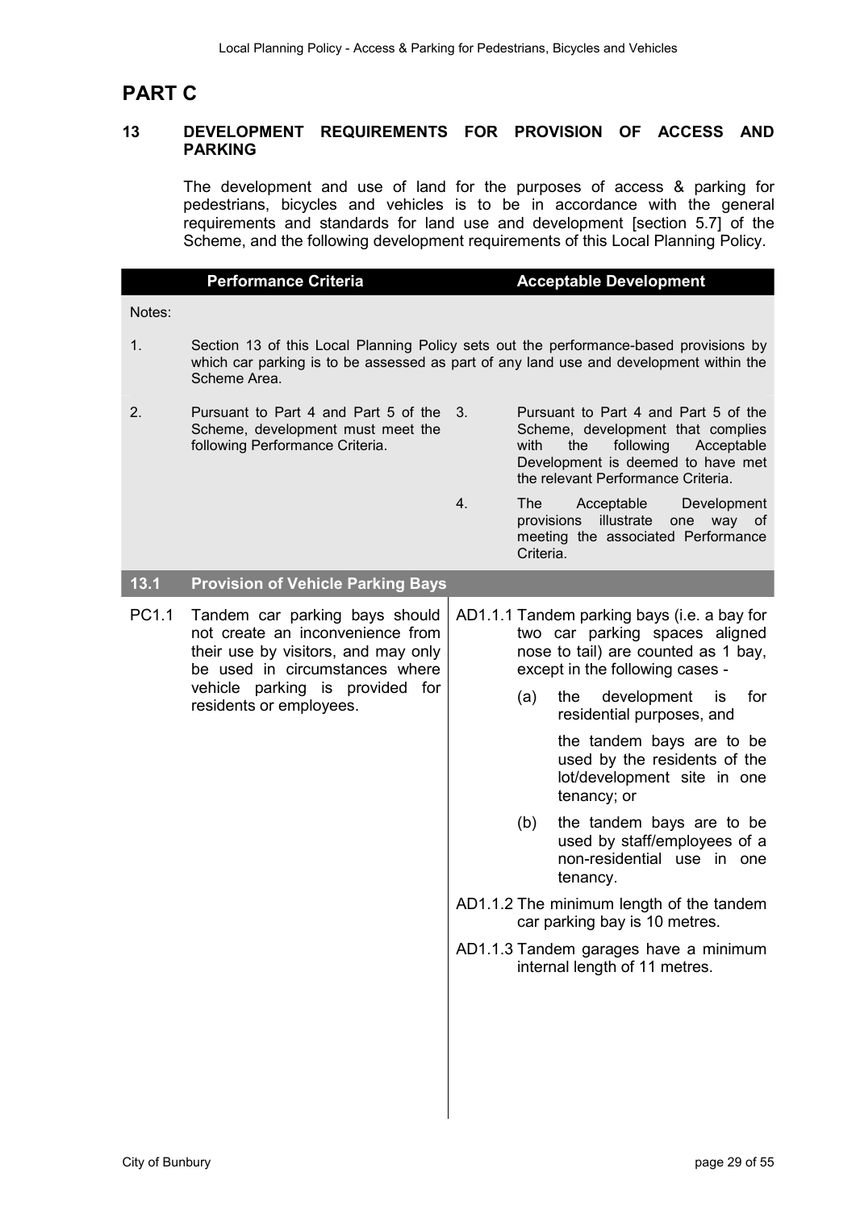# PART C

## 13 DEVELOPMENT REQUIREMENTS FOR PROVISION OF ACCESS AND PARKING

The development and use of land for the purposes of access & parking for pedestrians, bicycles and vehicles is to be in accordance with the general requirements and standards for land use and development [section 5.7] of the Scheme, and the following development requirements of this Local Planning Policy.

| | Performance Criteria | Acceptable Development |
|---|---|---|
| Notes: | | |
| 1. | Section 13 of this Local Planning Policy sets out the performance-based provisions by which car parking is to be assessed as part of any land use and development within the Scheme Area. | |
| 2. | Pursuant to Part 4 and Part 5 of the Scheme, development must meet the following Performance Criteria. | 3. Pursuant to Part 4 and Part 5 of the Scheme, development that complies with the following Acceptable Development is deemed to have met the relevant Performance Criteria.<br><br>4. The Acceptable Development provisions illustrate one way of meeting the associated Performance Criteria. |
| **13.1** | **Provision of Vehicle Parking Bays** | |
| PC1.1 | Tandem car parking bays should not create an inconvenience from their use by visitors, and may only be used in circumstances where vehicle parking is provided for residents or employees. | AD1.1.1 Tandem parking bays (i.e. a bay for two car parking spaces aligned nose to tail) are counted as 1 bay, except in the following cases -<br><br>(a) the development is for residential purposes, and<br><br>the tandem bays are to be used by the residents of the lot/development site in one tenancy; or<br><br>(b) the tandem bays are to be used by staff/employees of a non-residential use in one tenancy.<br><br>AD1.1.2 The minimum length of the tandem car parking bay is 10 metres.<br><br>AD1.1.3 Tandem garages have a minimum internal length of 11 metres. |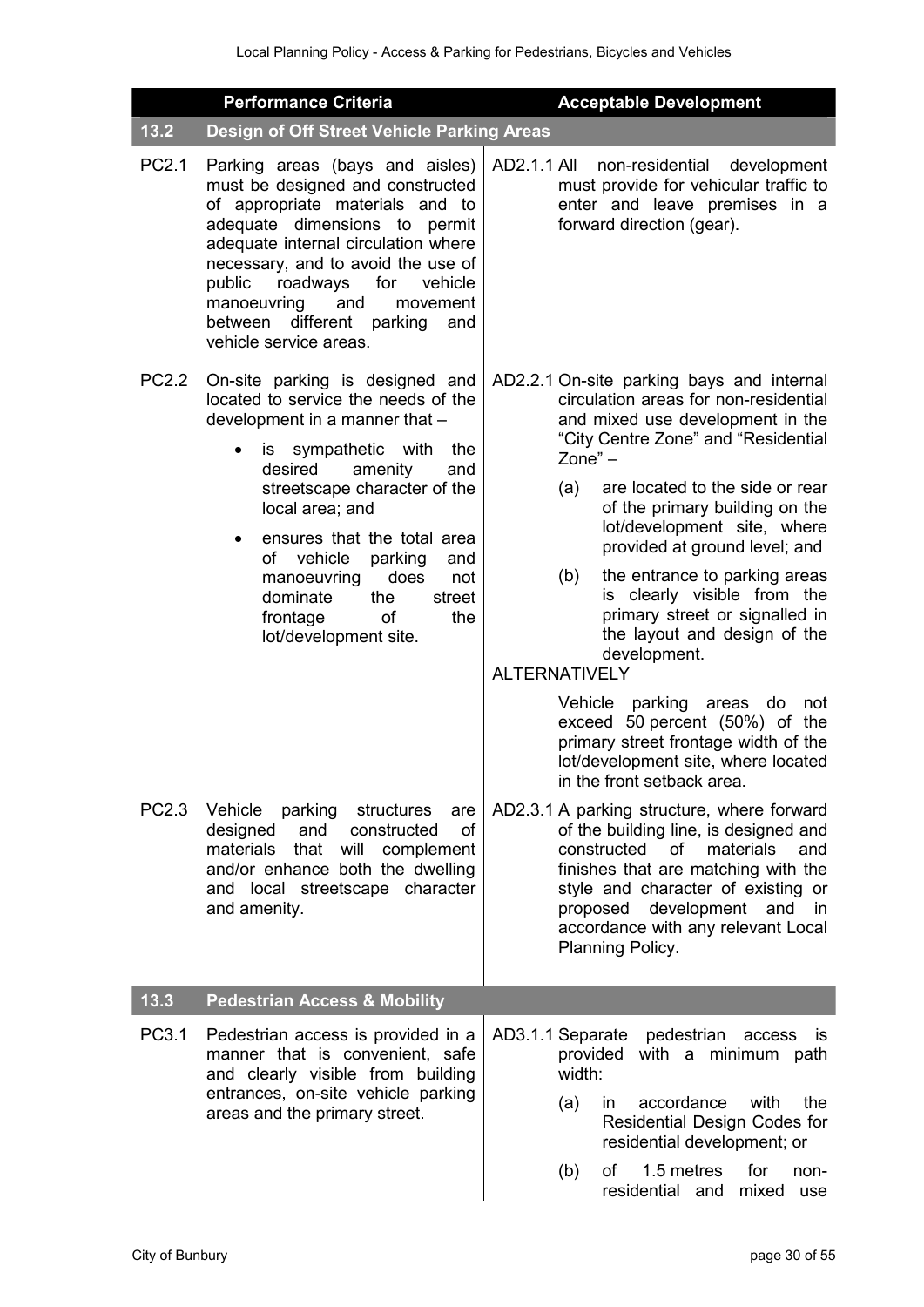| | Performance Criteria | Acceptable Development |
|---|---|---|
| **13.2** | **Design of Off Street Vehicle Parking Areas** | |
| PC2.1 | Parking areas (bays and aisles) must be designed and constructed of appropriate materials and to adequate dimensions to permit adequate internal circulation where necessary, and to avoid the use of public roadways for vehicle manoeuvring and movement between different parking and vehicle service areas. | AD2.1.1 All non-residential development must provide for vehicular traffic to enter and leave premises in a forward direction (gear). |
| PC2.2 | On-site parking is designed and located to service the needs of the development in a manner that –<br>• is sympathetic with the desired amenity and streetscape character of the local area; and<br>• ensures that the total area of vehicle parking and manoeuvring does not dominate the street frontage of the lot/development site. | AD2.2.1 On-site parking bays and internal circulation areas for non-residential and mixed use development in the "City Centre Zone" and "Residential Zone" –<br>(a) are located to the side or rear of the primary building on the lot/development site, where provided at ground level; and<br>(b) the entrance to parking areas is clearly visible from the primary street or signalled in the layout and design of the development.<br>ALTERNATIVELY<br>Vehicle parking areas do not exceed 50 percent (50%) of the primary street frontage width of the lot/development site, where located in the front setback area. |
| PC2.3 | Vehicle parking structures are designed and constructed of materials that will complement and/or enhance both the dwelling and local streetscape character and amenity. | AD2.3.1 A parking structure, where forward of the building line, is designed and constructed of materials and finishes that are matching with the style and character of existing or proposed development and in accordance with any relevant Local Planning Policy. |
| **13.3** | **Pedestrian Access & Mobility** | |
| PC3.1 | Pedestrian access is provided in a manner that is convenient, safe and clearly visible from building entrances, on-site vehicle parking areas and the primary street. | AD3.1.1 Separate pedestrian access is provided with a minimum path width:<br>(a) in accordance with the Residential Design Codes for residential development; or<br>(b) of 1.5 metres for non-residential and mixed use |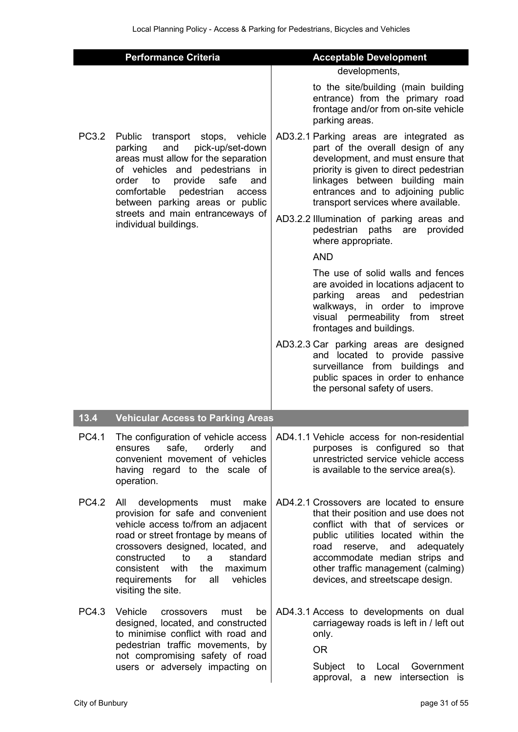| Performance Criteria | | Acceptable Development |
|---|---|---|
| | | developments,<br><br>to the site/building (main building entrance) from the primary road frontage and/or from on-site vehicle parking areas. |
| PC3.2 | Public transport stops, vehicle parking and pick-up/set-down areas must allow for the separation of vehicles and pedestrians in order to provide safe and comfortable pedestrian access between parking areas or public streets and main entranceways of individual buildings. | AD3.2.1 Parking areas are integrated as part of the overall design of any development, and must ensure that priority is given to direct pedestrian linkages between building main entrances and to adjoining public transport services where available.<br><br>AD3.2.2 Illumination of parking areas and pedestrian paths are provided where appropriate.<br><br>AND<br><br>The use of solid walls and fences are avoided in locations adjacent to parking areas and pedestrian walkways, in order to improve visual permeability from street frontages and buildings.<br><br>AD3.2.3 Car parking areas are designed and located to provide passive surveillance from buildings and public spaces in order to enhance the personal safety of users. |
| **13.4** | **Vehicular Access to Parking Areas** | |
| PC4.1 | The configuration of vehicle access ensures safe, orderly and convenient movement of vehicles having regard to the scale of operation. | AD4.1.1 Vehicle access for non-residential purposes is configured so that unrestricted service vehicle access is available to the service area(s). |
| PC4.2 | All developments must make provision for safe and convenient vehicle access to/from an adjacent road or street frontage by means of crossovers designed, located, and constructed to a standard consistent with the maximum requirements for all vehicles visiting the site. | AD4.2.1 Crossovers are located to ensure that their position and use does not conflict with that of services or public utilities located within the road reserve, and adequately accommodate median strips and other traffic management (calming) devices, and streetscape design. |
| PC4.3 | Vehicle crossovers must be designed, located, and constructed to minimise conflict with road and pedestrian traffic movements, by not compromising safety of road users or adversely impacting on | AD4.3.1 Access to developments on dual carriageway roads is left in / left out only.<br><br>OR<br><br>Subject to Local Government approval, a new intersection is |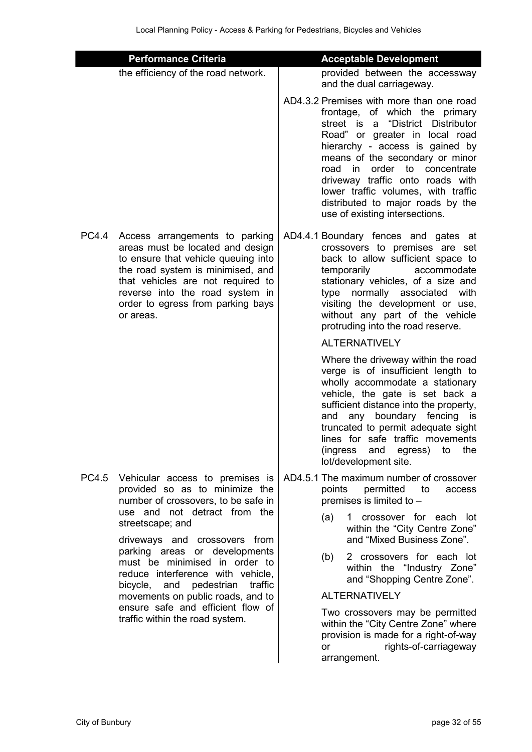| Performance Criteria | | Acceptable Development | |
|---|---|---|---|
| | the efficiency of the road network. | | provided between the accessway and the dual carriageway. |
| | | AD4.3.2 | Premises with more than one road frontage, of which the primary street is a "District Distributor Road" or greater in local road hierarchy - access is gained by means of the secondary or minor road in order to concentrate driveway traffic onto roads with lower traffic volumes, with traffic distributed to major roads by the use of existing intersections. |
| PC4.4 | Access arrangements to parking areas must be located and design to ensure that vehicle queuing into the road system is minimised, and that vehicles are not required to reverse into the road system in order to egress from parking bays or areas. | AD4.4.1 | Boundary fences and gates at crossovers to premises are set back to allow sufficient space to temporarily accommodate stationary vehicles, of a size and type normally associated with visiting the development or use, without any part of the vehicle protruding into the road reserve.<br><br>ALTERNATIVELY<br><br>Where the driveway within the road verge is of insufficient length to wholly accommodate a stationary vehicle, the gate is set back a sufficient distance into the property, and any boundary fencing is truncated to permit adequate sight lines for safe traffic movements (ingress and egress) to the lot/development site. |
| PC4.5 | Vehicular access to premises is provided so as to minimize the number of crossovers, to be safe in use and not detract from the streetscape; and<br><br>driveways and crossovers from parking areas or developments must be minimised in order to reduce interference with vehicle, bicycle, and pedestrian traffic movements on public roads, and to ensure safe and efficient flow of traffic within the road system. | AD4.5.1 | The maximum number of crossover points permitted to access premises is limited to –<br><br>(a) 1 crossover for each lot within the "City Centre Zone" and "Mixed Business Zone".<br><br>(b) 2 crossovers for each lot within the "Industry Zone" and "Shopping Centre Zone".<br><br>ALTERNATIVELY<br><br>Two crossovers may be permitted within the "City Centre Zone" where provision is made for a right-of-way or rights-of-carriageway arrangement. |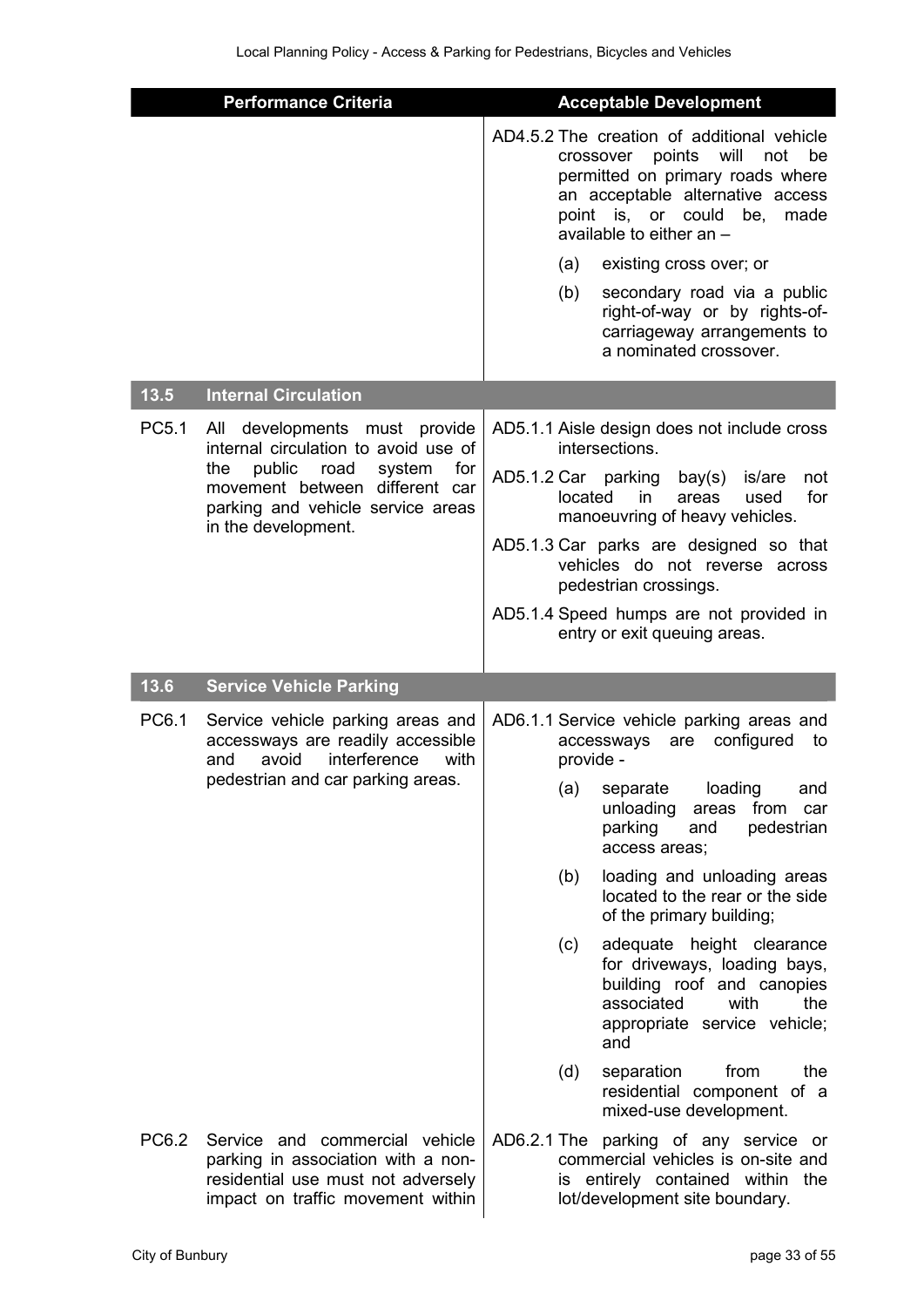| Performance Criteria | Acceptable Development |
|---|---|
| | AD4.5.2 The creation of additional vehicle crossover points will not be permitted on primary roads where an acceptable alternative access point is, or could be, made available to either an –<br>(a) existing cross over; or<br>(b) secondary road via a public right-of-way or by rights-of-carriageway arrangements to a nominated crossover. |
| **13.5 Internal Circulation** | |
| PC5.1 All developments must provide internal circulation to avoid use of the public road system for movement between different car parking and vehicle service areas in the development. | AD5.1.1 Aisle design does not include cross intersections.<br>AD5.1.2 Car parking bay(s) is/are not located in areas used for manoeuvring of heavy vehicles.<br>AD5.1.3 Car parks are designed so that vehicles do not reverse across pedestrian crossings.<br>AD5.1.4 Speed humps are not provided in entry or exit queuing areas. |
| **13.6 Service Vehicle Parking** | |
| PC6.1 Service vehicle parking areas and accessways are readily accessible and avoid interference with pedestrian and car parking areas. | AD6.1.1 Service vehicle parking areas and accessways are configured to provide -<br>(a) separate loading and unloading areas from car parking and pedestrian access areas;<br>(b) loading and unloading areas located to the rear or the side of the primary building;<br>(c) adequate height clearance for driveways, loading bays, building roof and canopies associated with the appropriate service vehicle; and<br>(d) separation from the residential component of a mixed-use development. |
| PC6.2 Service and commercial vehicle parking in association with a non-residential use must not adversely impact on traffic movement within | AD6.2.1 The parking of any service or commercial vehicles is on-site and is entirely contained within the lot/development site boundary. |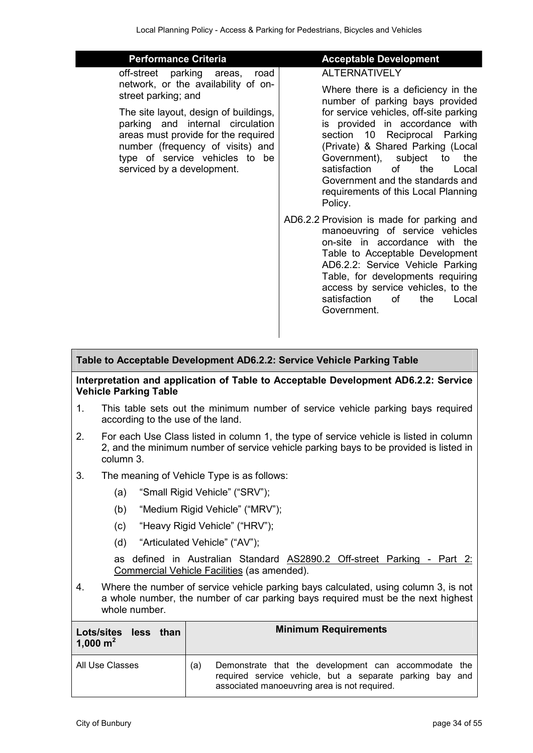| Performance Criteria | Acceptable Development |
|---|---|
| off-street parking areas, road network, or the availability of on-street parking; and<br><br>The site layout, design of buildings, parking and internal circulation areas must provide for the required number (frequency of visits) and type of service vehicles to be serviced by a development. | ALTERNATIVELY<br><br>Where there is a deficiency in the number of parking bays provided for service vehicles, off-site parking is provided in accordance with section 10 Reciprocal Parking (Private) & Shared Parking (Local Government), subject to the satisfaction of the Local Government and the standards and requirements of this Local Planning Policy.<br><br>AD6.2.2 Provision is made for parking and manoeuvring of service vehicles on-site in accordance with the Table to Acceptable Development AD6.2.2: Service Vehicle Parking Table, for developments requiring access by service vehicles, to the satisfaction of the Local Government. |

**Table to Acceptable Development AD6.2.2: Service Vehicle Parking Table**

**Interpretation and application of Table to Acceptable Development AD6.2.2: Service Vehicle Parking Table**

1. This table sets out the minimum number of service vehicle parking bays required according to the use of the land.
2. For each Use Class listed in column 1, the type of service vehicle is listed in column 2, and the minimum number of service vehicle parking bays to be provided is listed in column 3.
3. The meaning of Vehicle Type is as follows:
   - (a) "Small Rigid Vehicle" ("SRV");
   - (b) "Medium Rigid Vehicle" ("MRV");
   - (c) "Heavy Rigid Vehicle" ("HRV");
   - (d) "Articulated Vehicle" ("AV");

   as defined in Australian Standard AS2890.2 Off-street Parking - Part 2: Commercial Vehicle Facilities (as amended).
4. Where the number of service vehicle parking bays calculated, using column 3, is not a whole number, the number of car parking bays required must be the next highest whole number.

| Lots/sites less than 1,000 $m^2$ | Minimum Requirements |
|---|---|
| All Use Classes | (a) Demonstrate that the development can accommodate the required service vehicle, but a separate parking bay and associated manoeuvring area is not required. |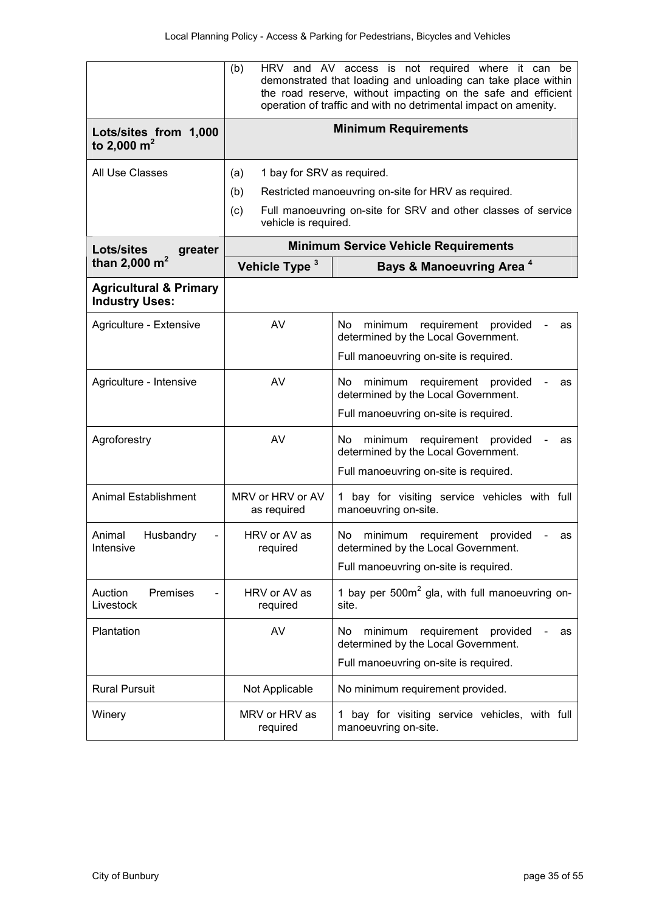| | | |
|---|---|---|
| | (b) HRV and AV access is not required where it can be demonstrated that loading and unloading can take place within the road reserve, without impacting on the safe and efficient operation of traffic and with no detrimental impact on amenity. | |
| **Lots/sites from 1,000 to 2,000 m²** | **Minimum Requirements** | |
| All Use Classes | (a) 1 bay for SRV as required.<br>(b) Restricted manoeuvring on-site for HRV as required.<br>(c) Full manoeuvring on-site for SRV and other classes of service vehicle is required. | |
| **Lots/sites greater than 2,000 m²** | **Minimum Service Vehicle Requirements** | |
| | **Vehicle Type [3]** | **Bays & Manoeuvring Area [4]** |
| **Agricultural & Primary Industry Uses:** | | |
| Agriculture - Extensive | AV | No minimum requirement provided - as determined by the Local Government.<br>Full manoeuvring on-site is required. |
| Agriculture - Intensive | AV | No minimum requirement provided - as determined by the Local Government.<br>Full manoeuvring on-site is required. |
| Agroforestry | AV | No minimum requirement provided - as determined by the Local Government.<br>Full manoeuvring on-site is required. |
| Animal Establishment | MRV or HRV or AV as required | 1 bay for visiting service vehicles with full manoeuvring on-site. |
| Animal Husbandry - Intensive | HRV or AV as required | No minimum requirement provided - as determined by the Local Government.<br>Full manoeuvring on-site is required. |
| Auction Premises - Livestock | HRV or AV as required | 1 bay per 500m² gla, with full manoeuvring on-site. |
| Plantation | AV | No minimum requirement provided - as determined by the Local Government.<br>Full manoeuvring on-site is required. |
| Rural Pursuit | Not Applicable | No minimum requirement provided. |
| Winery | MRV or HRV as required | 1 bay for visiting service vehicles, with full manoeuvring on-site. |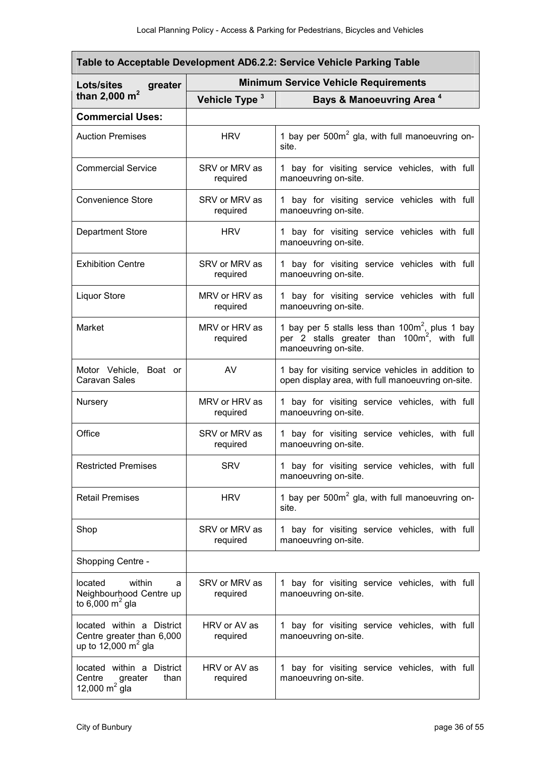| Table to Acceptable Development AD6.2.2: Service Vehicle Parking Table | | |
|---|---|---|
| **Lots/sites greater than 2,000 $m^2$** | **Minimum Service Vehicle Requirements** | |
| | **Vehicle Type [3]** | **Bays & Manoeuvring Area [4]** |
| **Commercial Uses:** | | |
| Auction Premises | HRV | 1 bay per $500m^2$ gla, with full manoeuvring on-site. |
| Commercial Service | SRV or MRV as required | 1 bay for visiting service vehicles, with full manoeuvring on-site. |
| Convenience Store | SRV or MRV as required | 1 bay for visiting service vehicles with full manoeuvring on-site. |
| Department Store | HRV | 1 bay for visiting service vehicles with full manoeuvring on-site. |
| Exhibition Centre | SRV or MRV as required | 1 bay for visiting service vehicles with full manoeuvring on-site. |
| Liquor Store | MRV or HRV as required | 1 bay for visiting service vehicles with full manoeuvring on-site. |
| Market | MRV or HRV as required | 1 bay per 5 stalls less than $100m^2$, plus 1 bay per 2 stalls greater than $100m^2$, with full manoeuvring on-site. |
| Motor Vehicle, Boat or Caravan Sales | AV | 1 bay for visiting service vehicles in addition to open display area, with full manoeuvring on-site. |
| Nursery | MRV or HRV as required | 1 bay for visiting service vehicles, with full manoeuvring on-site. |
| Office | SRV or MRV as required | 1 bay for visiting service vehicles, with full manoeuvring on-site. |
| Restricted Premises | SRV | 1 bay for visiting service vehicles, with full manoeuvring on-site. |
| Retail Premises | HRV | 1 bay per $500m^2$ gla, with full manoeuvring on-site. |
| Shop | SRV or MRV as required | 1 bay for visiting service vehicles, with full manoeuvring on-site. |
| Shopping Centre - | | |
| located within a Neighbourhood Centre up to 6,000 $m^2$ gla | SRV or MRV as required | 1 bay for visiting service vehicles, with full manoeuvring on-site. |
| located within a District Centre greater than 6,000 up to 12,000 $m^2$ gla | HRV or AV as required | 1 bay for visiting service vehicles, with full manoeuvring on-site. |
| located within a District Centre greater than 12,000 $m^2$ gla | HRV or AV as required | 1 bay for visiting service vehicles, with full manoeuvring on-site. |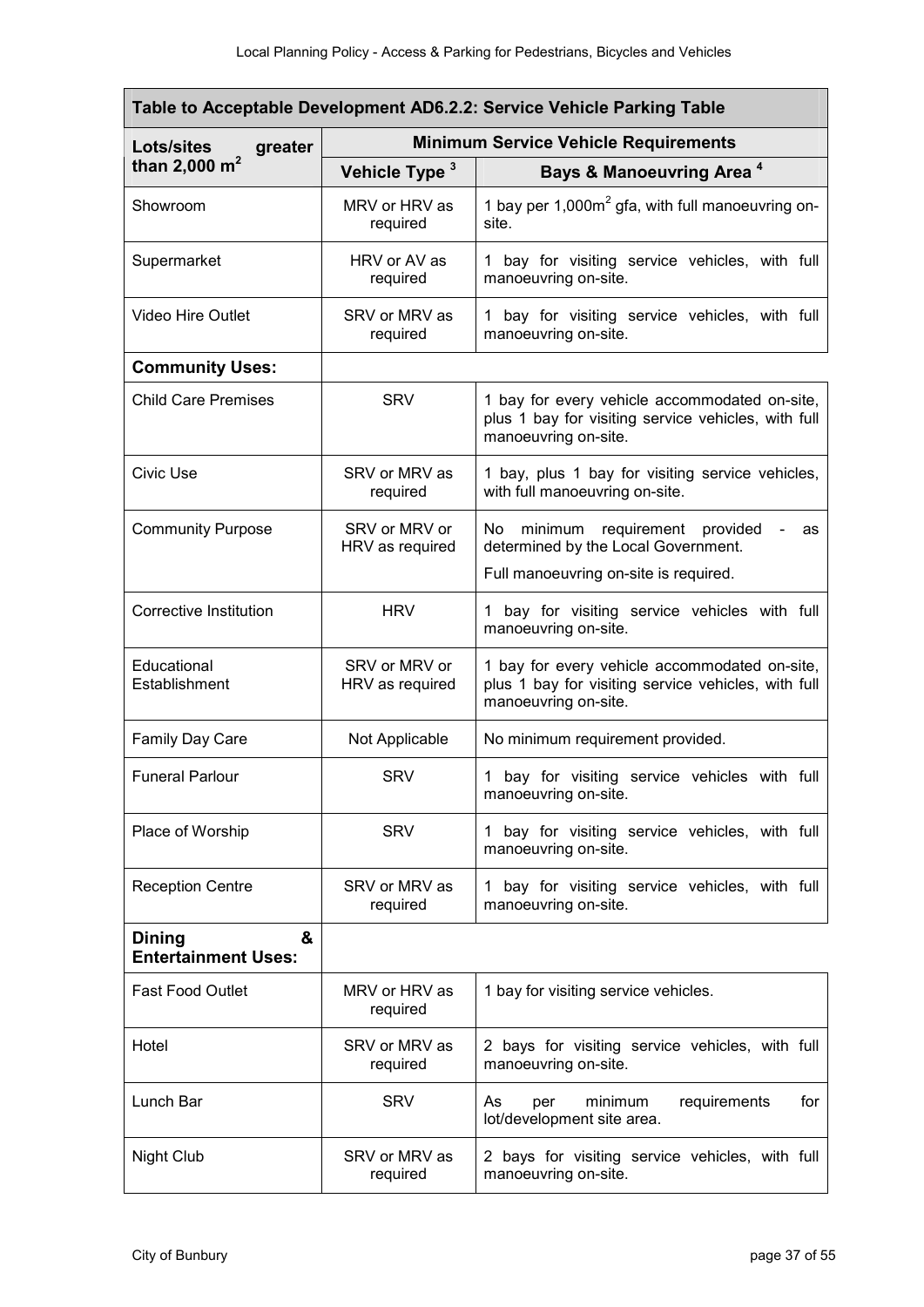| Table to Acceptable Development AD6.2.2: Service Vehicle Parking Table | | |
|---|---|---|
| **Lots/sites greater than 2,000 $m^2$** | **Minimum Service Vehicle Requirements** | |
| | **Vehicle Type [3]** | **Bays & Manoeuvring Area [4]** |
| Showroom | MRV or HRV as required | 1 bay per 1,000$m^2$ gfa, with full manoeuvring on-site. |
| Supermarket | HRV or AV as required | 1 bay for visiting service vehicles, with full manoeuvring on-site. |
| Video Hire Outlet | SRV or MRV as required | 1 bay for visiting service vehicles, with full manoeuvring on-site. |
| **Community Uses:** | | |
| Child Care Premises | SRV | 1 bay for every vehicle accommodated on-site, plus 1 bay for visiting service vehicles, with full manoeuvring on-site. |
| Civic Use | SRV or MRV as required | 1 bay, plus 1 bay for visiting service vehicles, with full manoeuvring on-site. |
| Community Purpose | SRV or MRV or HRV as required | No minimum requirement provided - as determined by the Local Government. Full manoeuvring on-site is required. |
| Corrective Institution | HRV | 1 bay for visiting service vehicles with full manoeuvring on-site. |
| Educational Establishment | SRV or MRV or HRV as required | 1 bay for every vehicle accommodated on-site, plus 1 bay for visiting service vehicles, with full manoeuvring on-site. |
| Family Day Care | Not Applicable | No minimum requirement provided. |
| Funeral Parlour | SRV | 1 bay for visiting service vehicles with full manoeuvring on-site. |
| Place of Worship | SRV | 1 bay for visiting service vehicles, with full manoeuvring on-site. |
| Reception Centre | SRV or MRV as required | 1 bay for visiting service vehicles, with full manoeuvring on-site. |
| **Dining & Entertainment Uses:** | | |
| Fast Food Outlet | MRV or HRV as required | 1 bay for visiting service vehicles. |
| Hotel | SRV or MRV as required | 2 bays for visiting service vehicles, with full manoeuvring on-site. |
| Lunch Bar | SRV | As per minimum requirements for lot/development site area. |
| Night Club | SRV or MRV as required | 2 bays for visiting service vehicles, with full manoeuvring on-site. |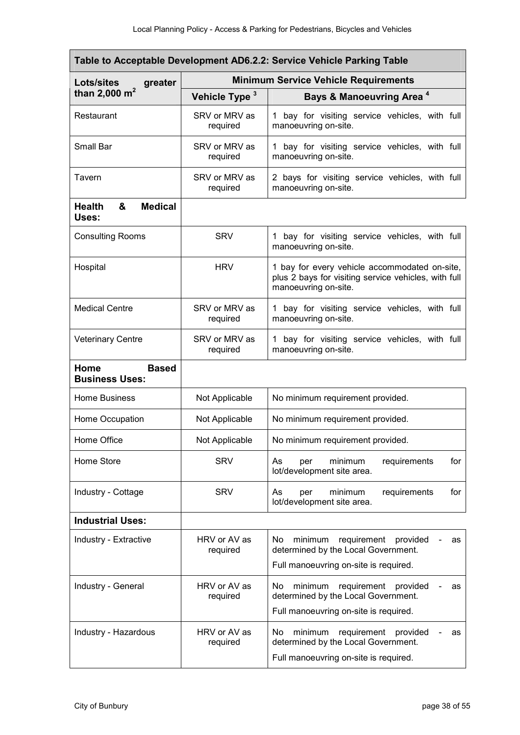| Table to Acceptable Development AD6.2.2: Service Vehicle Parking Table | | |
|---|---|---|
| Lots/sites greater than 2,000 $m^2$ | Minimum Service Vehicle Requirements | |
| | Vehicle Type [3] | Bays & Manoeuvring Area [4] |
| Restaurant | SRV or MRV as required | 1 bay for visiting service vehicles, with full manoeuvring on-site. |
| Small Bar | SRV or MRV as required | 1 bay for visiting service vehicles, with full manoeuvring on-site. |
| Tavern | SRV or MRV as required | 2 bays for visiting service vehicles, with full manoeuvring on-site. |
| **Health & Medical Uses:** | | |
| Consulting Rooms | SRV | 1 bay for visiting service vehicles, with full manoeuvring on-site. |
| Hospital | HRV | 1 bay for every vehicle accommodated on-site, plus 2 bays for visiting service vehicles, with full manoeuvring on-site. |
| Medical Centre | SRV or MRV as required | 1 bay for visiting service vehicles, with full manoeuvring on-site. |
| Veterinary Centre | SRV or MRV as required | 1 bay for visiting service vehicles, with full manoeuvring on-site. |
| **Home Based Business Uses:** | | |
| Home Business | Not Applicable | No minimum requirement provided. |
| Home Occupation | Not Applicable | No minimum requirement provided. |
| Home Office | Not Applicable | No minimum requirement provided. |
| Home Store | SRV | As per minimum requirements for lot/development site area. |
| Industry - Cottage | SRV | As per minimum requirements for lot/development site area. |
| **Industrial Uses:** | | |
| Industry - Extractive | HRV or AV as required | No minimum requirement provided - as determined by the Local Government. Full manoeuvring on-site is required. |
| Industry - General | HRV or AV as required | No minimum requirement provided - as determined by the Local Government. Full manoeuvring on-site is required. |
| Industry - Hazardous | HRV or AV as required | No minimum requirement provided - as determined by the Local Government. Full manoeuvring on-site is required. |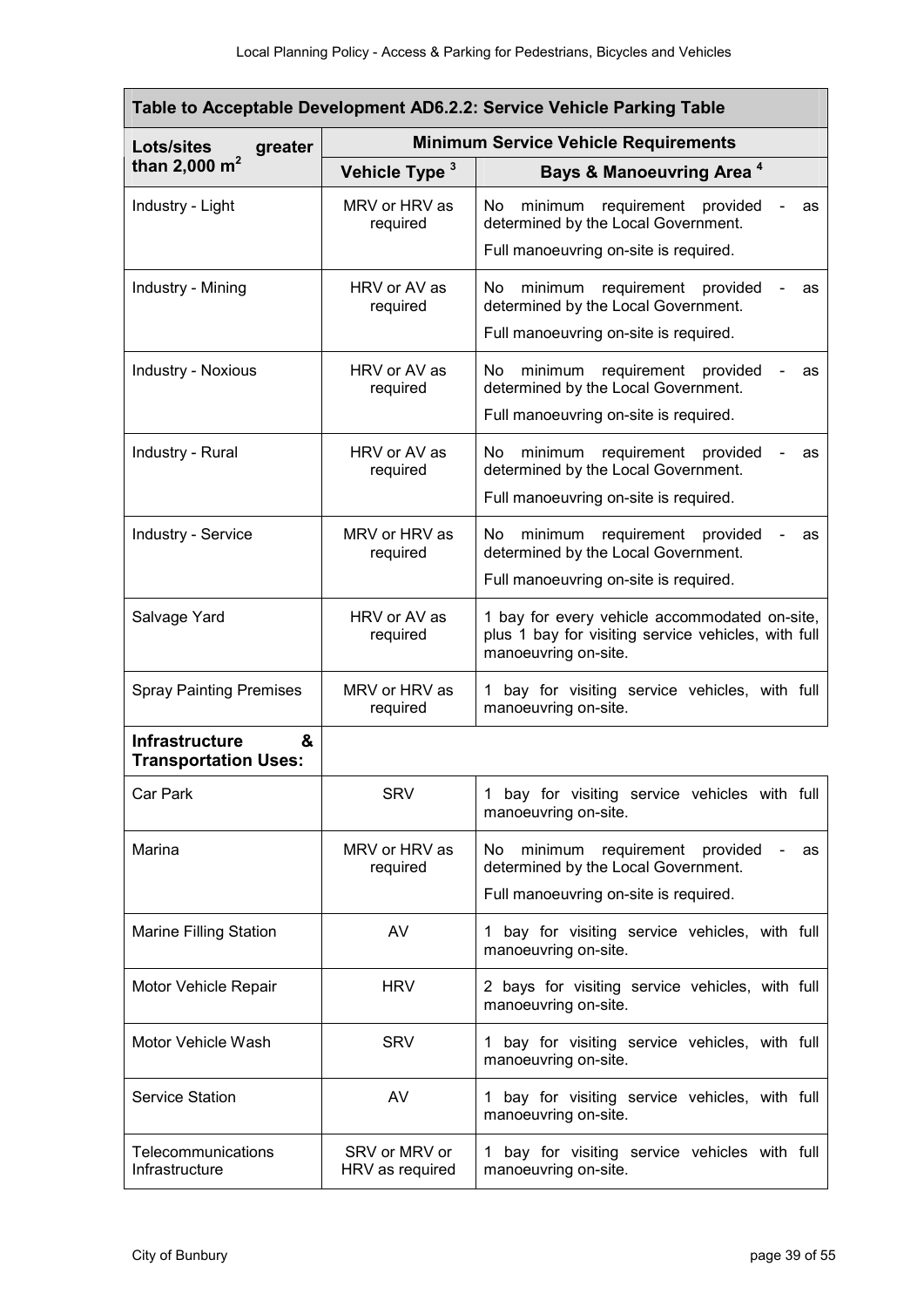| Table to Acceptable Development AD6.2.2: Service Vehicle Parking Table | | |
|---|---|---|
| **Lots/sites greater than 2,000 m²** | **Minimum Service Vehicle Requirements** | |
| | **Vehicle Type [3]** | **Bays & Manoeuvring Area [4]** |
| Industry - Light | MRV or HRV as required | No minimum requirement provided - as determined by the Local Government. Full manoeuvring on-site is required. |
| Industry - Mining | HRV or AV as required | No minimum requirement provided - as determined by the Local Government. Full manoeuvring on-site is required. |
| Industry - Noxious | HRV or AV as required | No minimum requirement provided - as determined by the Local Government. Full manoeuvring on-site is required. |
| Industry - Rural | HRV or AV as required | No minimum requirement provided - as determined by the Local Government. Full manoeuvring on-site is required. |
| Industry - Service | MRV or HRV as required | No minimum requirement provided - as determined by the Local Government. Full manoeuvring on-site is required. |
| Salvage Yard | HRV or AV as required | 1 bay for every vehicle accommodated on-site, plus 1 bay for visiting service vehicles, with full manoeuvring on-site. |
| Spray Painting Premises | MRV or HRV as required | 1 bay for visiting service vehicles, with full manoeuvring on-site. |
| **Infrastructure & Transportation Uses:** | | |
| Car Park | SRV | 1 bay for visiting service vehicles with full manoeuvring on-site. |
| Marina | MRV or HRV as required | No minimum requirement provided - as determined by the Local Government. Full manoeuvring on-site is required. |
| Marine Filling Station | AV | 1 bay for visiting service vehicles, with full manoeuvring on-site. |
| Motor Vehicle Repair | HRV | 2 bays for visiting service vehicles, with full manoeuvring on-site. |
| Motor Vehicle Wash | SRV | 1 bay for visiting service vehicles, with full manoeuvring on-site. |
| Service Station | AV | 1 bay for visiting service vehicles, with full manoeuvring on-site. |
| Telecommunications Infrastructure | SRV or MRV or HRV as required | 1 bay for visiting service vehicles with full manoeuvring on-site. |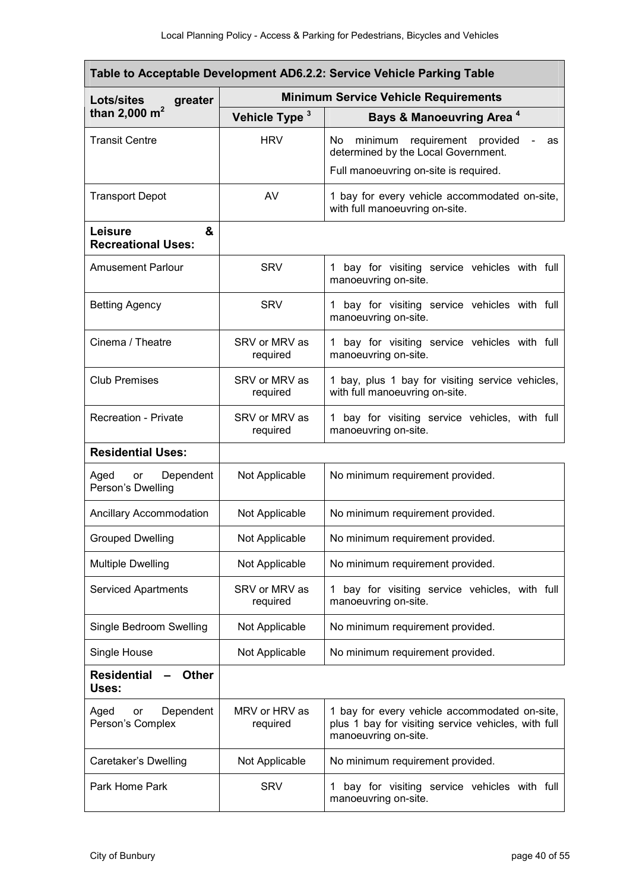| Table to Acceptable Development AD6.2.2: Service Vehicle Parking Table | | |
|---|---|---|
| **Lots/sites greater than 2,000 m²** | **Minimum Service Vehicle Requirements** | |
| | **Vehicle Type [3]** | **Bays & Manoeuvring Area [4]** |
| Transit Centre | HRV | No minimum requirement provided - as determined by the Local Government.<br>Full manoeuvring on-site is required. |
| Transport Depot | AV | 1 bay for every vehicle accommodated on-site, with full manoeuvring on-site. |
| **Leisure & Recreational Uses:** | | |
| Amusement Parlour | SRV | 1 bay for visiting service vehicles with full manoeuvring on-site. |
| Betting Agency | SRV | 1 bay for visiting service vehicles with full manoeuvring on-site. |
| Cinema / Theatre | SRV or MRV as required | 1 bay for visiting service vehicles with full manoeuvring on-site. |
| Club Premises | SRV or MRV as required | 1 bay, plus 1 bay for visiting service vehicles, with full manoeuvring on-site. |
| Recreation - Private | SRV or MRV as required | 1 bay for visiting service vehicles, with full manoeuvring on-site. |
| **Residential Uses:** | | |
| Aged or Dependent Person's Dwelling | Not Applicable | No minimum requirement provided. |
| Ancillary Accommodation | Not Applicable | No minimum requirement provided. |
| Grouped Dwelling | Not Applicable | No minimum requirement provided. |
| Multiple Dwelling | Not Applicable | No minimum requirement provided. |
| Serviced Apartments | SRV or MRV as required | 1 bay for visiting service vehicles, with full manoeuvring on-site. |
| Single Bedroom Swelling | Not Applicable | No minimum requirement provided. |
| Single House | Not Applicable | No minimum requirement provided. |
| **Residential – Other Uses:** | | |
| Aged or Dependent Person's Complex | MRV or HRV as required | 1 bay for every vehicle accommodated on-site, plus 1 bay for visiting service vehicles, with full manoeuvring on-site. |
| Caretaker's Dwelling | Not Applicable | No minimum requirement provided. |
| Park Home Park | SRV | 1 bay for visiting service vehicles with full manoeuvring on-site. |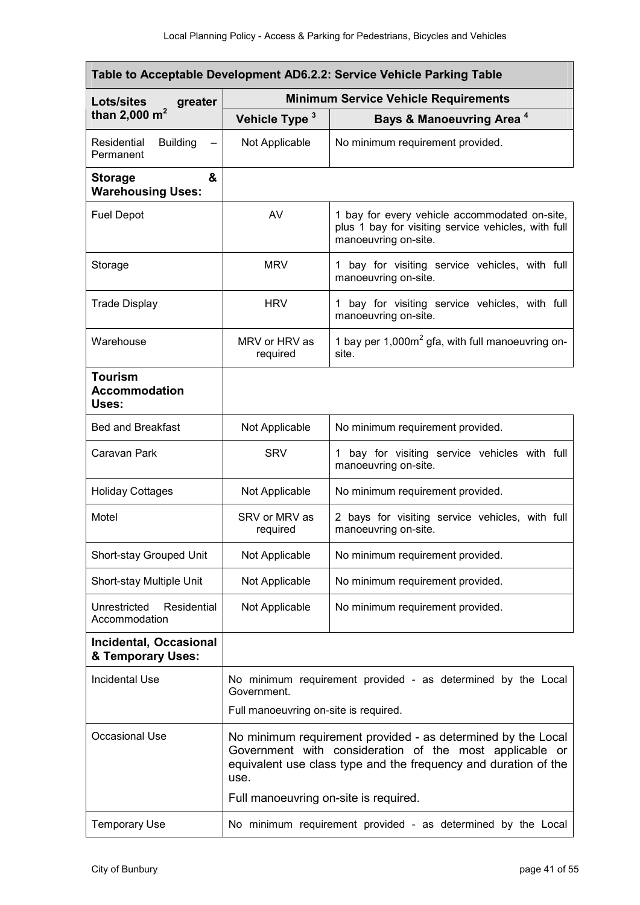| Table to Acceptable Development AD6.2.2: Service Vehicle Parking Table | | |
|---|---|---|
| **Lots/sites greater than 2,000 m²** | **Minimum Service Vehicle Requirements** | |
| | **Vehicle Type [3]** | **Bays & Manoeuvring Area [4]** |
| Residential Building – Permanent | Not Applicable | No minimum requirement provided. |
| **Storage & Warehousing Uses:** | | |
| Fuel Depot | AV | 1 bay for every vehicle accommodated on-site, plus 1 bay for visiting service vehicles, with full manoeuvring on-site. |
| Storage | MRV | 1 bay for visiting service vehicles, with full manoeuvring on-site. |
| Trade Display | HRV | 1 bay for visiting service vehicles, with full manoeuvring on-site. |
| Warehouse | MRV or HRV as required | 1 bay per 1,000m² gfa, with full manoeuvring on-site. |
| **Tourism Accommodation Uses:** | | |
| Bed and Breakfast | Not Applicable | No minimum requirement provided. |
| Caravan Park | SRV | 1 bay for visiting service vehicles with full manoeuvring on-site. |
| Holiday Cottages | Not Applicable | No minimum requirement provided. |
| Motel | SRV or MRV as required | 2 bays for visiting service vehicles, with full manoeuvring on-site. |
| Short-stay Grouped Unit | Not Applicable | No minimum requirement provided. |
| Short-stay Multiple Unit | Not Applicable | No minimum requirement provided. |
| Unrestricted Residential Accommodation | Not Applicable | No minimum requirement provided. |
| **Incidental, Occasional & Temporary Uses:** | | |
| Incidental Use | No minimum requirement provided - as determined by the Local Government.<br>Full manoeuvring on-site is required. | |
| Occasional Use | No minimum requirement provided - as determined by the Local Government with consideration of the most applicable or equivalent use class type and the frequency and duration of the use.<br>Full manoeuvring on-site is required. | |
| Temporary Use | No minimum requirement provided - as determined by the Local | |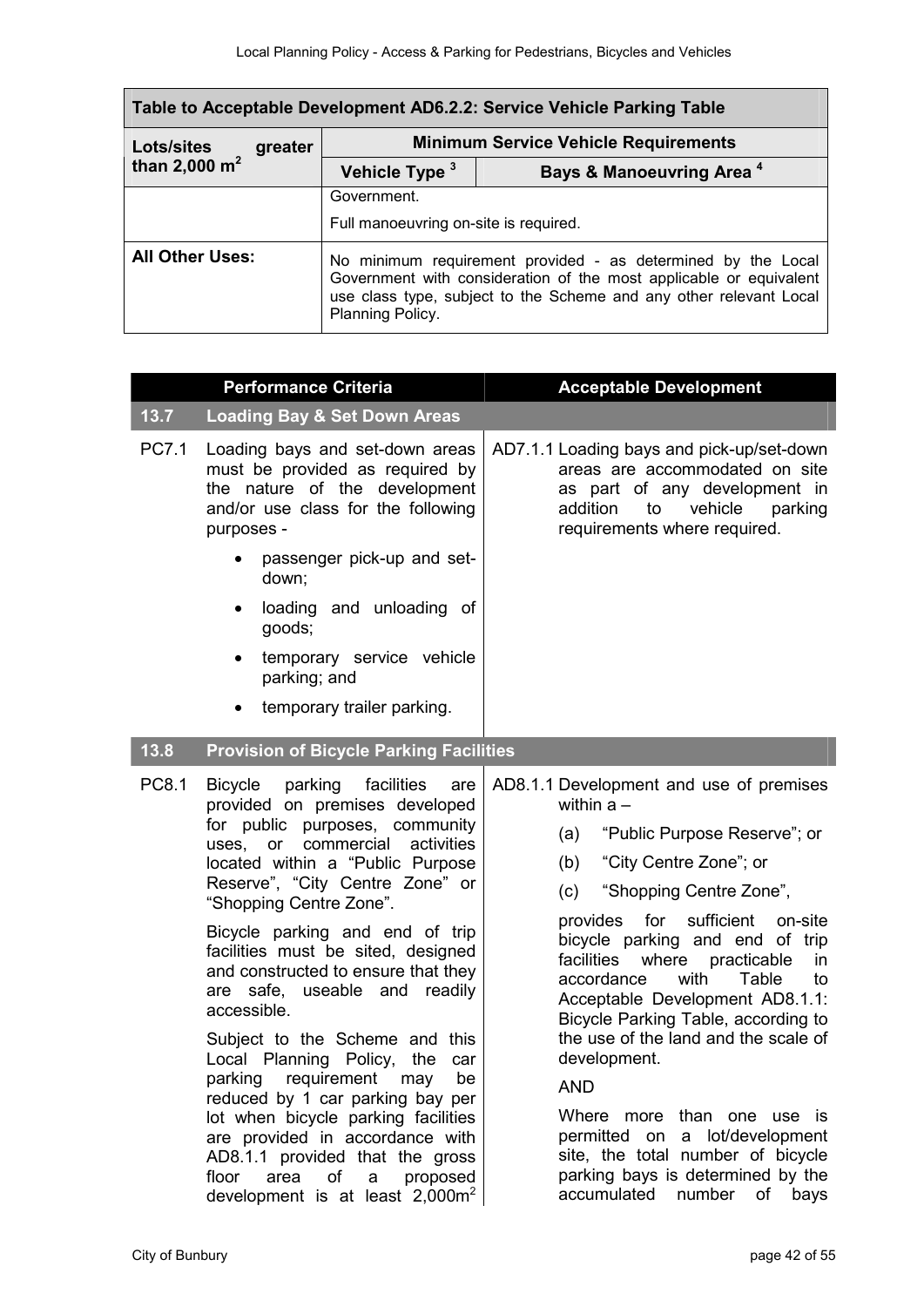| Table to Acceptable Development AD6.2.2: Service Vehicle Parking Table | | |
|---|---|---|
| Lots/sites greater than 2,000 m² | Minimum Service Vehicle Requirements | |
| | Vehicle Type [3] | Bays & Manoeuvring Area [4] |
| | Government.<br><br>Full manoeuvring on-site is required. | |
| **All Other Uses:** | No minimum requirement provided - as determined by the Local Government with consideration of the most applicable or equivalent use class type, subject to the Scheme and any other relevant Local Planning Policy. | |

| | Performance Criteria | Acceptable Development |
|---|---|---|
| **13.7** | **Loading Bay & Set Down Areas** | |
| PC7.1 | Loading bays and set-down areas must be provided as required by the nature of the development and/or use class for the following purposes -<br><br>• passenger pick-up and set-down;<br>• loading and unloading of goods;<br>• temporary service vehicle parking; and<br>• temporary trailer parking. | AD7.1.1 Loading bays and pick-up/set-down areas are accommodated on site as part of any development in addition to vehicle parking requirements where required. |
| **13.8** | **Provision of Bicycle Parking Facilities** | |
| PC8.1 | Bicycle parking facilities are provided on premises developed for public purposes, community uses, or commercial activities located within a "Public Purpose Reserve", "City Centre Zone" or "Shopping Centre Zone".<br><br>Bicycle parking and end of trip facilities must be sited, designed and constructed to ensure that they are safe, useable and readily accessible.<br><br>Subject to the Scheme and this Local Planning Policy, the car parking requirement may be reduced by 1 car parking bay per lot when bicycle parking facilities are provided in accordance with AD8.1.1 provided that the gross floor area of a proposed development is at least 2,000m² | AD8.1.1 Development and use of premises within a –<br><br>(a) "Public Purpose Reserve"; or<br>(b) "City Centre Zone"; or<br>(c) "Shopping Centre Zone",<br><br>provides for sufficient on-site bicycle parking and end of trip facilities where practicable in accordance with Table to Acceptable Development AD8.1.1: Bicycle Parking Table, according to the use of the land and the scale of development.<br><br>AND<br><br>Where more than one use is permitted on a lot/development site, the total number of bicycle parking bays is determined by the accumulated number of bays |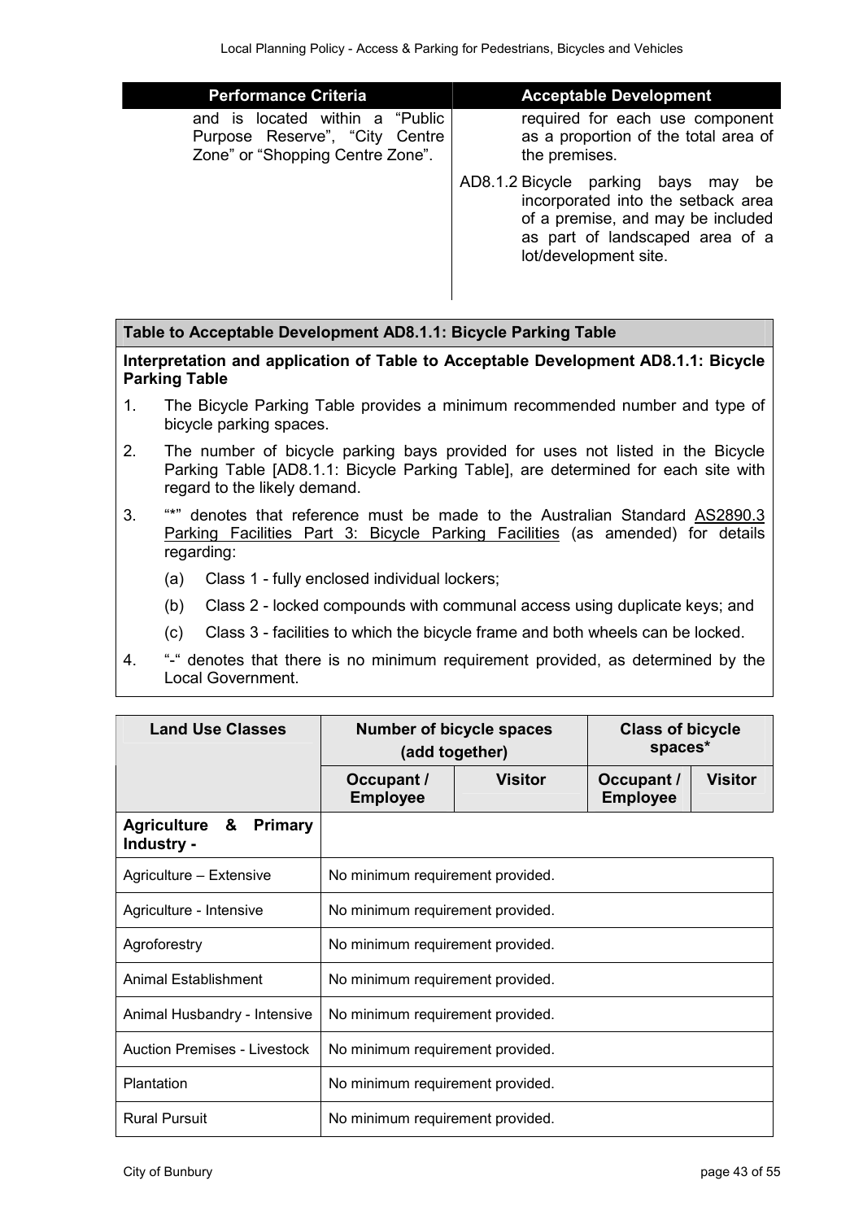| Performance Criteria | Acceptable Development |
|---|---|
| and is located within a "Public Purpose Reserve", "City Centre Zone" or "Shopping Centre Zone". | required for each use component as a proportion of the total area of the premises.<br><br>AD8.1.2 Bicycle parking bays may be incorporated into the setback area of a premise, and may be included as part of landscaped area of a lot/development site. |

**Table to Acceptable Development AD8.1.1: Bicycle Parking Table**

**Interpretation and application of Table to Acceptable Development AD8.1.1: Bicycle Parking Table**

1. The Bicycle Parking Table provides a minimum recommended number and type of bicycle parking spaces.
2. The number of bicycle parking bays provided for uses not listed in the Bicycle Parking Table [AD8.1.1: Bicycle Parking Table], are determined for each site with regard to the likely demand.
3. "*" denotes that reference must be made to the Australian Standard AS2890.3 Parking Facilities Part 3: Bicycle Parking Facilities (as amended) for details regarding:
   (a) Class 1 - fully enclosed individual lockers;
   (b) Class 2 - locked compounds with communal access using duplicate keys; and
   (c) Class 3 - facilities to which the bicycle frame and both wheels can be locked.
4. "-" denotes that there is no minimum requirement provided, as determined by the Local Government.

| Land Use Classes | Number of bicycle spaces (add together) | | Class of bicycle spaces* | |
|---|---|---|---|---|
| | Occupant / Employee | Visitor | Occupant / Employee | Visitor |
| **Agriculture & Primary Industry -** | | | | |
| Agriculture – Extensive | No minimum requirement provided. | | | |
| Agriculture - Intensive | No minimum requirement provided. | | | |
| Agroforestry | No minimum requirement provided. | | | |
| Animal Establishment | No minimum requirement provided. | | | |
| Animal Husbandry - Intensive | No minimum requirement provided. | | | |
| Auction Premises - Livestock | No minimum requirement provided. | | | |
| Plantation | No minimum requirement provided. | | | |
| Rural Pursuit | No minimum requirement provided. | | | |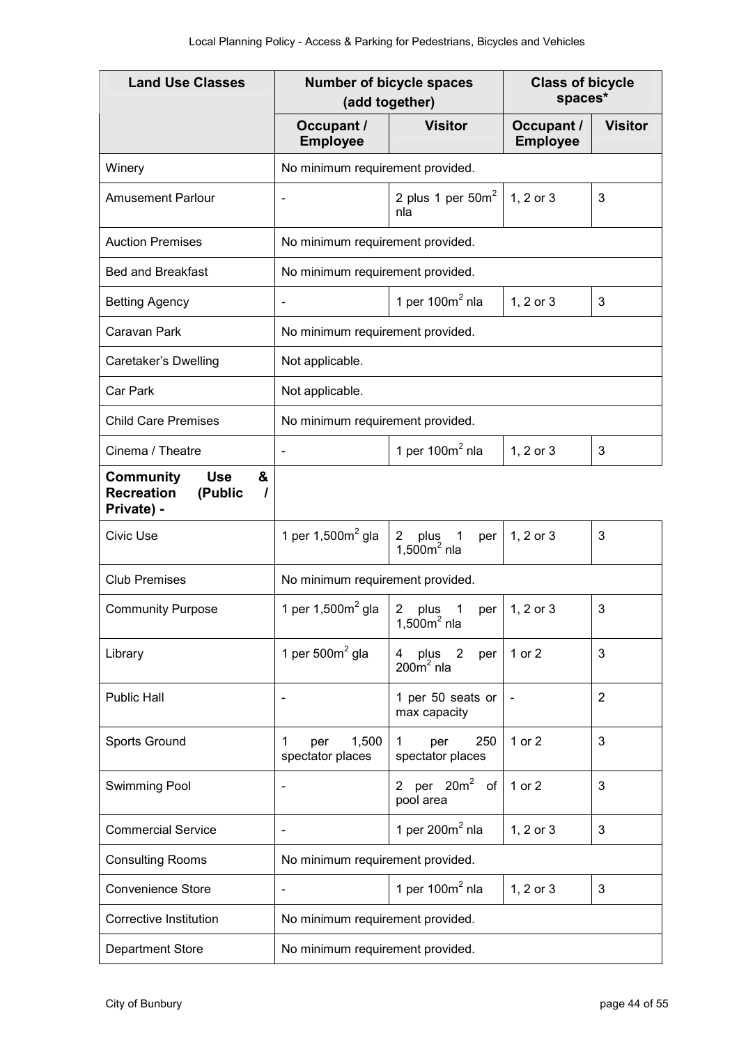| Land Use Classes | Number of bicycle spaces (add together) | | Class of bicycle spaces* | |
|---|---|---|---|---|
| | Occupant / Employee | Visitor | Occupant / Employee | Visitor |
| Winery | No minimum requirement provided. | | | |
| Amusement Parlour | - | 2 plus 1 per 50m$^2$ nla | 1, 2 or 3 | 3 |
| Auction Premises | No minimum requirement provided. | | | |
| Bed and Breakfast | No minimum requirement provided. | | | |
| Betting Agency | - | 1 per 100m$^2$ nla | 1, 2 or 3 | 3 |
| Caravan Park | No minimum requirement provided. | | | |
| Caretaker's Dwelling | Not applicable. | | | |
| Car Park | Not applicable. | | | |
| Child Care Premises | No minimum requirement provided. | | | |
| Cinema / Theatre | - | 1 per 100m$^2$ nla | 1, 2 or 3 | 3 |
| **Community Use & Recreation (Public / Private) -** | | | | |
| Civic Use | 1 per 1,500m$^2$ gla | 2 plus 1 per 1,500m$^2$ nla | 1, 2 or 3 | 3 |
| Club Premises | No minimum requirement provided. | | | |
| Community Purpose | 1 per 1,500m$^2$ gla | 2 plus 1 per 1,500m$^2$ nla | 1, 2 or 3 | 3 |
| Library | 1 per 500m$^2$ gla | 4 plus 2 per 200m$^2$ nla | 1 or 2 | 3 |
| Public Hall | - | 1 per 50 seats or max capacity | - | 2 |
| Sports Ground | 1 per 1,500 spectator places | 1 per 250 spectator places | 1 or 2 | 3 |
| Swimming Pool | - | 2 per 20m$^2$ of pool area | 1 or 2 | 3 |
| Commercial Service | - | 1 per 200m$^2$ nla | 1, 2 or 3 | 3 |
| Consulting Rooms | No minimum requirement provided. | | | |
| Convenience Store | - | 1 per 100m$^2$ nla | 1, 2 or 3 | 3 |
| Corrective Institution | No minimum requirement provided. | | | |
| Department Store | No minimum requirement provided. | | | |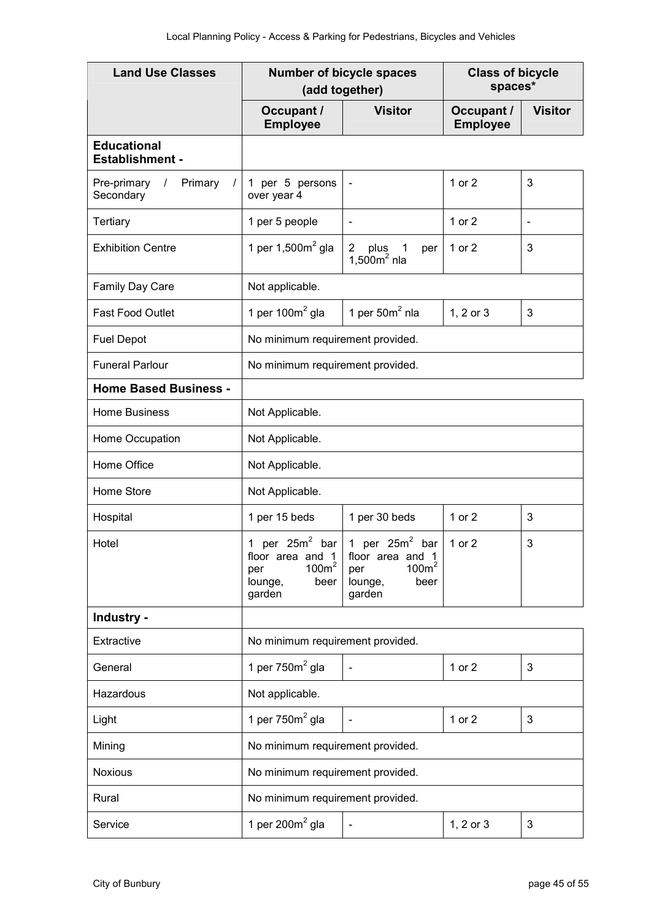| Land Use Classes | Number of bicycle spaces (add together) | | Class of bicycle spaces* | |
|---|---|---|---|---|
| | Occupant / Employee | Visitor | Occupant / Employee | Visitor |
| **Educational Establishment -** | | | | |
| Pre-primary / Primary / Secondary | 1 per 5 persons over year 4 | - | 1 or 2 | 3 |
| Tertiary | 1 per 5 people | - | 1 or 2 | - |
| Exhibition Centre | 1 per 1,500m$^2$ gla | 2 plus 1 per 1,500m$^2$ nla | 1 or 2 | 3 |
| Family Day Care | Not applicable. | | | |
| Fast Food Outlet | 1 per 100m$^2$ gla | 1 per 50m$^2$ nla | 1, 2 or 3 | 3 |
| Fuel Depot | No minimum requirement provided. | | | |
| Funeral Parlour | No minimum requirement provided. | | | |
| **Home Based Business -** | | | | |
| Home Business | Not Applicable. | | | |
| Home Occupation | Not Applicable. | | | |
| Home Office | Not Applicable. | | | |
| Home Store | Not Applicable. | | | |
| Hospital | 1 per 15 beds | 1 per 30 beds | 1 or 2 | 3 |
| Hotel | 1 per 25m$^2$ bar floor area and 1 per 100m$^2$ lounge, beer garden | 1 per 25m$^2$ bar floor area and 1 per 100m$^2$ lounge, beer garden | 1 or 2 | 3 |
| **Industry -** | | | | |
| Extractive | No minimum requirement provided. | | | |
| General | 1 per 750m$^2$ gla | - | 1 or 2 | 3 |
| Hazardous | Not applicable. | | | |
| Light | 1 per 750m$^2$ gla | - | 1 or 2 | 3 |
| Mining | No minimum requirement provided. | | | |
| Noxious | No minimum requirement provided. | | | |
| Rural | No minimum requirement provided. | | | |
| Service | 1 per 200m$^2$ gla | - | 1, 2 or 3 | 3 |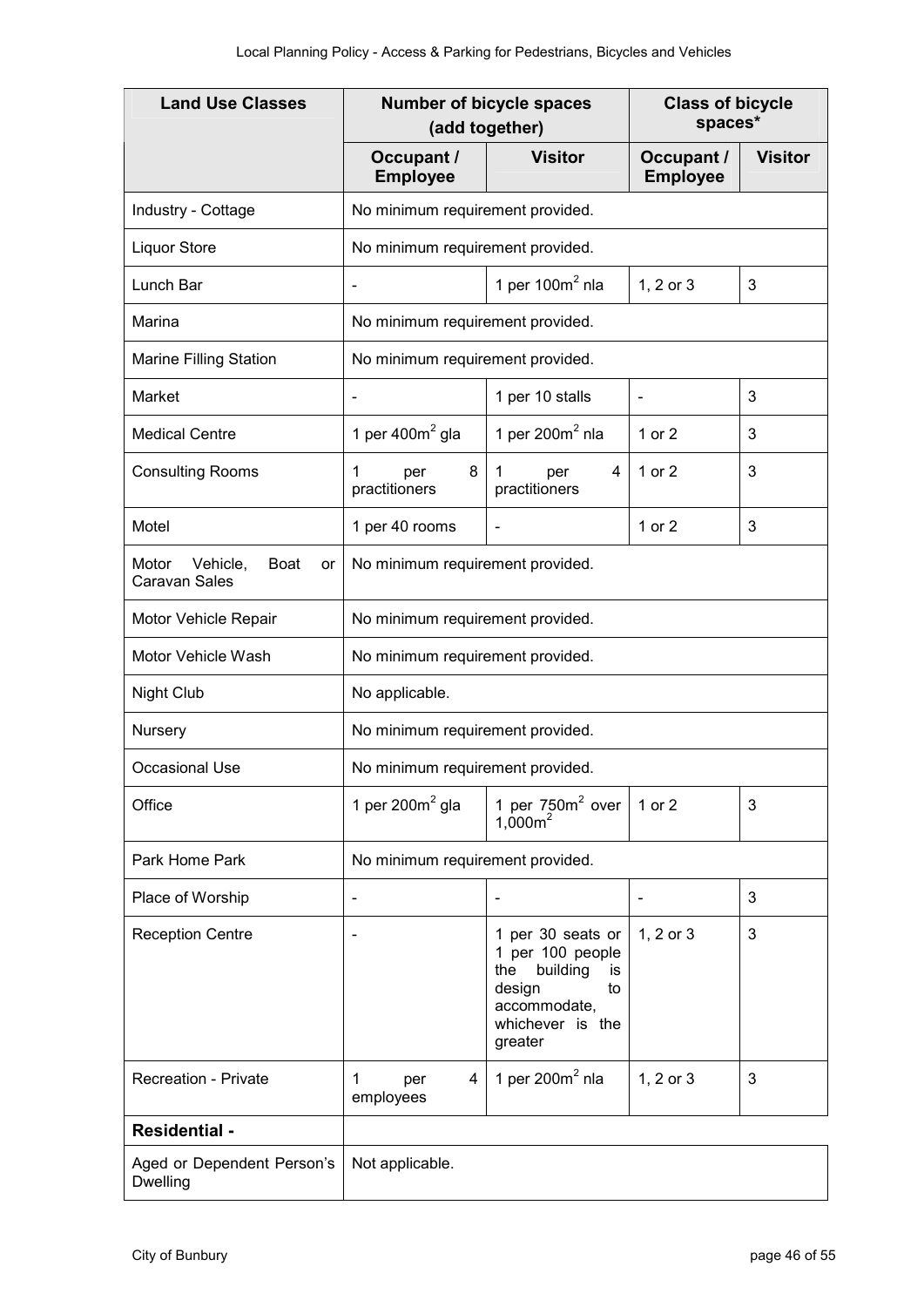| Land Use Classes | Number of bicycle spaces (add together) | | Class of bicycle spaces* | |
|---|---|---|---|---|
| | Occupant / Employee | Visitor | Occupant / Employee | Visitor |
| Industry - Cottage | No minimum requirement provided. | | | |
| Liquor Store | No minimum requirement provided. | | | |
| Lunch Bar | - | 1 per $100m^2$ nla | 1, 2 or 3 | 3 |
| Marina | No minimum requirement provided. | | | |
| Marine Filling Station | No minimum requirement provided. | | | |
| Market | - | 1 per 10 stalls | - | 3 |
| Medical Centre | 1 per $400m^2$ gla | 1 per $200m^2$ nla | 1 or 2 | 3 |
| Consulting Rooms | 1 per 8 practitioners | 1 per 4 practitioners | 1 or 2 | 3 |
| Motel | 1 per 40 rooms | - | 1 or 2 | 3 |
| Motor Vehicle, Boat or Caravan Sales | No minimum requirement provided. | | | |
| Motor Vehicle Repair | No minimum requirement provided. | | | |
| Motor Vehicle Wash | No minimum requirement provided. | | | |
| Night Club | No applicable. | | | |
| Nursery | No minimum requirement provided. | | | |
| Occasional Use | No minimum requirement provided. | | | |
| Office | 1 per $200m^2$ gla | 1 per $750m^2$ over $1,000m^2$ | 1 or 2 | 3 |
| Park Home Park | No minimum requirement provided. | | | |
| Place of Worship | - | - | - | 3 |
| Reception Centre | - | 1 per 30 seats or 1 per 100 people the building is design to accommodate, whichever is the greater | 1, 2 or 3 | 3 |
| Recreation - Private | 1 per 4 employees | 1 per $200m^2$ nla | 1, 2 or 3 | 3 |
| **Residential -** | | | | |
| Aged or Dependent Person's Dwelling | Not applicable. | | | |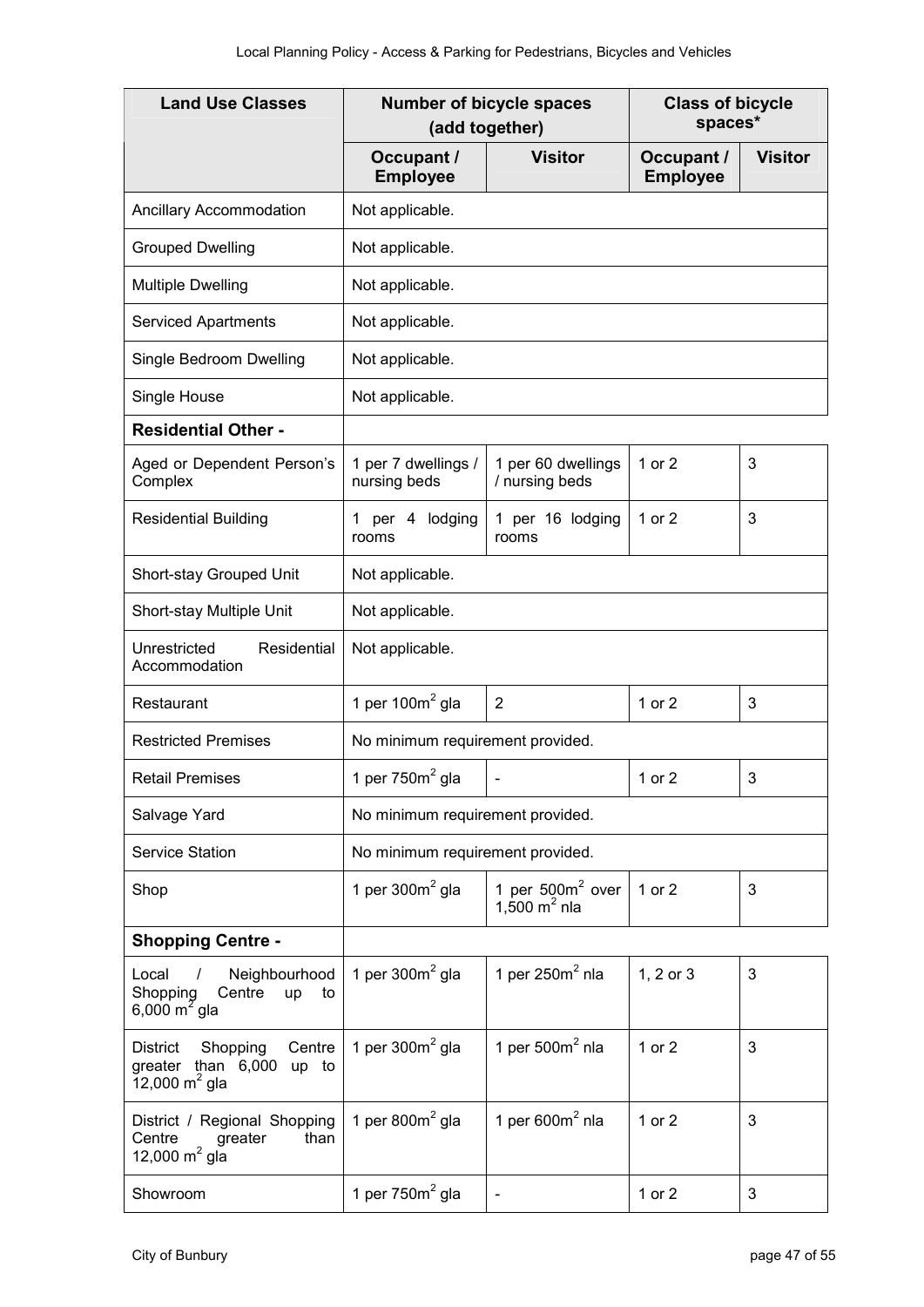| Land Use Classes | Number of bicycle spaces (add together) | | Class of bicycle spaces* | |
|---|---|---|---|---|
| | Occupant / Employee | Visitor | Occupant / Employee | Visitor |
| Ancillary Accommodation | Not applicable. | | | |
| Grouped Dwelling | Not applicable. | | | |
| Multiple Dwelling | Not applicable. | | | |
| Serviced Apartments | Not applicable. | | | |
| Single Bedroom Dwelling | Not applicable. | | | |
| Single House | Not applicable. | | | |
| **Residential Other -** | | | | |
| Aged or Dependent Person's Complex | 1 per 7 dwellings / nursing beds | 1 per 60 dwellings / nursing beds | 1 or 2 | 3 |
| Residential Building | 1 per 4 lodging rooms | 1 per 16 lodging rooms | 1 or 2 | 3 |
| Short-stay Grouped Unit | Not applicable. | | | |
| Short-stay Multiple Unit | Not applicable. | | | |
| Unrestricted Residential Accommodation | Not applicable. | | | |
| Restaurant | 1 per 100m$^2$ gla | 2 | 1 or 2 | 3 |
| Restricted Premises | No minimum requirement provided. | | | |
| Retail Premises | 1 per 750m$^2$ gla | - | 1 or 2 | 3 |
| Salvage Yard | No minimum requirement provided. | | | |
| Service Station | No minimum requirement provided. | | | |
| Shop | 1 per 300m$^2$ gla | 1 per 500m$^2$ over 1,500 m$^2$ nla | 1 or 2 | 3 |
| **Shopping Centre -** | | | | |
| Local / Neighbourhood Shopping Centre up to 6,000 m$^2$ gla | 1 per 300m$^2$ gla | 1 per 250m$^2$ nla | 1, 2 or 3 | 3 |
| District Shopping Centre greater than 6,000 up to 12,000 m$^2$ gla | 1 per 300m$^2$ gla | 1 per 500m$^2$ nla | 1 or 2 | 3 |
| District / Regional Shopping Centre greater than 12,000 m$^2$ gla | 1 per 800m$^2$ gla | 1 per 600m$^2$ nla | 1 or 2 | 3 |
| Showroom | 1 per 750m$^2$ gla | - | 1 or 2 | 3 |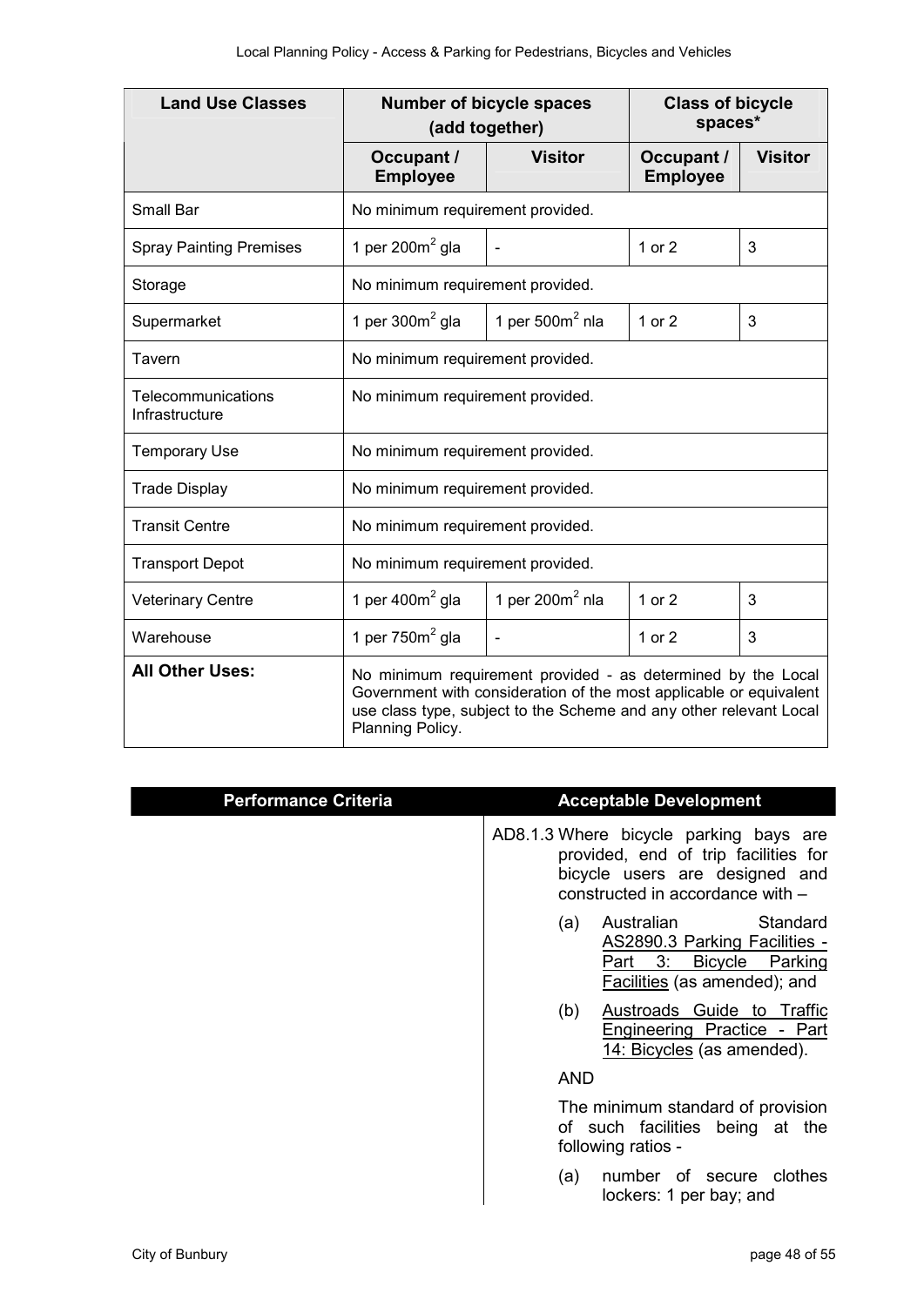| Land Use Classes | Number of bicycle spaces (add together) | | Class of bicycle spaces* | |
|---|---|---|---|---|
| | Occupant / Employee | Visitor | Occupant / Employee | Visitor |
| Small Bar | No minimum requirement provided. | | | |
| Spray Painting Premises | 1 per $200m^2$ gla | - | 1 or 2 | 3 |
| Storage | No minimum requirement provided. | | | |
| Supermarket | 1 per $300m^2$ gla | 1 per $500m^2$ nla | 1 or 2 | 3 |
| Tavern | No minimum requirement provided. | | | |
| Telecommunications Infrastructure | No minimum requirement provided. | | | |
| Temporary Use | No minimum requirement provided. | | | |
| Trade Display | No minimum requirement provided. | | | |
| Transit Centre | No minimum requirement provided. | | | |
| Transport Depot | No minimum requirement provided. | | | |
| Veterinary Centre | 1 per $400m^2$ gla | 1 per $200m^2$ nla | 1 or 2 | 3 |
| Warehouse | 1 per $750m^2$ gla | - | 1 or 2 | 3 |
| **All Other Uses:** | No minimum requirement provided - as determined by the Local Government with consideration of the most applicable or equivalent use class type, subject to the Scheme and any other relevant Local Planning Policy. | | | |

| Performance Criteria | Acceptable Development |
|---|---|
| | AD8.1.3 Where bicycle parking bays are provided, end of trip facilities for bicycle users are designed and constructed in accordance with –<br><br>(a) Australian Standard AS2890.3 Parking Facilities - Part 3: Bicycle Parking Facilities (as amended); and<br><br>(b) Austroads Guide to Traffic Engineering Practice - Part 14: Bicycles (as amended).<br><br>AND<br><br>The minimum standard of provision of such facilities being at the following ratios -<br><br>(a) number of secure clothes lockers: 1 per bay; and |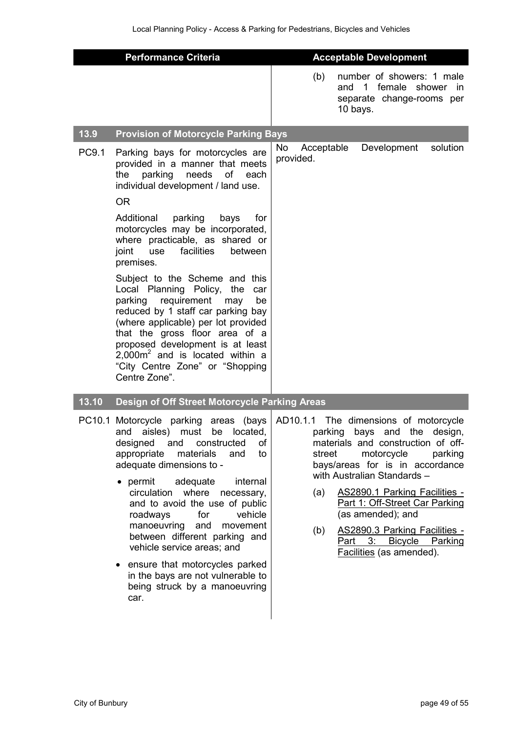| Performance Criteria | Acceptable Development |
|---|---|
| | (b) number of showers: 1 male and 1 female shower in separate change-rooms per 10 bays. |
| **13.9 Provision of Motorcycle Parking Bays** | |
| PC9.1 Parking bays for motorcycles are provided in a manner that meets the parking needs of each individual development / land use.<br><br>OR<br><br>Additional parking bays for motorcycles may be incorporated, where practicable, as shared or joint use facilities between premises.<br><br>Subject to the Scheme and this Local Planning Policy, the car parking requirement may be reduced by 1 staff car parking bay (where applicable) per lot provided that the gross floor area of a proposed development is at least $2,000m^2$ and is located within a "City Centre Zone" or "Shopping Centre Zone". | No Acceptable Development solution provided. |
| **13.10 Design of Off Street Motorcycle Parking Areas** | |
| PC10.1 Motorcycle parking areas (bays and aisles) must be located, designed and constructed of appropriate materials and to adequate dimensions to -<br><br>• permit adequate internal circulation where necessary, and to avoid the use of public roadways for vehicle manoeuvring and movement between different parking and vehicle service areas; and<br><br>• ensure that motorcycles parked in the bays are not vulnerable to being struck by a manoeuvring car. | AD10.1.1 The dimensions of motorcycle parking bays and the design, materials and construction of off-street motorcycle parking bays/areas for is in accordance with Australian Standards –<br><br>(a) AS2890.1 Parking Facilities - Part 1: Off-Street Car Parking (as amended); and<br><br>(b) AS2890.3 Parking Facilities - Part 3: Bicycle Parking Facilities (as amended). |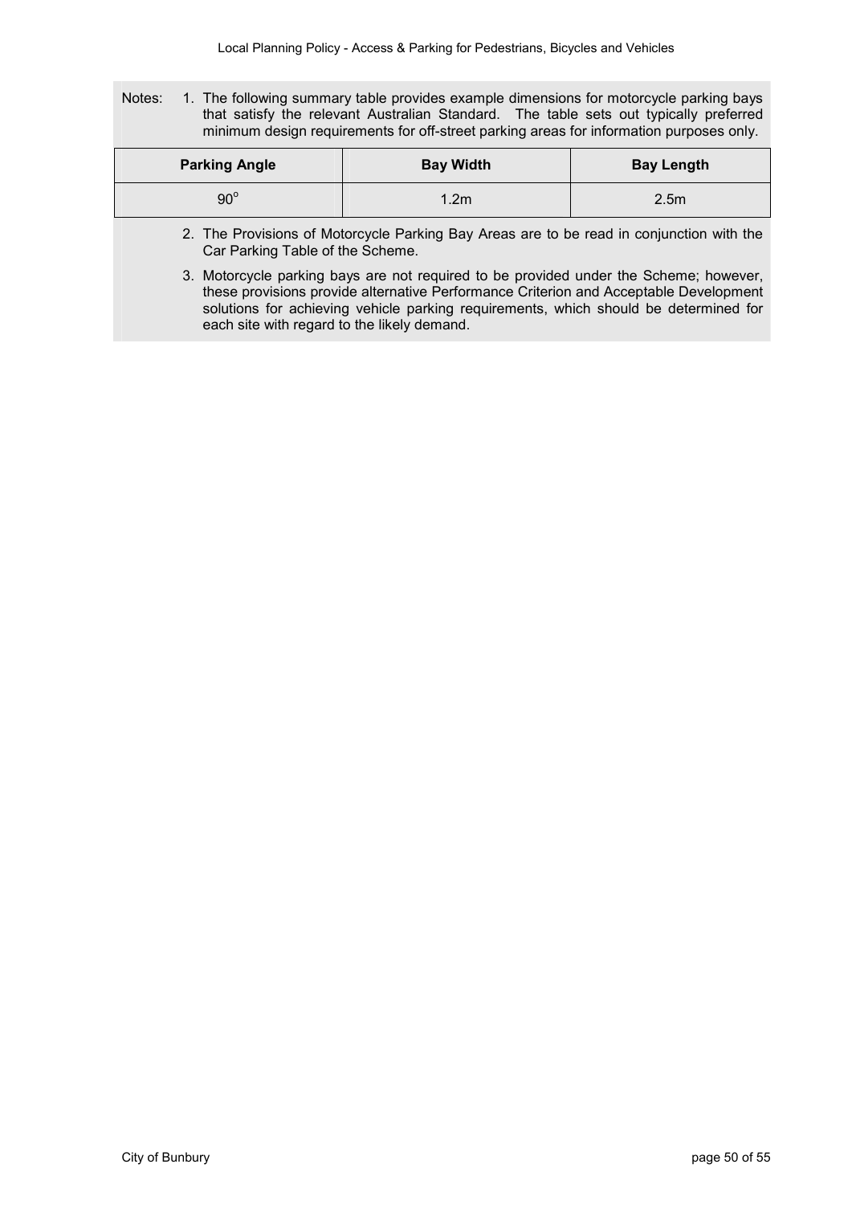Notes:

1. The following summary table provides example dimensions for motorcycle parking bays that satisfy the relevant Australian Standard. The table sets out typically preferred minimum design requirements for off-street parking areas for information purposes only.

| Parking Angle | Bay Width | Bay Length |
|---|---|---|
| 90° | 1.2m | 2.5m |

2. The Provisions of Motorcycle Parking Bay Areas are to be read in conjunction with the Car Parking Table of the Scheme.
3. Motorcycle parking bays are not required to be provided under the Scheme; however, these provisions provide alternative Performance Criterion and Acceptable Development solutions for achieving vehicle parking requirements, which should be determined for each site with regard to the likely demand.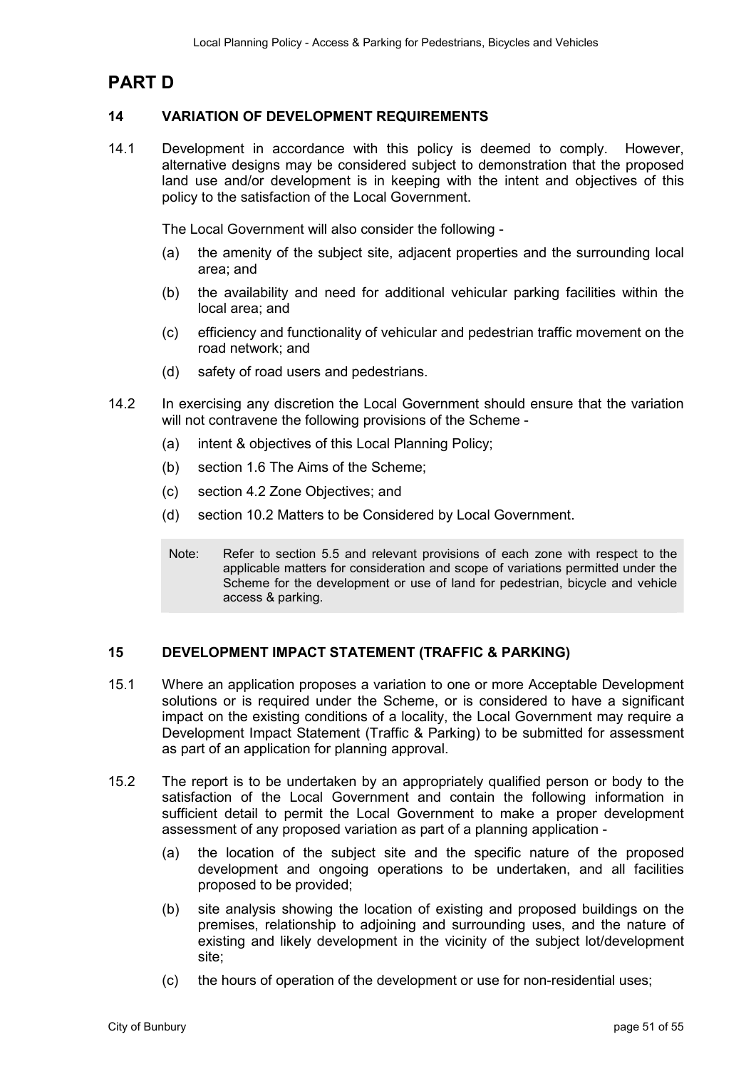# PART D

## 14 VARIATION OF DEVELOPMENT REQUIREMENTS

14.1 Development in accordance with this policy is deemed to comply. However, alternative designs may be considered subject to demonstration that the proposed land use and/or development is in keeping with the intent and objectives of this policy to the satisfaction of the Local Government.

The Local Government will also consider the following -

(a) the amenity of the subject site, adjacent properties and the surrounding local area; and

(b) the availability and need for additional vehicular parking facilities within the local area; and

(c) efficiency and functionality of vehicular and pedestrian traffic movement on the road network; and

(d) safety of road users and pedestrians.

14.2 In exercising any discretion the Local Government should ensure that the variation will not contravene the following provisions of the Scheme -

(a) intent & objectives of this Local Planning Policy;

(b) section 1.6 The Aims of the Scheme;

(c) section 4.2 Zone Objectives; and

(d) section 10.2 Matters to be Considered by Local Government.

> Note: Refer to section 5.5 and relevant provisions of each zone with respect to the applicable matters for consideration and scope of variations permitted under the Scheme for the development or use of land for pedestrian, bicycle and vehicle access & parking.

## 15 DEVELOPMENT IMPACT STATEMENT (TRAFFIC & PARKING)

15.1 Where an application proposes a variation to one or more Acceptable Development solutions or is required under the Scheme, or is considered to have a significant impact on the existing conditions of a locality, the Local Government may require a Development Impact Statement (Traffic & Parking) to be submitted for assessment as part of an application for planning approval.

15.2 The report is to be undertaken by an appropriately qualified person or body to the satisfaction of the Local Government and contain the following information in sufficient detail to permit the Local Government to make a proper development assessment of any proposed variation as part of a planning application -

(a) the location of the subject site and the specific nature of the proposed development and ongoing operations to be undertaken, and all facilities proposed to be provided;

(b) site analysis showing the location of existing and proposed buildings on the premises, relationship to adjoining and surrounding uses, and the nature of existing and likely development in the vicinity of the subject lot/development site;

(c) the hours of operation of the development or use for non-residential uses;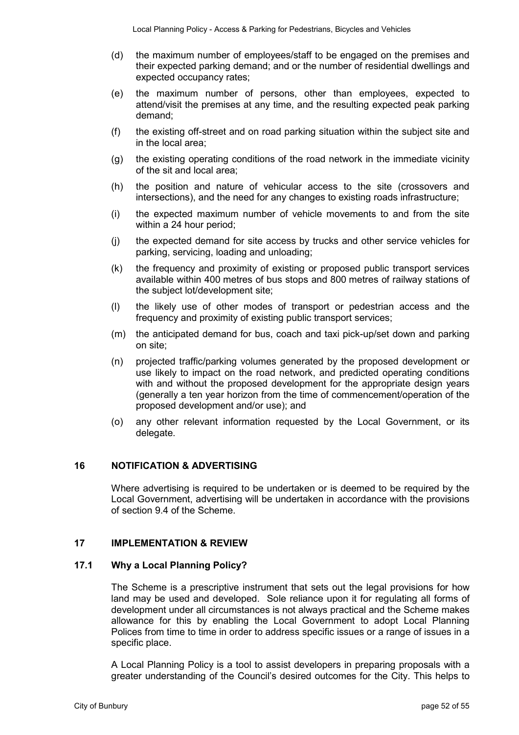(d) the maximum number of employees/staff to be engaged on the premises and their expected parking demand; and or the number of residential dwellings and expected occupancy rates;

(e) the maximum number of persons, other than employees, expected to attend/visit the premises at any time, and the resulting expected peak parking demand;

(f) the existing off-street and on road parking situation within the subject site and in the local area;

(g) the existing operating conditions of the road network in the immediate vicinity of the sit and local area;

(h) the position and nature of vehicular access to the site (crossovers and intersections), and the need for any changes to existing roads infrastructure;

(i) the expected maximum number of vehicle movements to and from the site within a 24 hour period;

(j) the expected demand for site access by trucks and other service vehicles for parking, servicing, loading and unloading;

(k) the frequency and proximity of existing or proposed public transport services available within 400 metres of bus stops and 800 metres of railway stations of the subject lot/development site;

(l) the likely use of other modes of transport or pedestrian access and the frequency and proximity of existing public transport services;

(m) the anticipated demand for bus, coach and taxi pick-up/set down and parking on site;

(n) projected traffic/parking volumes generated by the proposed development or use likely to impact on the road network, and predicted operating conditions with and without the proposed development for the appropriate design years (generally a ten year horizon from the time of commencement/operation of the proposed development and/or use); and

(o) any other relevant information requested by the Local Government, or its delegate.

## 16 NOTIFICATION & ADVERTISING

Where advertising is required to be undertaken or is deemed to be required by the Local Government, advertising will be undertaken in accordance with the provisions of section 9.4 of the Scheme.

## 17 IMPLEMENTATION & REVIEW

### 17.1 Why a Local Planning Policy?

The Scheme is a prescriptive instrument that sets out the legal provisions for how land may be used and developed. Sole reliance upon it for regulating all forms of development under all circumstances is not always practical and the Scheme makes allowance for this by enabling the Local Government to adopt Local Planning Polices from time to time in order to address specific issues or a range of issues in a specific place.

A Local Planning Policy is a tool to assist developers in preparing proposals with a greater understanding of the Council's desired outcomes for the City. This helps to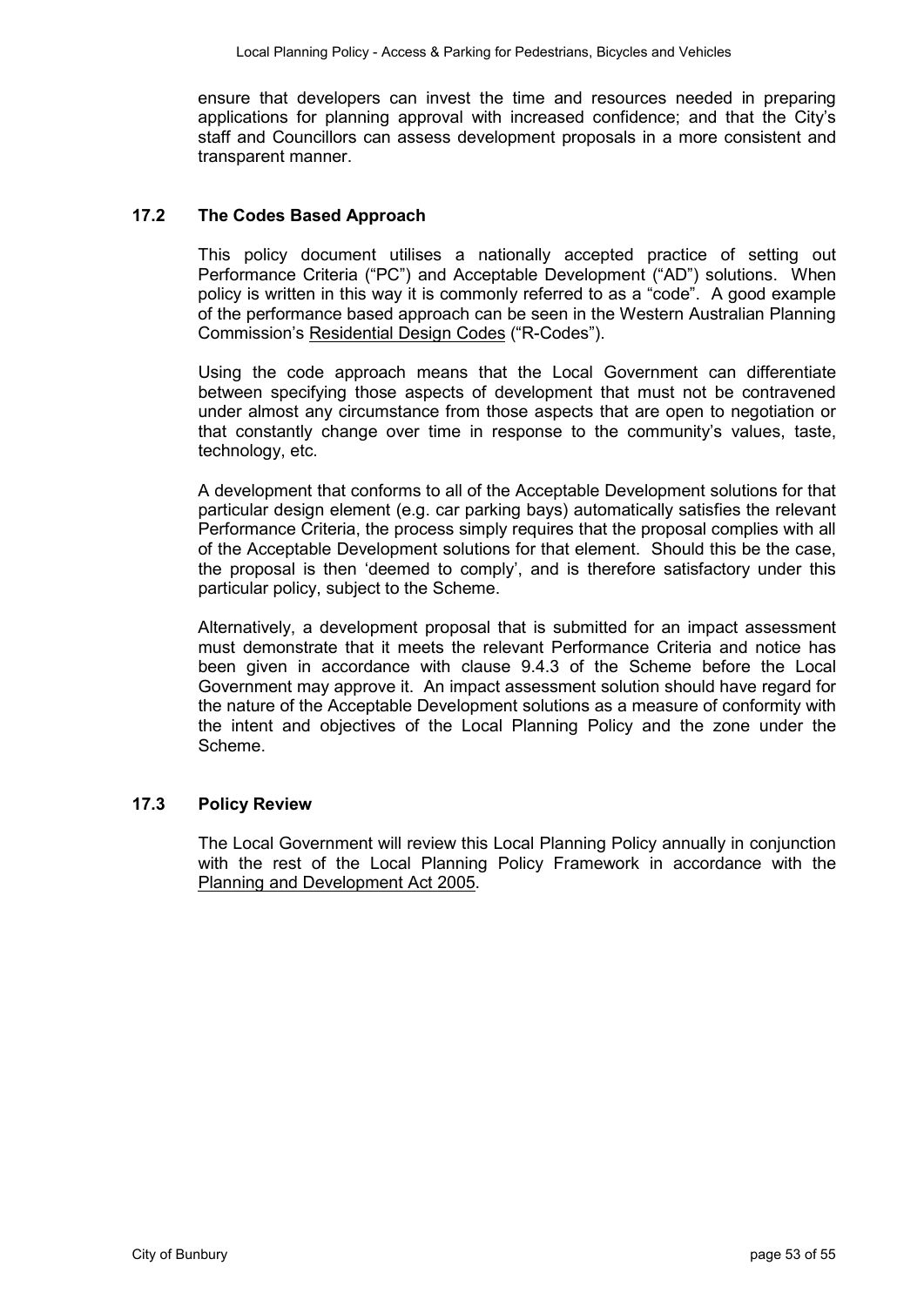ensure that developers can invest the time and resources needed in preparing applications for planning approval with increased confidence; and that the City's staff and Councillors can assess development proposals in a more consistent and transparent manner.

## 17.2 The Codes Based Approach

This policy document utilises a nationally accepted practice of setting out Performance Criteria ("PC") and Acceptable Development ("AD") solutions. When policy is written in this way it is commonly referred to as a "code". A good example of the performance based approach can be seen in the Western Australian Planning Commission's Residential Design Codes ("R-Codes").

Using the code approach means that the Local Government can differentiate between specifying those aspects of development that must not be contravened under almost any circumstance from those aspects that are open to negotiation or that constantly change over time in response to the community's values, taste, technology, etc.

A development that conforms to all of the Acceptable Development solutions for that particular design element (e.g. car parking bays) automatically satisfies the relevant Performance Criteria, the process simply requires that the proposal complies with all of the Acceptable Development solutions for that element. Should this be the case, the proposal is then 'deemed to comply', and is therefore satisfactory under this particular policy, subject to the Scheme.

Alternatively, a development proposal that is submitted for an impact assessment must demonstrate that it meets the relevant Performance Criteria and notice has been given in accordance with clause 9.4.3 of the Scheme before the Local Government may approve it. An impact assessment solution should have regard for the nature of the Acceptable Development solutions as a measure of conformity with the intent and objectives of the Local Planning Policy and the zone under the Scheme.

## 17.3 Policy Review

The Local Government will review this Local Planning Policy annually in conjunction with the rest of the Local Planning Policy Framework in accordance with the Planning and Development Act 2005.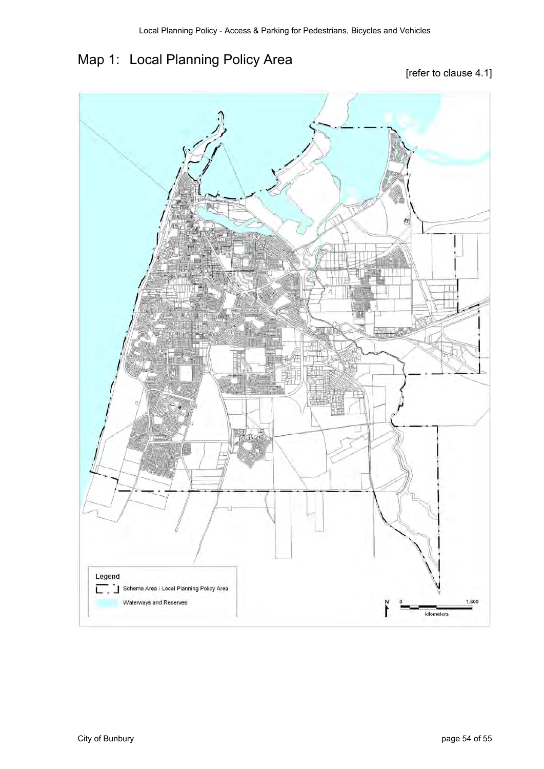# Map 1: Local Planning Policy Area

[refer to clause 4.1]

Legend

Schema Area / Local Planning Policy Area

Waterways and Reserves

N

0 1,800

kilometers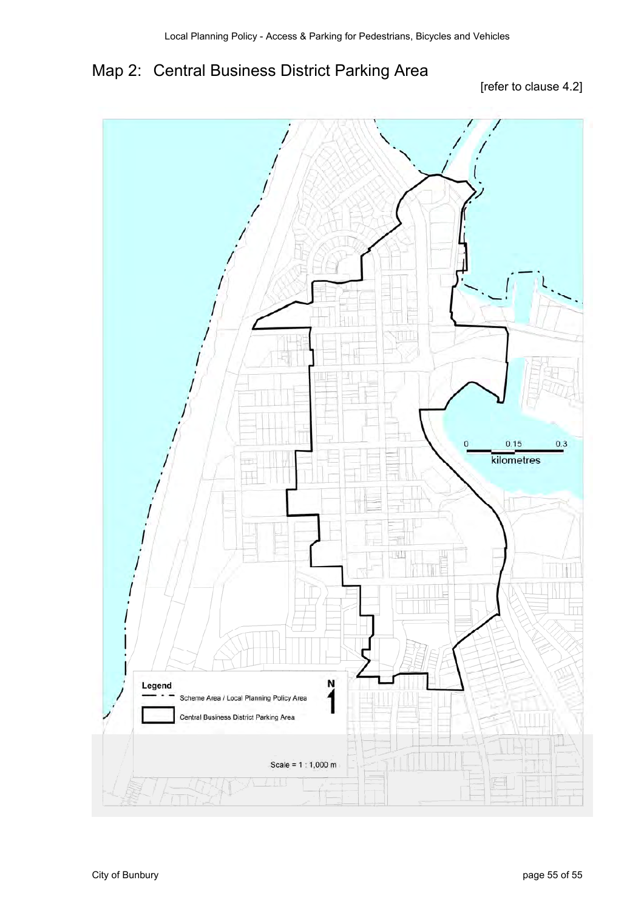# Map 2: Central Business District Parking Area

[refer to clause 4.2]

0 0.15 0.3
kilometres

Legend
Scheme Area / Local Planning Policy Area
Central Business District Parking Area

N

Scale = 1 : 1,000 m